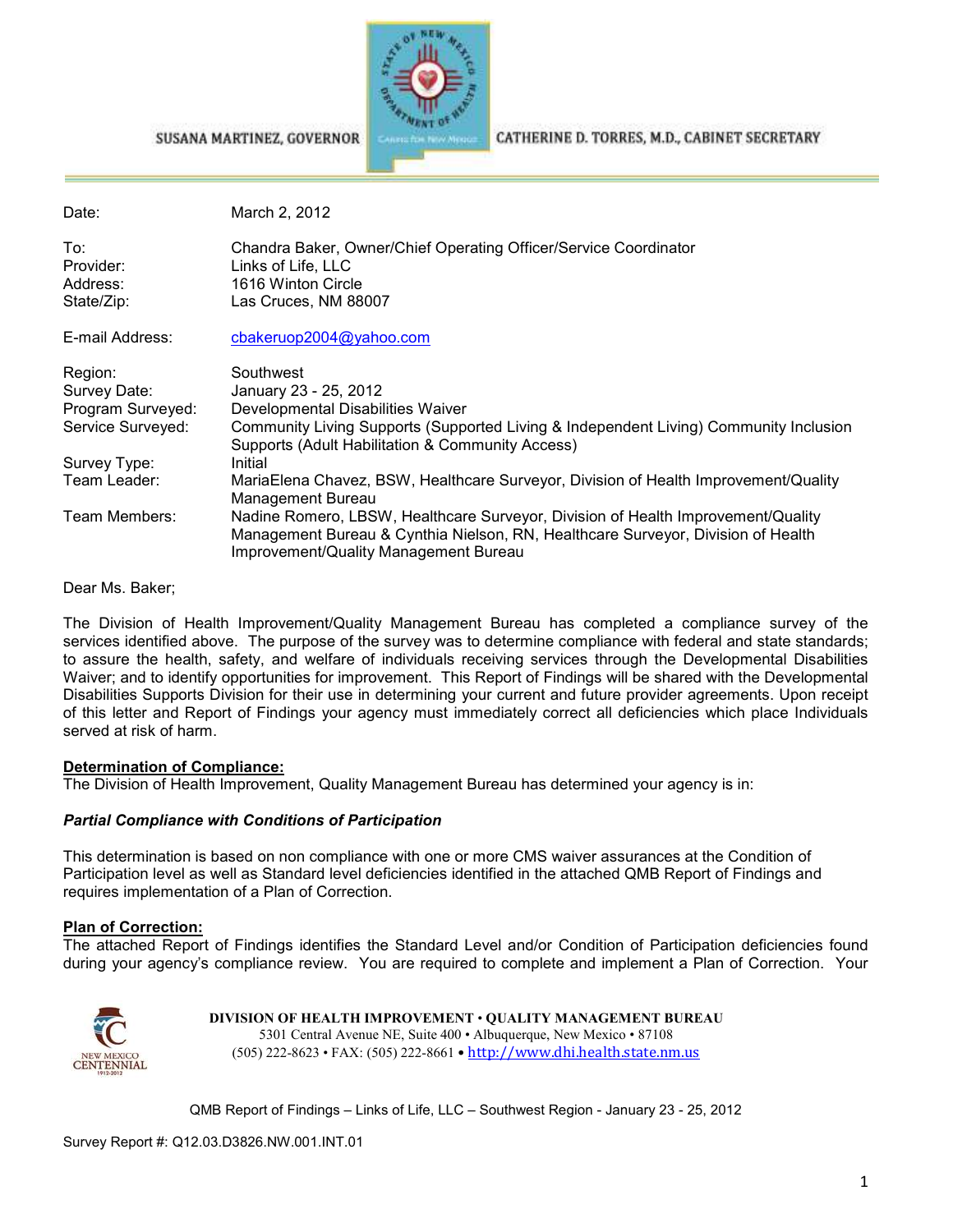SUSANA MARTINEZ, GOVERNOR | CATHERINE D. TORRES, M.D., CABINET SECRETARY

| | |
|---|---|
| Date: | March 2, 2012 |
| To: | Chandra Baker, Owner/Chief Operating Officer/Service Coordinator |
| Provider: | Links of Life, LLC |
| Address: | 1616 Winton Circle |
| State/Zip: | Las Cruces, NM 88007 |
| E-mail Address: | cbakeruop2004@yahoo.com |
| Region: | Southwest |
| Survey Date: | January 23 - 25, 2012 |
| Program Surveyed: | Developmental Disabilities Waiver |
| Service Surveyed: | Community Living Supports (Supported Living & Independent Living) Community Inclusion Supports (Adult Habilitation & Community Access) |
| Survey Type: | Initial |
| Team Leader: | MariaElena Chavez, BSW, Healthcare Surveyor, Division of Health Improvement/Quality Management Bureau |
| Team Members: | Nadine Romero, LBSW, Healthcare Surveyor, Division of Health Improvement/Quality Management Bureau & Cynthia Nielson, RN, Healthcare Surveyor, Division of Health Improvement/Quality Management Bureau |

Dear Ms. Baker;

The Division of Health Improvement/Quality Management Bureau has completed a compliance survey of the services identified above. The purpose of the survey was to determine compliance with federal and state standards; to assure the health, safety, and welfare of individuals receiving services through the Developmental Disabilities Waiver; and to identify opportunities for improvement. This Report of Findings will be shared with the Developmental Disabilities Supports Division for their use in determining your current and future provider agreements. Upon receipt of this letter and Report of Findings your agency must immediately correct all deficiencies which place Individuals served at risk of harm.

**Determination of Compliance:**

The Division of Health Improvement, Quality Management Bureau has determined your agency is in:

***Partial Compliance with Conditions of Participation***

This determination is based on non compliance with one or more CMS waiver assurances at the Condition of Participation level as well as Standard level deficiencies identified in the attached QMB Report of Findings and requires implementation of a Plan of Correction.

**Plan of Correction:**

The attached Report of Findings identifies the Standard Level and/or Condition of Participation deficiencies found during your agency's compliance review. You are required to complete and implement a Plan of Correction. Your

DIVISION OF HEALTH IMPROVEMENT • QUALITY MANAGEMENT BUREAU
5301 Central Avenue NE, Suite 400 • Albuquerque, New Mexico • 87108
(505) 222-8623 • FAX: (505) 222-8661 • http://www.dhi.health.state.nm.us

Survey Report #: Q12.03.D3826.NW.001.INT.01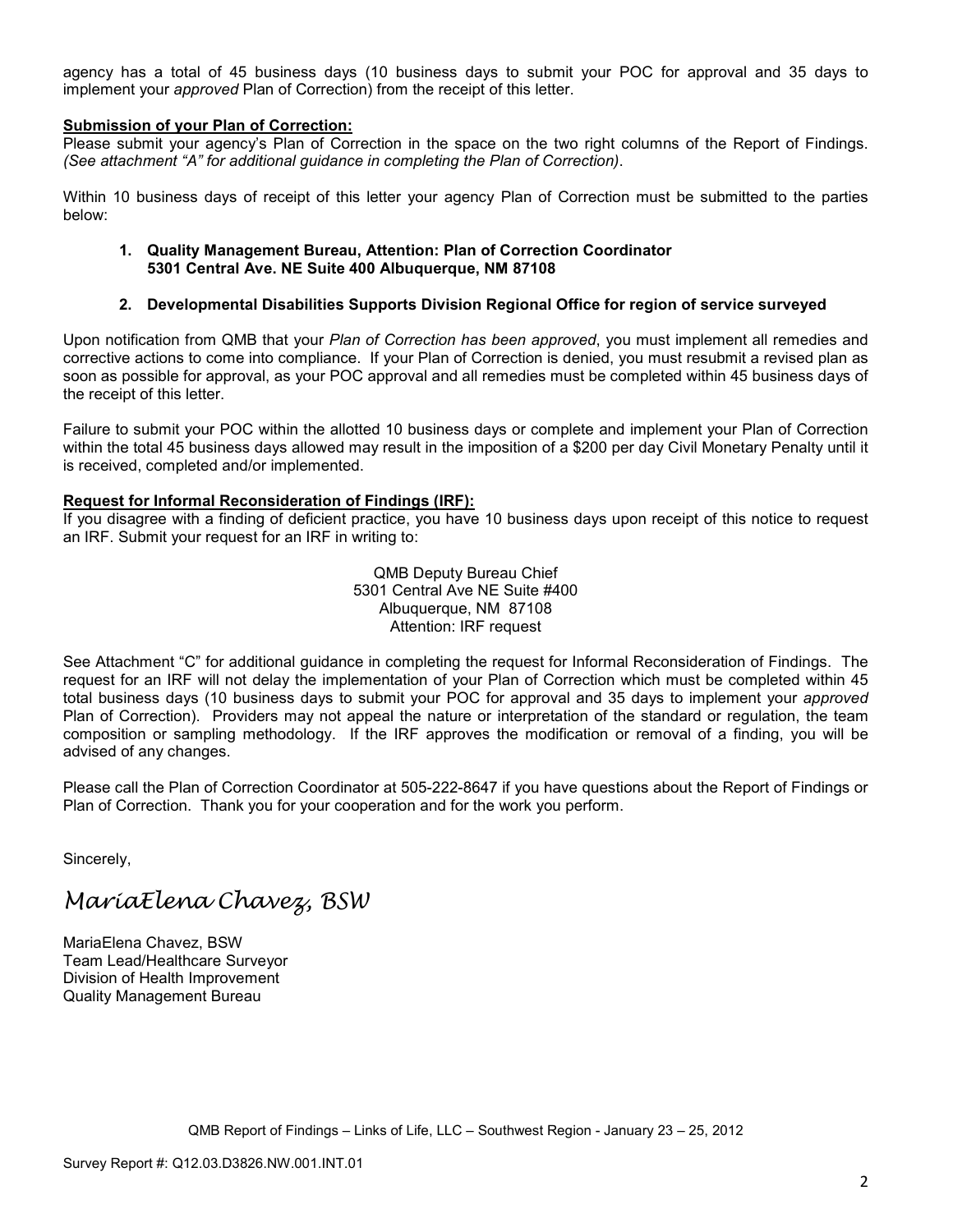agency has a total of 45 business days (10 business days to submit your POC for approval and 35 days to implement your *approved* Plan of Correction) from the receipt of this letter.

**Submission of your Plan of Correction:**

Please submit your agency's Plan of Correction in the space on the two right columns of the Report of Findings. *(See attachment "A" for additional guidance in completing the Plan of Correction)*.

Within 10 business days of receipt of this letter your agency Plan of Correction must be submitted to the parties below:

1. **Quality Management Bureau, Attention: Plan of Correction Coordinator 5301 Central Ave. NE Suite 400 Albuquerque, NM 87108**

2. **Developmental Disabilities Supports Division Regional Office for region of service surveyed**

Upon notification from QMB that your *Plan of Correction has been approved*, you must implement all remedies and corrective actions to come into compliance. If your Plan of Correction is denied, you must resubmit a revised plan as soon as possible for approval, as your POC approval and all remedies must be completed within 45 business days of the receipt of this letter.

Failure to submit your POC within the allotted 10 business days or complete and implement your Plan of Correction within the total 45 business days allowed may result in the imposition of a $200 per day Civil Monetary Penalty until it is received, completed and/or implemented.

**Request for Informal Reconsideration of Findings (IRF):**

If you disagree with a finding of deficient practice, you have 10 business days upon receipt of this notice to request an IRF. Submit your request for an IRF in writing to:

QMB Deputy Bureau Chief
5301 Central Ave NE Suite #400
Albuquerque, NM 87108
Attention: IRF request

See Attachment "C" for additional guidance in completing the request for Informal Reconsideration of Findings. The request for an IRF will not delay the implementation of your Plan of Correction which must be completed within 45 total business days (10 business days to submit your POC for approval and 35 days to implement your *approved* Plan of Correction). Providers may not appeal the nature or interpretation of the standard or regulation, the team composition or sampling methodology. If the IRF approves the modification or removal of a finding, you will be advised of any changes.

Please call the Plan of Correction Coordinator at 505-222-8647 if you have questions about the Report of Findings or Plan of Correction. Thank you for your cooperation and for the work you perform.

Sincerely,

*MariaElena Chavez, BSW*

MariaElena Chavez, BSW
Team Lead/Healthcare Surveyor
Division of Health Improvement
Quality Management Bureau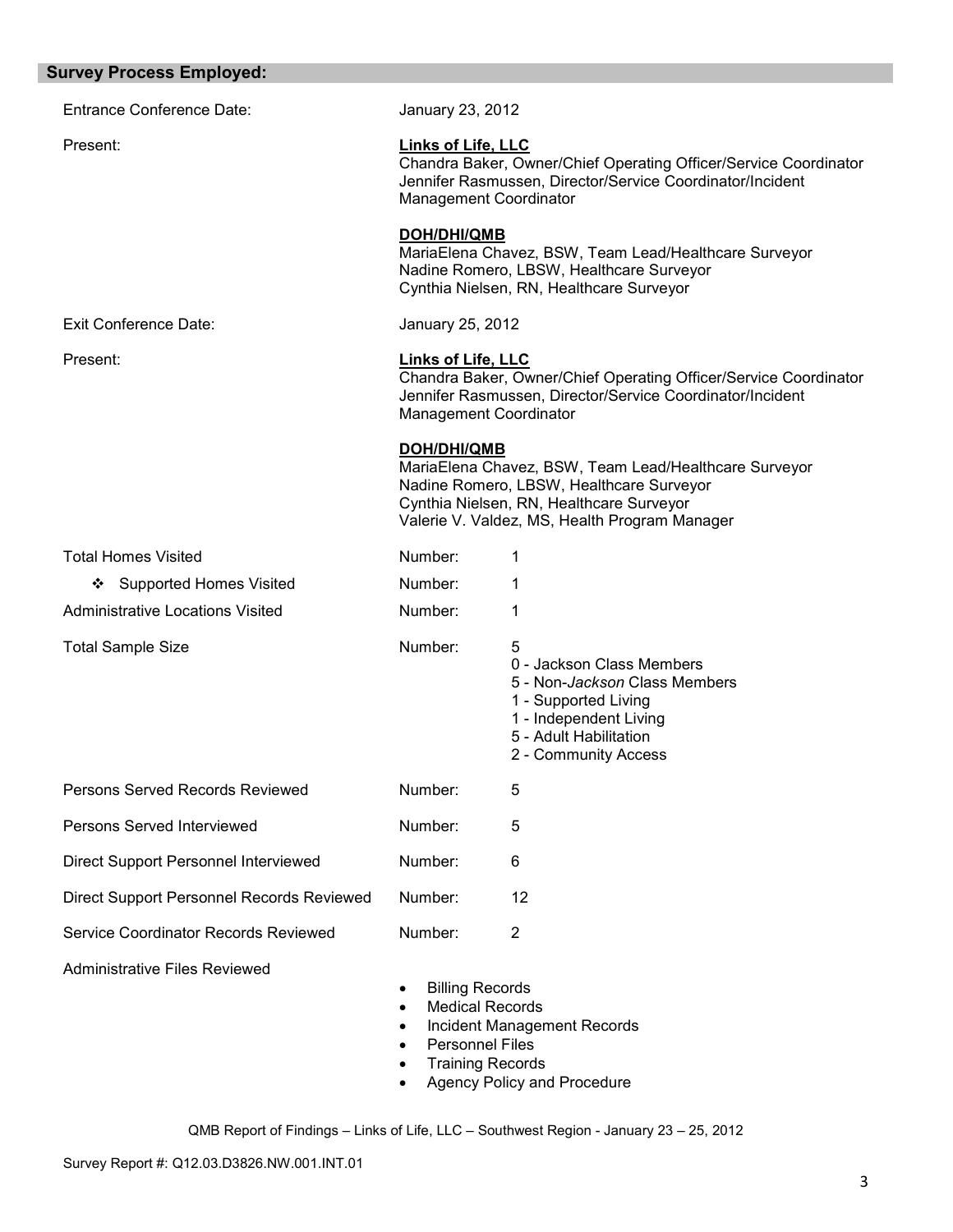## Survey Process Employed:

| | | |
|---|---|---|
| Entrance Conference Date: | January 23, 2012 | |
| Present: | **Links of Life, LLC**<br>Chandra Baker, Owner/Chief Operating Officer/Service Coordinator<br>Jennifer Rasmussen, Director/Service Coordinator/Incident Management Coordinator<br><br>**DOH/DHI/QMB**<br>MariaElena Chavez, BSW, Team Lead/Healthcare Surveyor<br>Nadine Romero, LBSW, Healthcare Surveyor<br>Cynthia Nielsen, RN, Healthcare Surveyor | |
| Exit Conference Date: | January 25, 2012 | |
| Present: | **Links of Life, LLC**<br>Chandra Baker, Owner/Chief Operating Officer/Service Coordinator<br>Jennifer Rasmussen, Director/Service Coordinator/Incident Management Coordinator<br><br>**DOH/DHI/QMB**<br>MariaElena Chavez, BSW, Team Lead/Healthcare Surveyor<br>Nadine Romero, LBSW, Healthcare Surveyor<br>Cynthia Nielsen, RN, Healthcare Surveyor<br>Valerie V. Valdez, MS, Health Program Manager | |
| Total Homes Visited | Number: | 1 |
| ❖ Supported Homes Visited | Number: | 1 |
| Administrative Locations Visited | Number: | 1 |
| Total Sample Size | Number: | 5<br>0 - Jackson Class Members<br>5 - Non-*Jackson* Class Members<br>1 - Supported Living<br>1 - Independent Living<br>5 - Adult Habilitation<br>2 - Community Access |
| Persons Served Records Reviewed | Number: | 5 |
| Persons Served Interviewed | Number: | 5 |
| Direct Support Personnel Interviewed | Number: | 6 |
| Direct Support Personnel Records Reviewed | Number: | 12 |
| Service Coordinator Records Reviewed | Number: | 2 |

Administrative Files Reviewed

- Billing Records
- Medical Records
- Incident Management Records
- Personnel Files
- Training Records
- Agency Policy and Procedure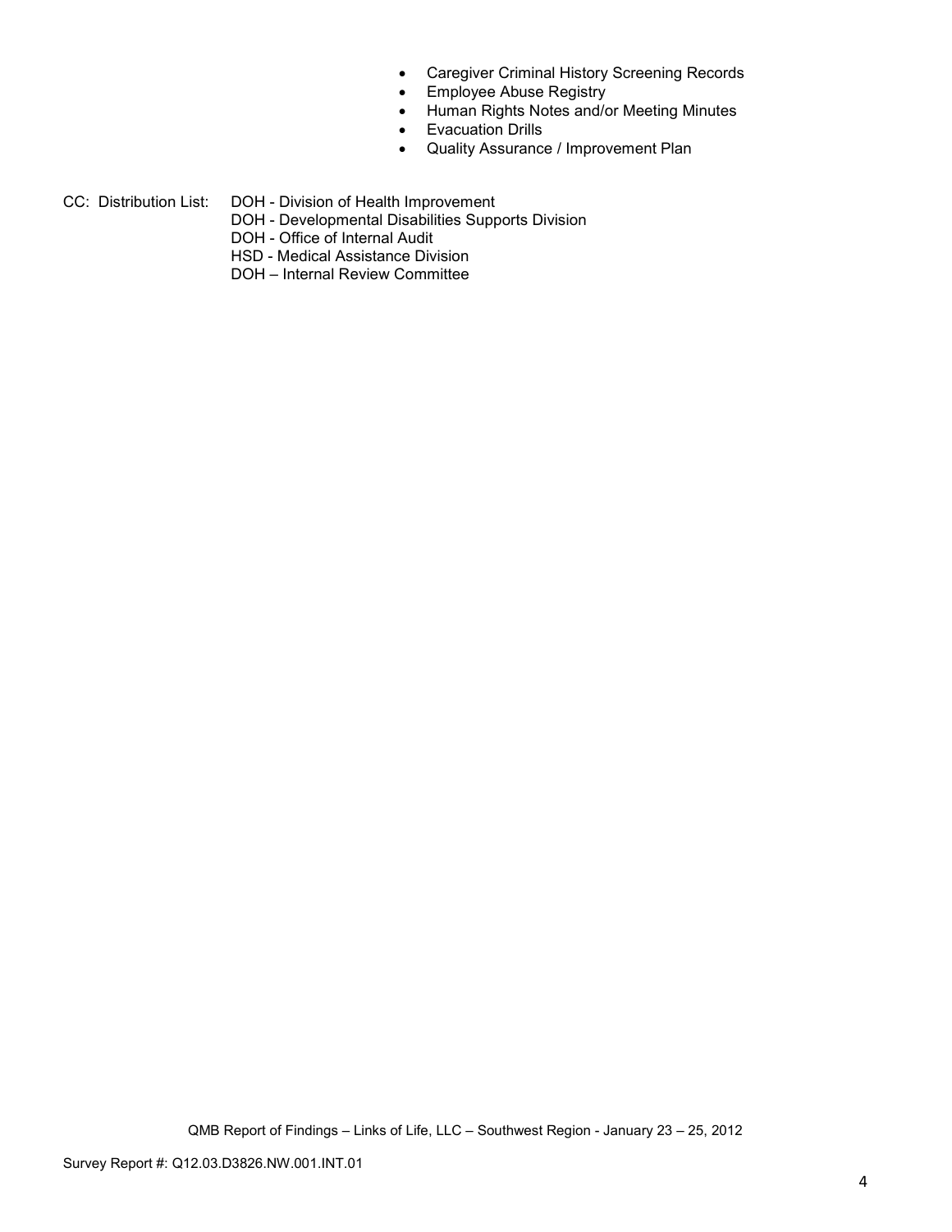- Caregiver Criminal History Screening Records
- Employee Abuse Registry
- Human Rights Notes and/or Meeting Minutes
- Evacuation Drills
- Quality Assurance / Improvement Plan

CC: Distribution List:
DOH - Division of Health Improvement
DOH - Developmental Disabilities Supports Division
DOH - Office of Internal Audit
HSD - Medical Assistance Division
DOH – Internal Review Committee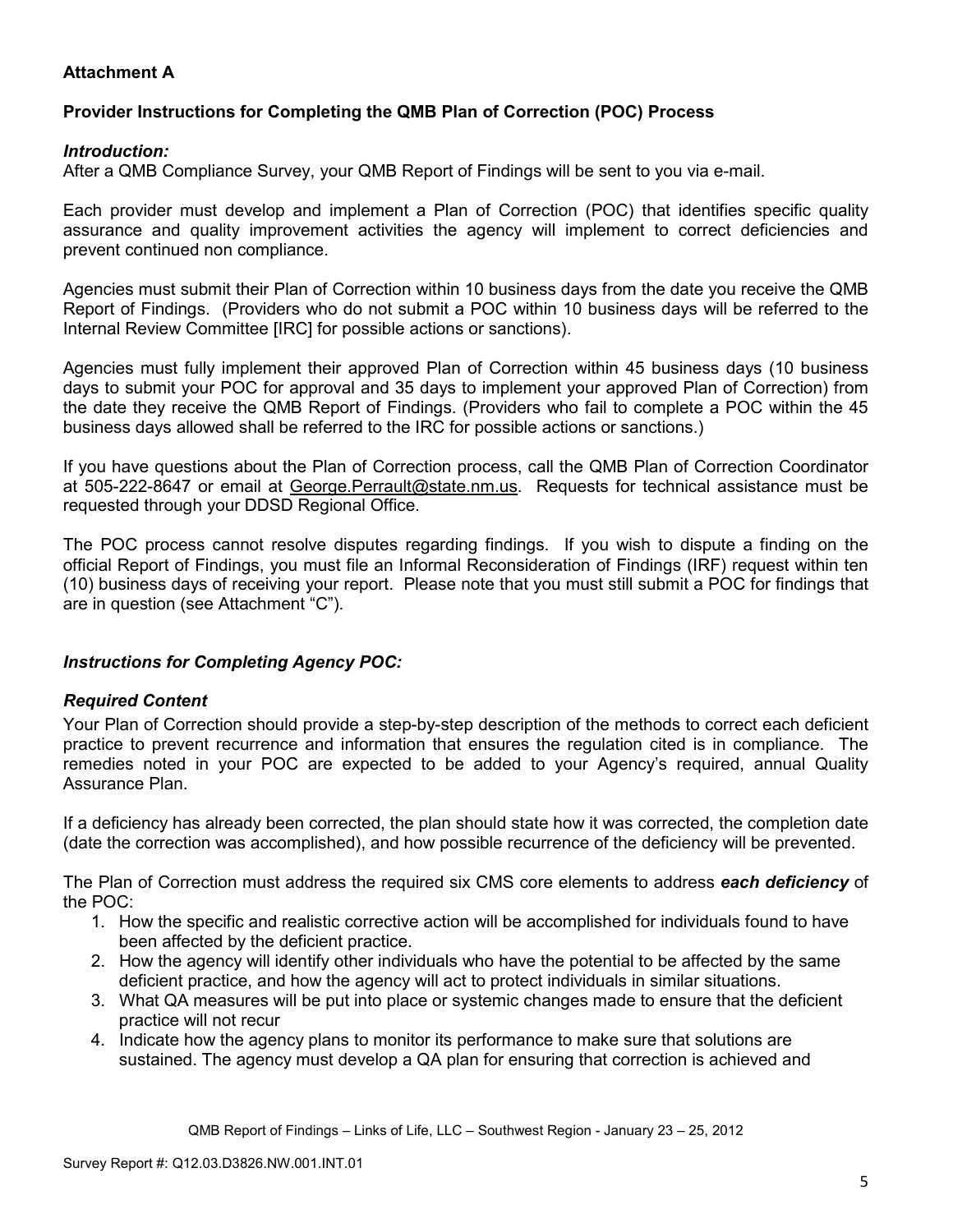**Attachment A**

**Provider Instructions for Completing the QMB Plan of Correction (POC) Process**

***Introduction:***

After a QMB Compliance Survey, your QMB Report of Findings will be sent to you via e-mail.

Each provider must develop and implement a Plan of Correction (POC) that identifies specific quality assurance and quality improvement activities the agency will implement to correct deficiencies and prevent continued non compliance.

Agencies must submit their Plan of Correction within 10 business days from the date you receive the QMB Report of Findings. (Providers who do not submit a POC within 10 business days will be referred to the Internal Review Committee [IRC] for possible actions or sanctions).

Agencies must fully implement their approved Plan of Correction within 45 business days (10 business days to submit your POC for approval and 35 days to implement your approved Plan of Correction) from the date they receive the QMB Report of Findings. (Providers who fail to complete a POC within the 45 business days allowed shall be referred to the IRC for possible actions or sanctions.)

If you have questions about the Plan of Correction process, call the QMB Plan of Correction Coordinator at 505-222-8647 or email at George.Perrault@state.nm.us. Requests for technical assistance must be requested through your DDSD Regional Office.

The POC process cannot resolve disputes regarding findings. If you wish to dispute a finding on the official Report of Findings, you must file an Informal Reconsideration of Findings (IRF) request within ten (10) business days of receiving your report. Please note that you must still submit a POC for findings that are in question (see Attachment "C").

***Instructions for Completing Agency POC:***

***Required Content***

Your Plan of Correction should provide a step-by-step description of the methods to correct each deficient practice to prevent recurrence and information that ensures the regulation cited is in compliance. The remedies noted in your POC are expected to be added to your Agency's required, annual Quality Assurance Plan.

If a deficiency has already been corrected, the plan should state how it was corrected, the completion date (date the correction was accomplished), and how possible recurrence of the deficiency will be prevented.

The Plan of Correction must address the required six CMS core elements to address ***each deficiency*** of the POC:

1. How the specific and realistic corrective action will be accomplished for individuals found to have been affected by the deficient practice.
2. How the agency will identify other individuals who have the potential to be affected by the same deficient practice, and how the agency will act to protect individuals in similar situations.
3. What QA measures will be put into place or systemic changes made to ensure that the deficient practice will not recur
4. Indicate how the agency plans to monitor its performance to make sure that solutions are sustained. The agency must develop a QA plan for ensuring that correction is achieved and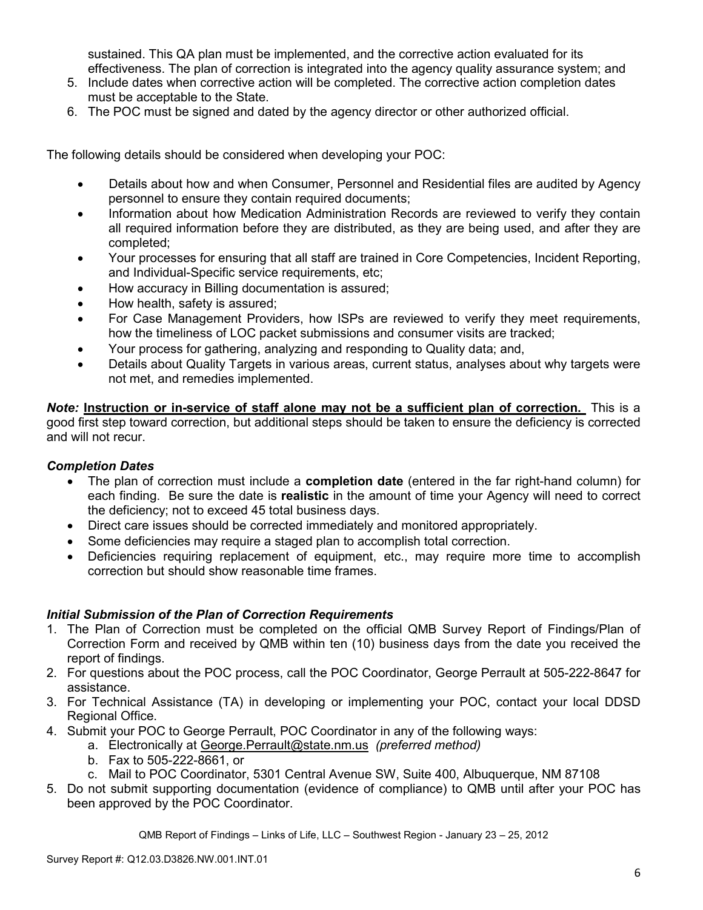sustained. This QA plan must be implemented, and the corrective action evaluated for its effectiveness. The plan of correction is integrated into the agency quality assurance system; and

5. Include dates when corrective action will be completed. The corrective action completion dates must be acceptable to the State.
6. The POC must be signed and dated by the agency director or other authorized official.

The following details should be considered when developing your POC:

- Details about how and when Consumer, Personnel and Residential files are audited by Agency personnel to ensure they contain required documents;
- Information about how Medication Administration Records are reviewed to verify they contain all required information before they are distributed, as they are being used, and after they are completed;
- Your processes for ensuring that all staff are trained in Core Competencies, Incident Reporting, and Individual-Specific service requirements, etc;
- How accuracy in Billing documentation is assured;
- How health, safety is assured;
- For Case Management Providers, how ISPs are reviewed to verify they meet requirements, how the timeliness of LOC packet submissions and consumer visits are tracked;
- Your process for gathering, analyzing and responding to Quality data; and,
- Details about Quality Targets in various areas, current status, analyses about why targets were not met, and remedies implemented.

***Note:*** **Instruction or in-service of staff alone may not be a sufficient plan of correction.** This is a good first step toward correction, but additional steps should be taken to ensure the deficiency is corrected and will not recur.

### *Completion Dates*

- The plan of correction must include a **completion date** (entered in the far right-hand column) for each finding. Be sure the date is **realistic** in the amount of time your Agency will need to correct the deficiency; not to exceed 45 total business days.
- Direct care issues should be corrected immediately and monitored appropriately.
- Some deficiencies may require a staged plan to accomplish total correction.
- Deficiencies requiring replacement of equipment, etc., may require more time to accomplish correction but should show reasonable time frames.

### *Initial Submission of the Plan of Correction Requirements*

1. The Plan of Correction must be completed on the official QMB Survey Report of Findings/Plan of Correction Form and received by QMB within ten (10) business days from the date you received the report of findings.
2. For questions about the POC process, call the POC Coordinator, George Perrault at 505-222-8647 for assistance.
3. For Technical Assistance (TA) in developing or implementing your POC, contact your local DDSD Regional Office.
4. Submit your POC to George Perrault, POC Coordinator in any of the following ways:
   a. Electronically at George.Perrault@state.nm.us *(preferred method)*
   b. Fax to 505-222-8661, or
   c. Mail to POC Coordinator, 5301 Central Avenue SW, Suite 400, Albuquerque, NM 87108
5. Do not submit supporting documentation (evidence of compliance) to QMB until after your POC has been approved by the POC Coordinator.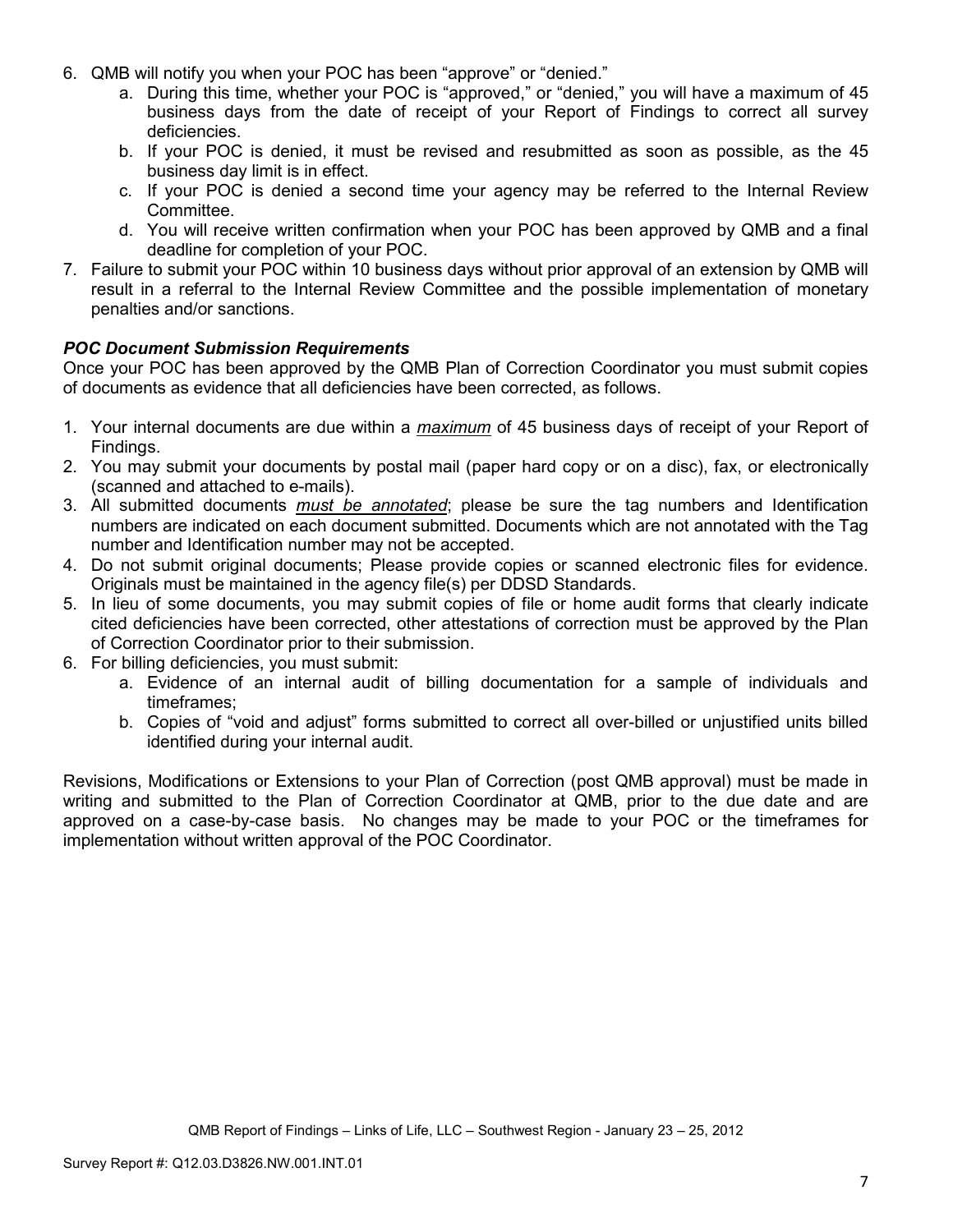6. QMB will notify you when your POC has been "approve" or "denied."
   a. During this time, whether your POC is "approved," or "denied," you will have a maximum of 45 business days from the date of receipt of your Report of Findings to correct all survey deficiencies.
   b. If your POC is denied, it must be revised and resubmitted as soon as possible, as the 45 business day limit is in effect.
   c. If your POC is denied a second time your agency may be referred to the Internal Review Committee.
   d. You will receive written confirmation when your POC has been approved by QMB and a final deadline for completion of your POC.
7. Failure to submit your POC within 10 business days without prior approval of an extension by QMB will result in a referral to the Internal Review Committee and the possible implementation of monetary penalties and/or sanctions.

***POC Document Submission Requirements***

Once your POC has been approved by the QMB Plan of Correction Coordinator you must submit copies of documents as evidence that all deficiencies have been corrected, as follows.

1. Your internal documents are due within a ***maximum*** of 45 business days of receipt of your Report of Findings.
2. You may submit your documents by postal mail (paper hard copy or on a disc), fax, or electronically (scanned and attached to e-mails).
3. All submitted documents ***must be annotated***; please be sure the tag numbers and Identification numbers are indicated on each document submitted. Documents which are not annotated with the Tag number and Identification number may not be accepted.
4. Do not submit original documents; Please provide copies or scanned electronic files for evidence. Originals must be maintained in the agency file(s) per DDSD Standards.
5. In lieu of some documents, you may submit copies of file or home audit forms that clearly indicate cited deficiencies have been corrected, other attestations of correction must be approved by the Plan of Correction Coordinator prior to their submission.
6. For billing deficiencies, you must submit:
   a. Evidence of an internal audit of billing documentation for a sample of individuals and timeframes;
   b. Copies of "void and adjust" forms submitted to correct all over-billed or unjustified units billed identified during your internal audit.

Revisions, Modifications or Extensions to your Plan of Correction (post QMB approval) must be made in writing and submitted to the Plan of Correction Coordinator at QMB, prior to the due date and are approved on a case-by-case basis. No changes may be made to your POC or the timeframes for implementation without written approval of the POC Coordinator.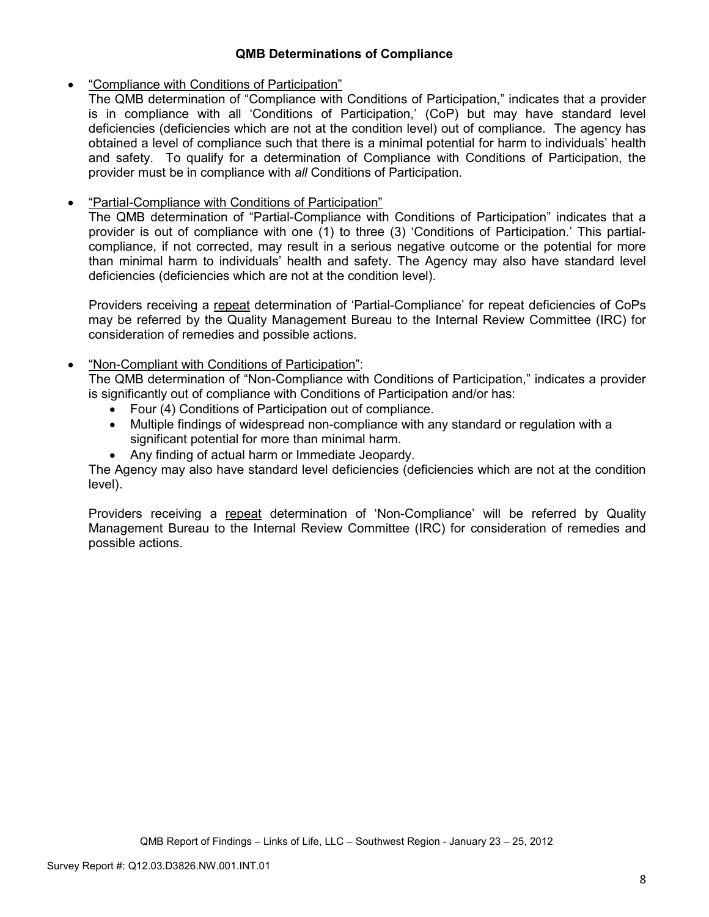**QMB Determinations of Compliance**

- <u>"Compliance with Conditions of Participation"</u>

  The QMB determination of "Compliance with Conditions of Participation," indicates that a provider is in compliance with all 'Conditions of Participation,' (CoP) but may have standard level deficiencies (deficiencies which are not at the condition level) out of compliance. The agency has obtained a level of compliance such that there is a minimal potential for harm to individuals' health and safety. To qualify for a determination of Compliance with Conditions of Participation, the provider must be in compliance with *all* Conditions of Participation.

- <u>"Partial-Compliance with Conditions of Participation"</u>

  The QMB determination of "Partial-Compliance with Conditions of Participation" indicates that a provider is out of compliance with one (1) to three (3) 'Conditions of Participation.' This partial-compliance, if not corrected, may result in a serious negative outcome or the potential for more than minimal harm to individuals' health and safety. The Agency may also have standard level deficiencies (deficiencies which are not at the condition level).

  Providers receiving a <u>repeat</u> determination of 'Partial-Compliance' for repeat deficiencies of CoPs may be referred by the Quality Management Bureau to the Internal Review Committee (IRC) for consideration of remedies and possible actions.

- <u>"Non-Compliant with Conditions of Participation"</u>:

  The QMB determination of "Non-Compliance with Conditions of Participation," indicates a provider is significantly out of compliance with Conditions of Participation and/or has:
  - Four (4) Conditions of Participation out of compliance.
  - Multiple findings of widespread non-compliance with any standard or regulation with a significant potential for more than minimal harm.
  - Any finding of actual harm or Immediate Jeopardy.

  The Agency may also have standard level deficiencies (deficiencies which are not at the condition level).

  Providers receiving a <u>repeat</u> determination of 'Non-Compliance' will be referred by Quality Management Bureau to the Internal Review Committee (IRC) for consideration of remedies and possible actions.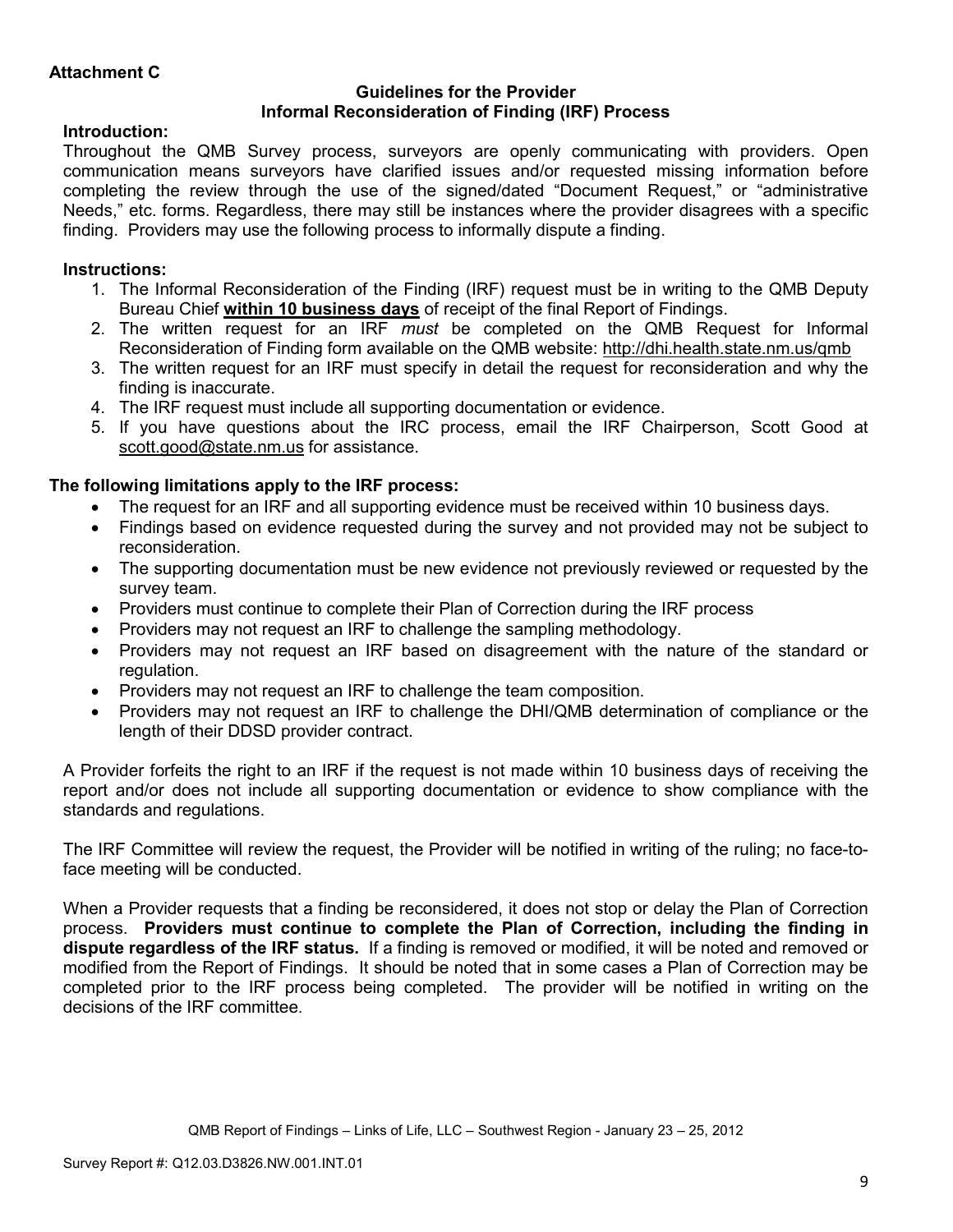**Attachment C**

## Guidelines for the Provider
## Informal Reconsideration of Finding (IRF) Process

**Introduction:**

Throughout the QMB Survey process, surveyors are openly communicating with providers. Open communication means surveyors have clarified issues and/or requested missing information before completing the review through the use of the signed/dated "Document Request," or "administrative Needs," etc. forms. Regardless, there may still be instances where the provider disagrees with a specific finding. Providers may use the following process to informally dispute a finding.

**Instructions:**

1. The Informal Reconsideration of the Finding (IRF) request must be in writing to the QMB Deputy Bureau Chief **within 10 business days** of receipt of the final Report of Findings.
2. The written request for an IRF *must* be completed on the QMB Request for Informal Reconsideration of Finding form available on the QMB website: http://dhi.health.state.nm.us/qmb
3. The written request for an IRF must specify in detail the request for reconsideration and why the finding is inaccurate.
4. The IRF request must include all supporting documentation or evidence.
5. If you have questions about the IRC process, email the IRF Chairperson, Scott Good at scott.good@state.nm.us for assistance.

**The following limitations apply to the IRF process:**

- The request for an IRF and all supporting evidence must be received within 10 business days.
- Findings based on evidence requested during the survey and not provided may not be subject to reconsideration.
- The supporting documentation must be new evidence not previously reviewed or requested by the survey team.
- Providers must continue to complete their Plan of Correction during the IRF process
- Providers may not request an IRF to challenge the sampling methodology.
- Providers may not request an IRF based on disagreement with the nature of the standard or regulation.
- Providers may not request an IRF to challenge the team composition.
- Providers may not request an IRF to challenge the DHI/QMB determination of compliance or the length of their DDSD provider contract.

A Provider forfeits the right to an IRF if the request is not made within 10 business days of receiving the report and/or does not include all supporting documentation or evidence to show compliance with the standards and regulations.

The IRF Committee will review the request, the Provider will be notified in writing of the ruling; no face-to-face meeting will be conducted.

When a Provider requests that a finding be reconsidered, it does not stop or delay the Plan of Correction process. **Providers must continue to complete the Plan of Correction, including the finding in dispute regardless of the IRF status.** If a finding is removed or modified, it will be noted and removed or modified from the Report of Findings. It should be noted that in some cases a Plan of Correction may be completed prior to the IRF process being completed. The provider will be notified in writing on the decisions of the IRF committee.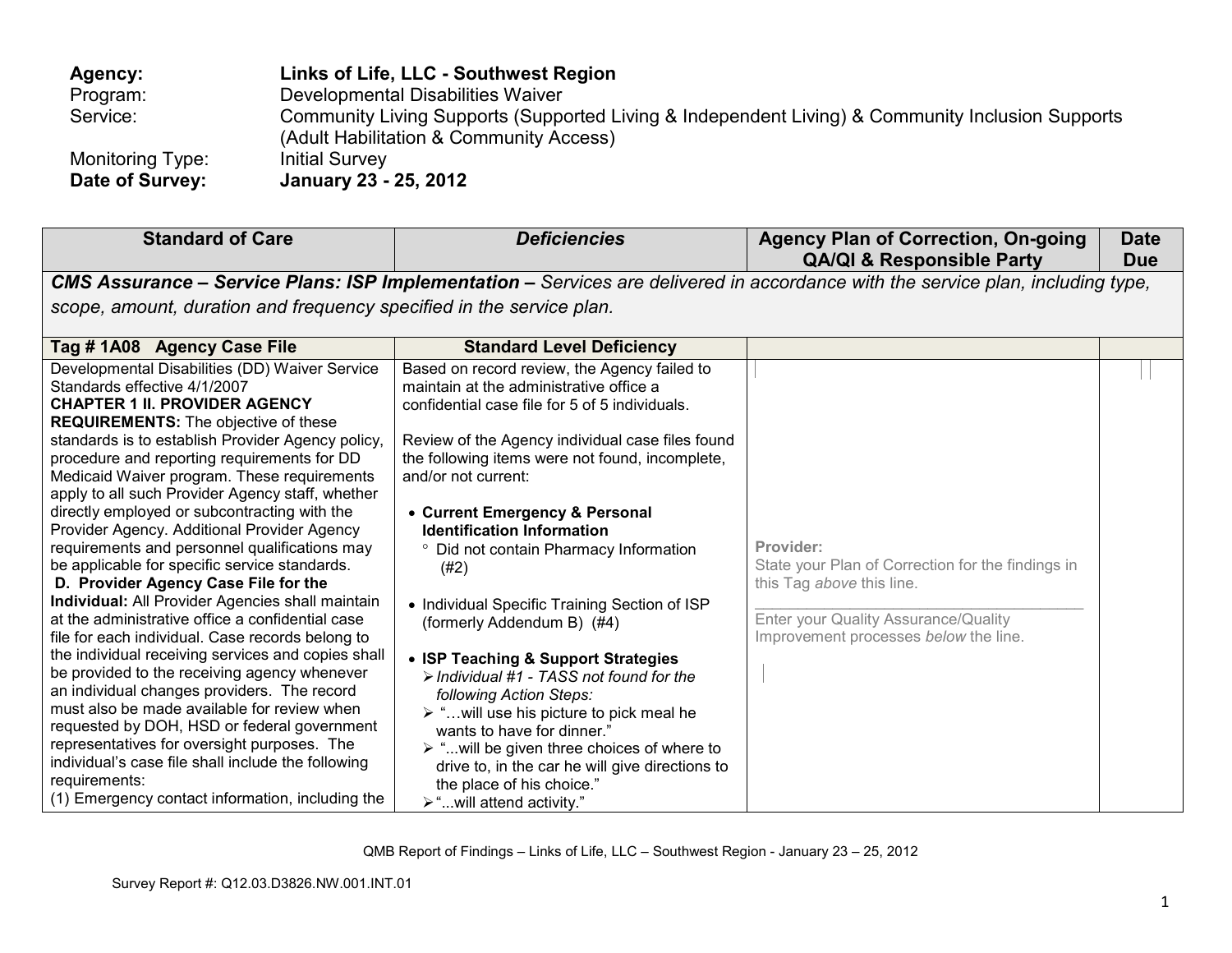**Agency:** **Links of Life, LLC - Southwest Region**
Program: Developmental Disabilities Waiver
Service: Community Living Supports (Supported Living & Independent Living) & Community Inclusion Supports (Adult Habilitation & Community Access)
Monitoring Type: Initial Survey
**Date of Survey:** **January 23 - 25, 2012**

| Standard of Care | *Deficiencies* | Agency Plan of Correction, On-going QA/QI & Responsible Party | Date Due |
|---|---|---|---|
| ***CMS Assurance – Service Plans: ISP Implementation –*** *Services are delivered in accordance with the service plan, including type, scope, amount, duration and frequency specified in the service plan.* | | | |
| **Tag # 1A08 Agency Case File** | **Standard Level Deficiency** | | |
| Developmental Disabilities (DD) Waiver Service Standards effective 4/1/2007<br>**CHAPTER 1 II. PROVIDER AGENCY REQUIREMENTS:** The objective of these standards is to establish Provider Agency policy, procedure and reporting requirements for DD Medicaid Waiver program. These requirements apply to all such Provider Agency staff, whether directly employed or subcontracting with the Provider Agency. Additional Provider Agency requirements and personnel qualifications may be applicable for specific service standards.<br>**D. Provider Agency Case File for the Individual:** All Provider Agencies shall maintain at the administrative office a confidential case file for each individual. Case records belong to the individual receiving services and copies shall be provided to the receiving agency whenever an individual changes providers. The record must also be made available for review when requested by DOH, HSD or federal government representatives for oversight purposes. The individual's case file shall include the following requirements:<br>(1) Emergency contact information, including the | Based on record review, the Agency failed to maintain at the administrative office a confidential case file for 5 of 5 individuals.<br><br>Review of the Agency individual case files found the following items were not found, incomplete, and/or not current:<br><br>• **Current Emergency & Personal Identification Information**<br>° Did not contain Pharmacy Information (#2)<br><br>• Individual Specific Training Section of ISP (formerly Addendum B) (#4)<br><br>• **ISP Teaching & Support Strategies**<br>➢ *Individual #1 - TASS not found for the following Action Steps:*<br>➢ "…will use his picture to pick meal he wants to have for dinner."<br>➢ "...will be given three choices of where to drive to, in the car he will give directions to the place of his choice."<br>➢ "...will attend activity." | **Provider:**<br>State your Plan of Correction for the findings in this Tag *above* this line.<br>\_\_\_\_\_\_\_\_\_\_\_\_\_\_\_\_\_\_\_\_\_\_\_\_\_\_\_\_\_\_\_\_<br>Enter your Quality Assurance/Quality Improvement processes *below* the line. | |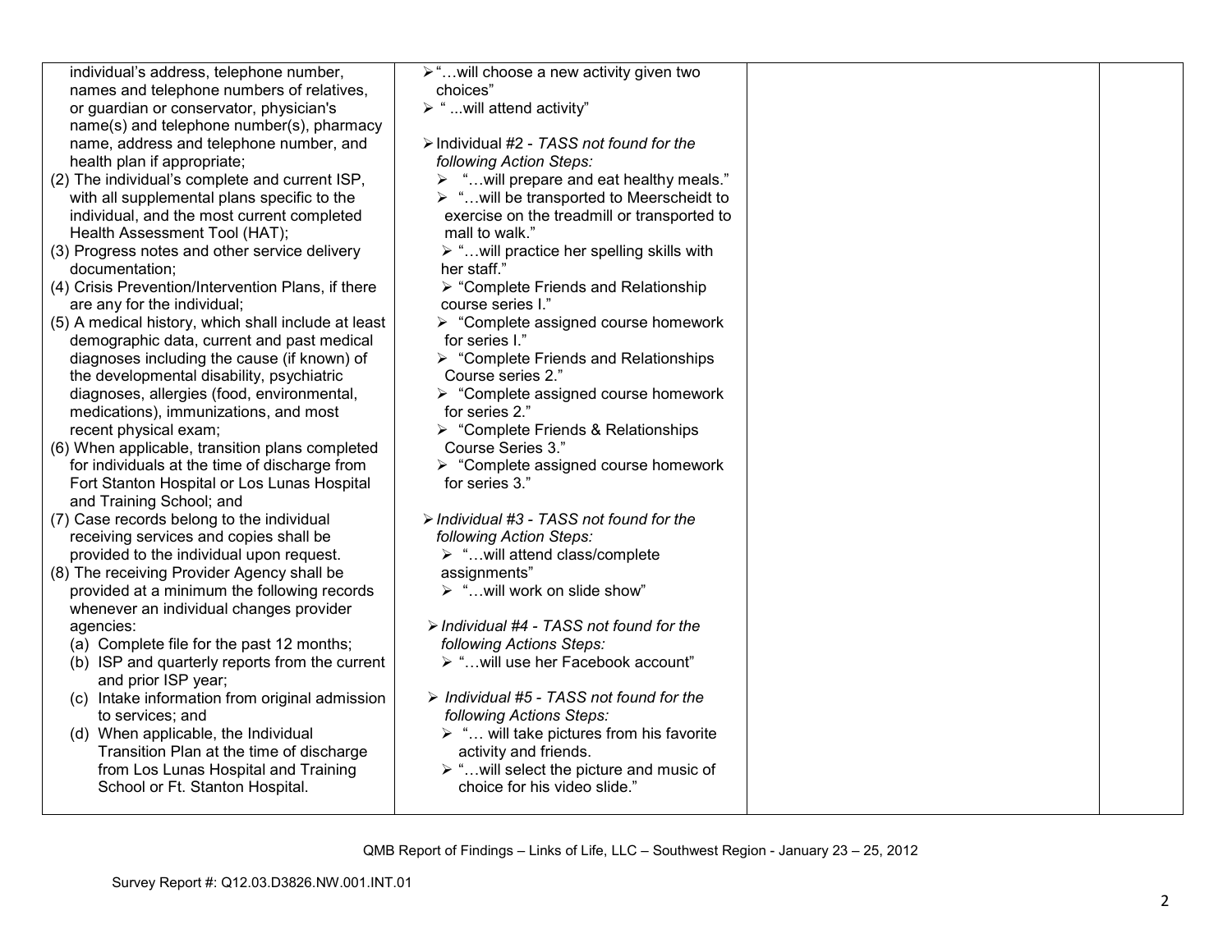| | | | |
|---|---|---|---|
| individual's address, telephone number, names and telephone numbers of relatives, or guardian or conservator, physician's name(s) and telephone number(s), pharmacy name, address and telephone number, and health plan if appropriate;<br>(2) The individual's complete and current ISP, with all supplemental plans specific to the individual, and the most current completed Health Assessment Tool (HAT);<br>(3) Progress notes and other service delivery documentation;<br>(4) Crisis Prevention/Intervention Plans, if there are any for the individual;<br>(5) A medical history, which shall include at least demographic data, current and past medical diagnoses including the cause (if known) of the developmental disability, psychiatric diagnoses, allergies (food, environmental, medications), immunizations, and most recent physical exam;<br>(6) When applicable, transition plans completed for individuals at the time of discharge from Fort Stanton Hospital or Los Lunas Hospital and Training School; and<br>(7) Case records belong to the individual receiving services and copies shall be provided to the individual upon request.<br>(8) The receiving Provider Agency shall be provided at a minimum the following records whenever an individual changes provider agencies:<br>(a) Complete file for the past 12 months;<br>(b) ISP and quarterly reports from the current and prior ISP year;<br>(c) Intake information from original admission to services; and<br>(d) When applicable, the Individual Transition Plan at the time of discharge from Los Lunas Hospital and Training School or Ft. Stanton Hospital. | ➢ "…will choose a new activity given two choices"<br>➢ " ...will attend activity"<br><br>➢ Individual #2 - *TASS not found for the following Action Steps:*<br>➢ "…will prepare and eat healthy meals."<br>➢ "…will be transported to Meerscheidt to exercise on the treadmill or transported to mall to walk."<br>➢ "…will practice her spelling skills with her staff."<br>➢ "Complete Friends and Relationship course series I."<br>➢ "Complete assigned course homework for series I."<br>➢ "Complete Friends and Relationships Course series 2."<br>➢ "Complete assigned course homework for series 2."<br>➢ "Complete Friends & Relationships Course Series 3."<br>➢ "Complete assigned course homework for series 3."<br><br>➢ *Individual #3 - TASS not found for the following Action Steps:*<br>➢ "…will attend class/complete assignments"<br>➢ "…will work on slide show"<br><br>➢ *Individual #4 - TASS not found for the following Actions Steps:*<br>➢ "…will use her Facebook account"<br><br>➢ *Individual #5 - TASS not found for the following Actions Steps:*<br>➢ "… will take pictures from his favorite activity and friends.<br>➢ "…will select the picture and music of choice for his video slide." | | |

QMB Report of Findings – Links of Life, LLC – Southwest Region - January 23 – 25, 2012

Survey Report #: Q12.03.D3826.NW.001.INT.01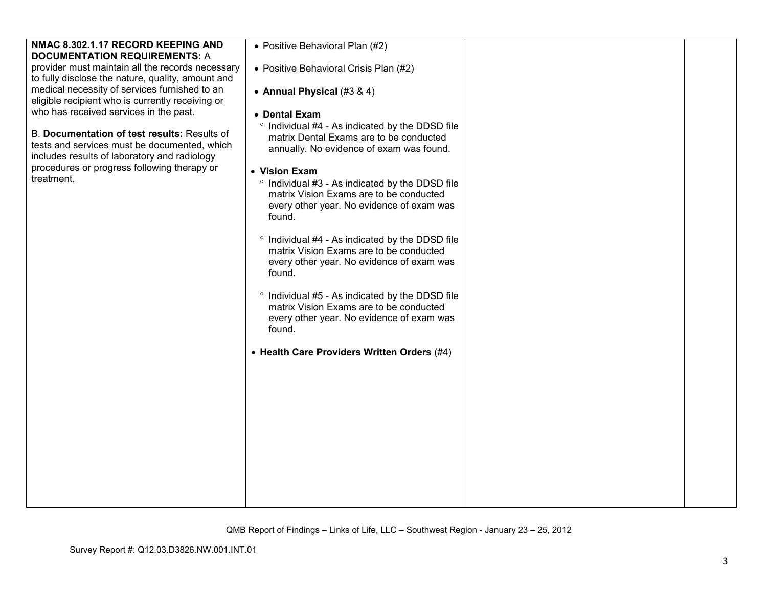| | | | |
|---|---|---|---|
| **NMAC 8.302.1.17 RECORD KEEPING AND DOCUMENTATION REQUIREMENTS:** A provider must maintain all the records necessary to fully disclose the nature, quality, amount and medical necessity of services furnished to an eligible recipient who is currently receiving or who has received services in the past.<br><br>B. **Documentation of test results:** Results of tests and services must be documented, which includes results of laboratory and radiology procedures or progress following therapy or treatment. | • Positive Behavioral Plan (#2)<br><br>• Positive Behavioral Crisis Plan (#2)<br><br>• **Annual Physical** (#3 & 4)<br><br>• **Dental Exam**<br>° Individual #4 - As indicated by the DDSD file matrix Dental Exams are to be conducted annually. No evidence of exam was found.<br><br>• **Vision Exam**<br>° Individual #3 - As indicated by the DDSD file matrix Vision Exams are to be conducted every other year. No evidence of exam was found.<br><br>° Individual #4 - As indicated by the DDSD file matrix Vision Exams are to be conducted every other year. No evidence of exam was found.<br><br>° Individual #5 - As indicated by the DDSD file matrix Vision Exams are to be conducted every other year. No evidence of exam was found.<br><br>• **Health Care Providers Written Orders** (#4) | | |

QMB Report of Findings – Links of Life, LLC – Southwest Region - January 23 – 25, 2012

Survey Report #: Q12.03.D3826.NW.001.INT.01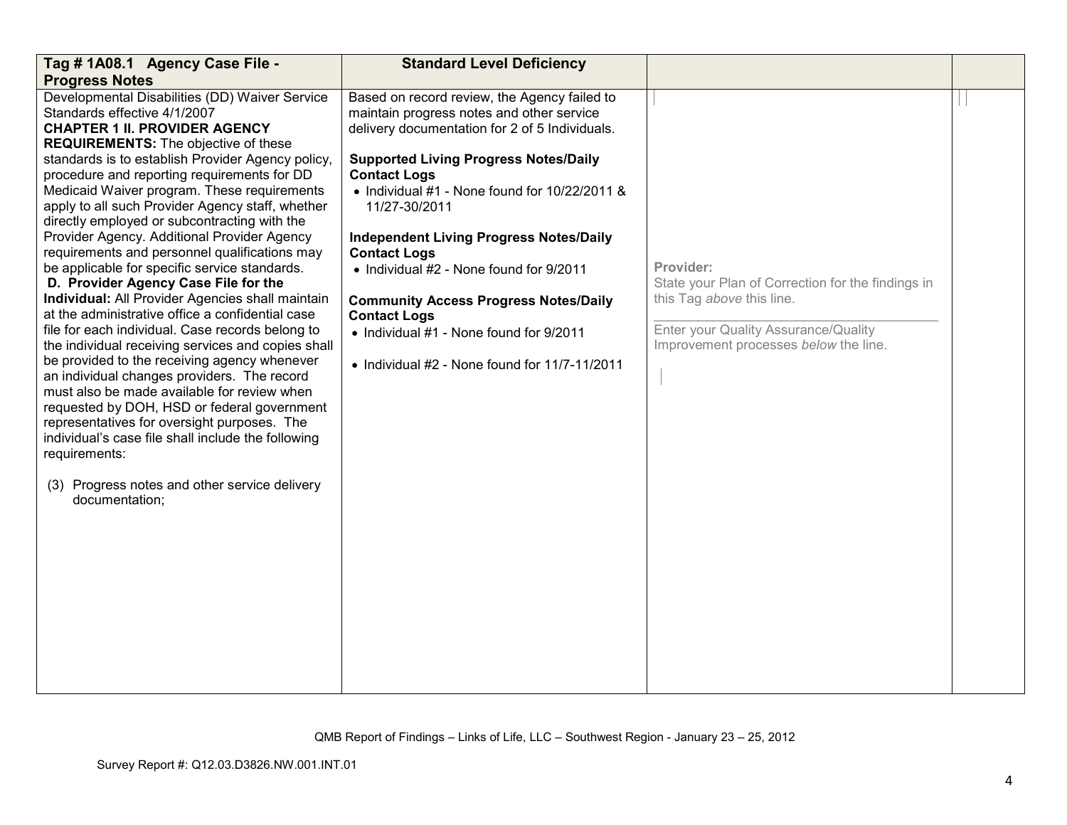| Tag # 1A08.1 Agency Case File - Progress Notes | Standard Level Deficiency | | |
|---|---|---|---|
| Developmental Disabilities (DD) Waiver Service Standards effective 4/1/2007<br>**CHAPTER 1 II. PROVIDER AGENCY REQUIREMENTS:** The objective of these standards is to establish Provider Agency policy, procedure and reporting requirements for DD Medicaid Waiver program. These requirements apply to all such Provider Agency staff, whether directly employed or subcontracting with the Provider Agency. Additional Provider Agency requirements and personnel qualifications may be applicable for specific service standards.<br>**D. Provider Agency Case File for the Individual:** All Provider Agencies shall maintain at the administrative office a confidential case file for each individual. Case records belong to the individual receiving services and copies shall be provided to the receiving agency whenever an individual changes providers. The record must also be made available for review when requested by DOH, HSD or federal government representatives for oversight purposes. The individual's case file shall include the following requirements:<br><br>(3) Progress notes and other service delivery documentation; | Based on record review, the Agency failed to maintain progress notes and other service delivery documentation for 2 of 5 Individuals.<br><br>**Supported Living Progress Notes/Daily Contact Logs**<br>• Individual #1 - None found for 10/22/2011 & 11/27-30/2011<br><br>**Independent Living Progress Notes/Daily Contact Logs**<br>• Individual #2 - None found for 9/2011<br><br>**Community Access Progress Notes/Daily Contact Logs**<br>• Individual #1 - None found for 9/2011<br><br>• Individual #2 - None found for 11/7-11/2011 | **Provider:**<br>State your Plan of Correction for the findings in this Tag *above* this line.<br>\_\_\_\_\_\_\_\_\_\_\_\_\_\_\_\_\_\_\_\_\_\_\_\_\_\_\_\_\_\_\_\_\_\_\_\_<br>Enter your Quality Assurance/Quality Improvement processes *below* the line. | |

QMB Report of Findings – Links of Life, LLC – Southwest Region - January 23 – 25, 2012

Survey Report #: Q12.03.D3826.NW.001.INT.01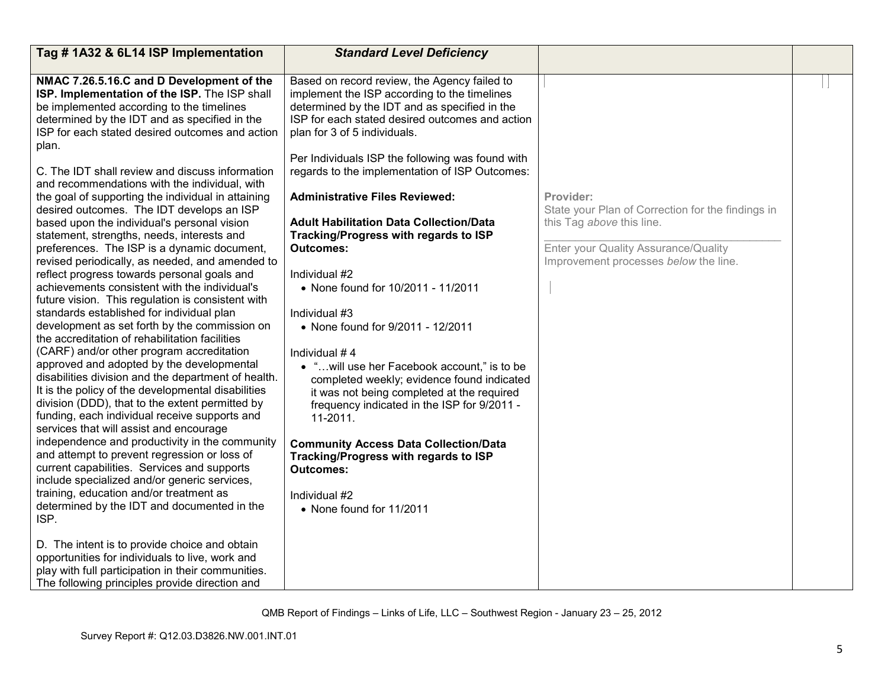| Tag # 1A32 & 6L14 ISP Implementation | *Standard Level Deficiency* | | |
|---|---|---|---|
| **NMAC 7.26.5.16.C and D Development of the ISP. Implementation of the ISP.** The ISP shall be implemented according to the timelines determined by the IDT and as specified in the ISP for each stated desired outcomes and action plan.<br><br>C. The IDT shall review and discuss information and recommendations with the individual, with the goal of supporting the individual in attaining desired outcomes. The IDT develops an ISP based upon the individual's personal vision statement, strengths, needs, interests and preferences. The ISP is a dynamic document, revised periodically, as needed, and amended to reflect progress towards personal goals and achievements consistent with the individual's future vision. This regulation is consistent with standards established for individual plan development as set forth by the commission on the accreditation of rehabilitation facilities (CARF) and/or other program accreditation approved and adopted by the developmental disabilities division and the department of health. It is the policy of the developmental disabilities division (DDD), that to the extent permitted by funding, each individual receive supports and services that will assist and encourage independence and productivity in the community and attempt to prevent regression or loss of current capabilities. Services and supports include specialized and/or generic services, training, education and/or treatment as determined by the IDT and documented in the ISP.<br><br>D. The intent is to provide choice and obtain opportunities for individuals to live, work and play with full participation in their communities. The following principles provide direction and | Based on record review, the Agency failed to implement the ISP according to the timelines determined by the IDT and as specified in the ISP for each stated desired outcomes and action plan for 3 of 5 individuals.<br><br>Per Individuals ISP the following was found with regards to the implementation of ISP Outcomes:<br><br>**Administrative Files Reviewed:**<br><br>**Adult Habilitation Data Collection/Data Tracking/Progress with regards to ISP Outcomes:**<br><br>Individual #2<br>• None found for 10/2011 - 11/2011<br><br>Individual #3<br>• None found for 9/2011 - 12/2011<br><br>Individual # 4<br>• "…will use her Facebook account," is to be completed weekly; evidence found indicated it was not being completed at the required frequency indicated in the ISP for 9/2011 - 11-2011.<br><br>**Community Access Data Collection/Data Tracking/Progress with regards to ISP Outcomes:**<br><br>Individual #2<br>• None found for 11/2011 | **Provider:**<br>State your Plan of Correction for the findings in this Tag *above* this line.<br>\_\_\_\_\_\_\_\_\_\_\_\_\_\_\_\_\_\_\_\_\_\_\_\_\_\_\_\_\_\_<br>Enter your Quality Assurance/Quality Improvement processes *below* the line. | |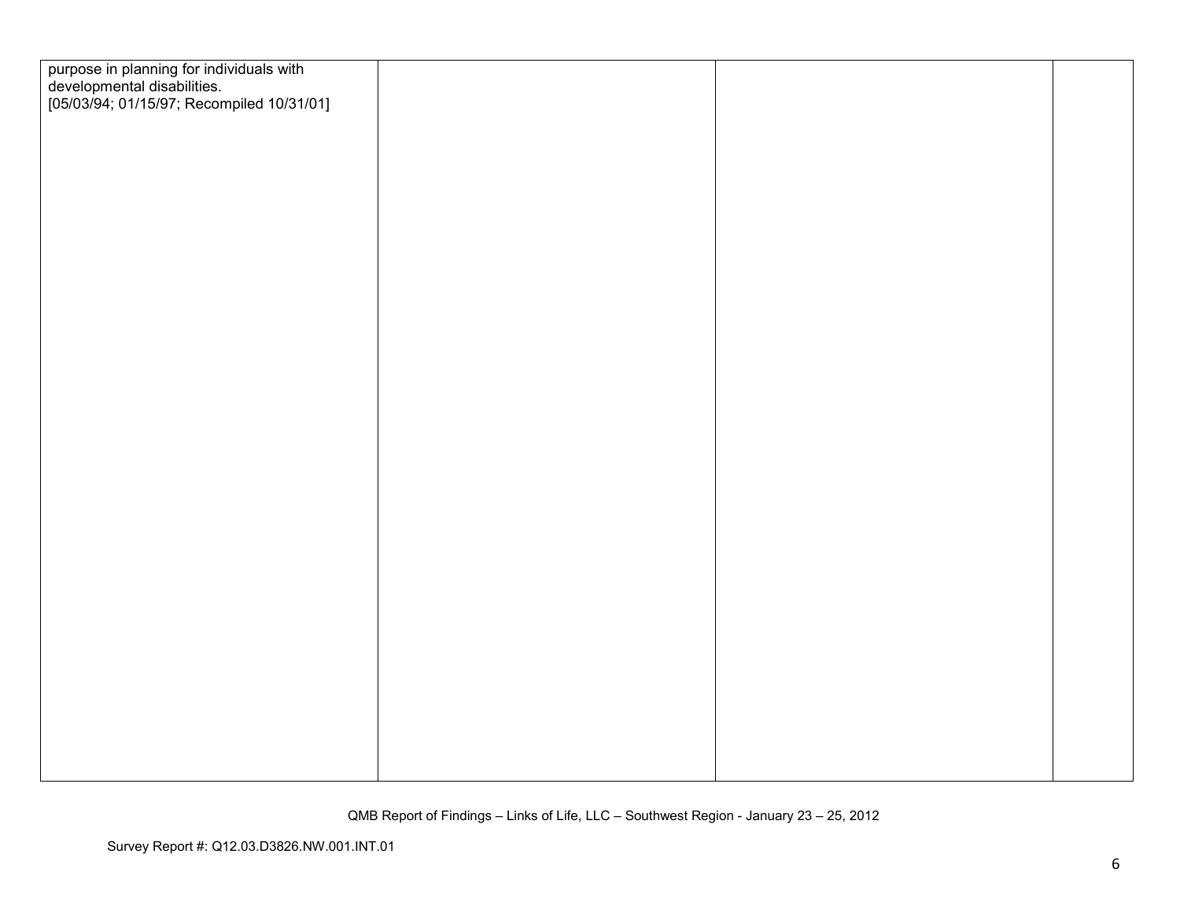| | | | |
|---|---|---|---|
| purpose in planning for individuals with developmental disabilities. [05/03/94; 01/15/97; Recompiled 10/31/01] | | | |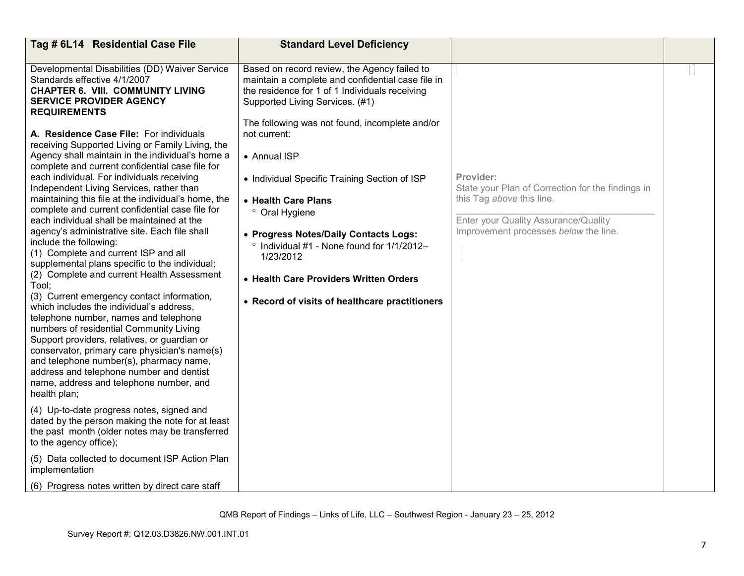| Tag # 6L14 Residential Case File | Standard Level Deficiency | | |
|---|---|---|---|
| Developmental Disabilities (DD) Waiver Service Standards effective 4/1/2007<br>**CHAPTER 6. VIII. COMMUNITY LIVING SERVICE PROVIDER AGENCY REQUIREMENTS**<br><br>**A. Residence Case File:** For individuals receiving Supported Living or Family Living, the Agency shall maintain in the individual's home a complete and current confidential case file for each individual. For individuals receiving Independent Living Services, rather than maintaining this file at the individual's home, the complete and current confidential case file for each individual shall be maintained at the agency's administrative site. Each file shall include the following:<br>(1) Complete and current ISP and all supplemental plans specific to the individual;<br>(2) Complete and current Health Assessment Tool;<br>(3) Current emergency contact information, which includes the individual's address, telephone number, names and telephone numbers of residential Community Living Support providers, relatives, or guardian or conservator, primary care physician's name(s) and telephone number(s), pharmacy name, address and telephone number and dentist name, address and telephone number, and health plan;<br><br>(4) Up-to-date progress notes, signed and dated by the person making the note for at least the past month (older notes may be transferred to the agency office);<br><br>(5) Data collected to document ISP Action Plan implementation<br><br>(6) Progress notes written by direct care staff | Based on record review, the Agency failed to maintain a complete and confidential case file in the residence for 1 of 1 Individuals receiving Supported Living Services. (#1)<br><br>The following was not found, incomplete and/or not current:<br><br>• Annual ISP<br><br>• Individual Specific Training Section of ISP<br><br>• **Health Care Plans**<br>° Oral Hygiene<br><br>• **Progress Notes/Daily Contacts Logs:**<br>° Individual #1 - None found for 1/1/2012–1/23/2012<br><br>• **Health Care Providers Written Orders**<br><br>• **Record of visits of healthcare practitioners** | **Provider:**<br>State your Plan of Correction for the findings in this Tag *above* this line.<br>\_\_\_\_\_\_\_\_\_\_\_\_\_\_\_\_\_\_\_\_\_\_\_\_\_\_\_\_\_\_\_\_\_\_\_\_\_\_\_\_<br>Enter your Quality Assurance/Quality Improvement processes *below* the line. | |

QMB Report of Findings – Links of Life, LLC – Southwest Region - January 23 – 25, 2012

Survey Report #: Q12.03.D3826.NW.001.INT.01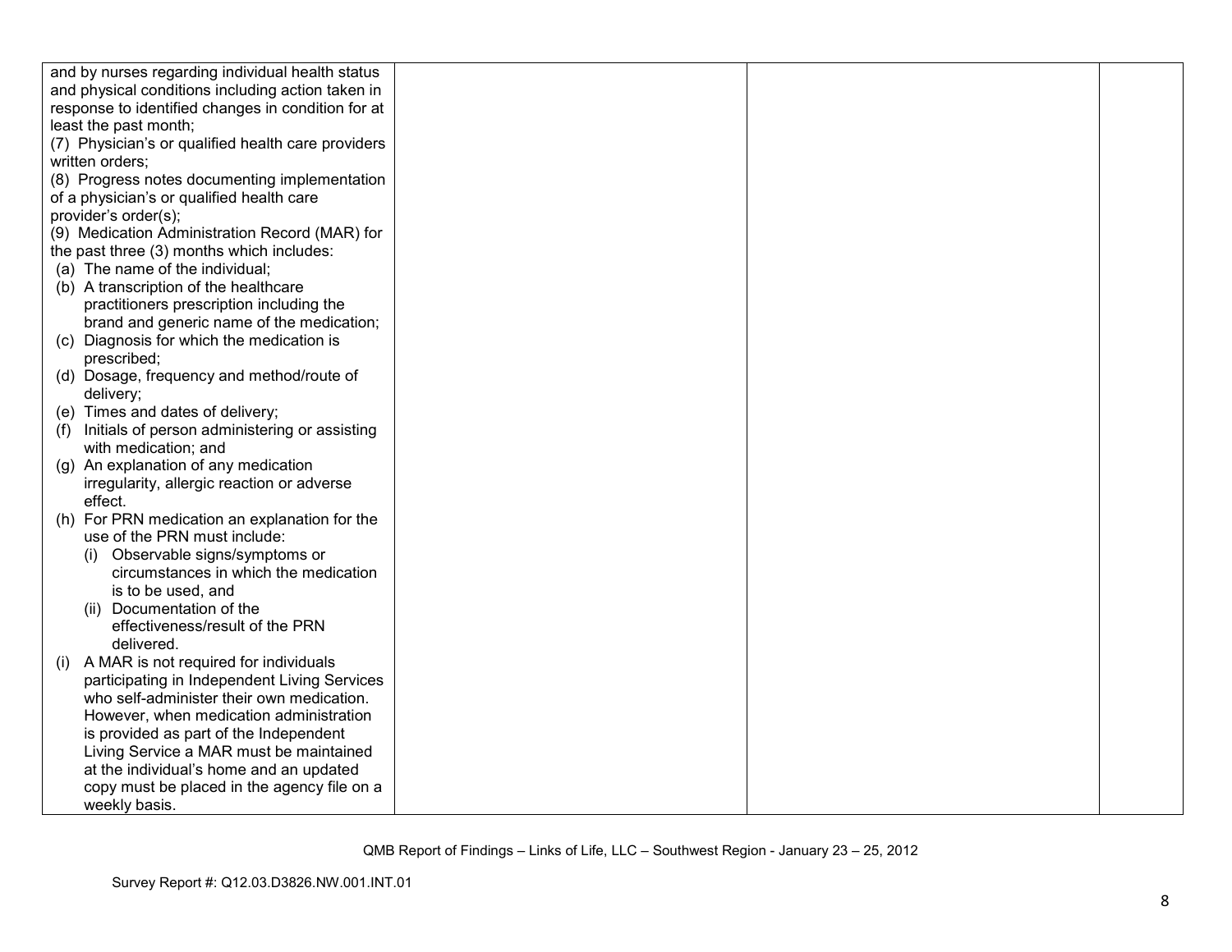| | | | |
|---|---|---|---|
| and by nurses regarding individual health status and physical conditions including action taken in response to identified changes in condition for at least the past month;<br>(7) Physician's or qualified health care providers written orders;<br>(8) Progress notes documenting implementation of a physician's or qualified health care provider's order(s);<br>(9) Medication Administration Record (MAR) for the past three (3) months which includes:<br>(a) The name of the individual;<br>(b) A transcription of the healthcare practitioners prescription including the brand and generic name of the medication;<br>(c) Diagnosis for which the medication is prescribed;<br>(d) Dosage, frequency and method/route of delivery;<br>(e) Times and dates of delivery;<br>(f) Initials of person administering or assisting with medication; and<br>(g) An explanation of any medication irregularity, allergic reaction or adverse effect.<br>(h) For PRN medication an explanation for the use of the PRN must include:<br>(i) Observable signs/symptoms or circumstances in which the medication is to be used, and<br>(ii) Documentation of the effectiveness/result of the PRN delivered.<br>(i) A MAR is not required for individuals participating in Independent Living Services who self-administer their own medication. However, when medication administration is provided as part of the Independent Living Service a MAR must be maintained at the individual's home and an updated copy must be placed in the agency file on a weekly basis. | | | |

QMB Report of Findings – Links of Life, LLC – Southwest Region - January 23 – 25, 2012

Survey Report #: Q12.03.D3826.NW.001.INT.01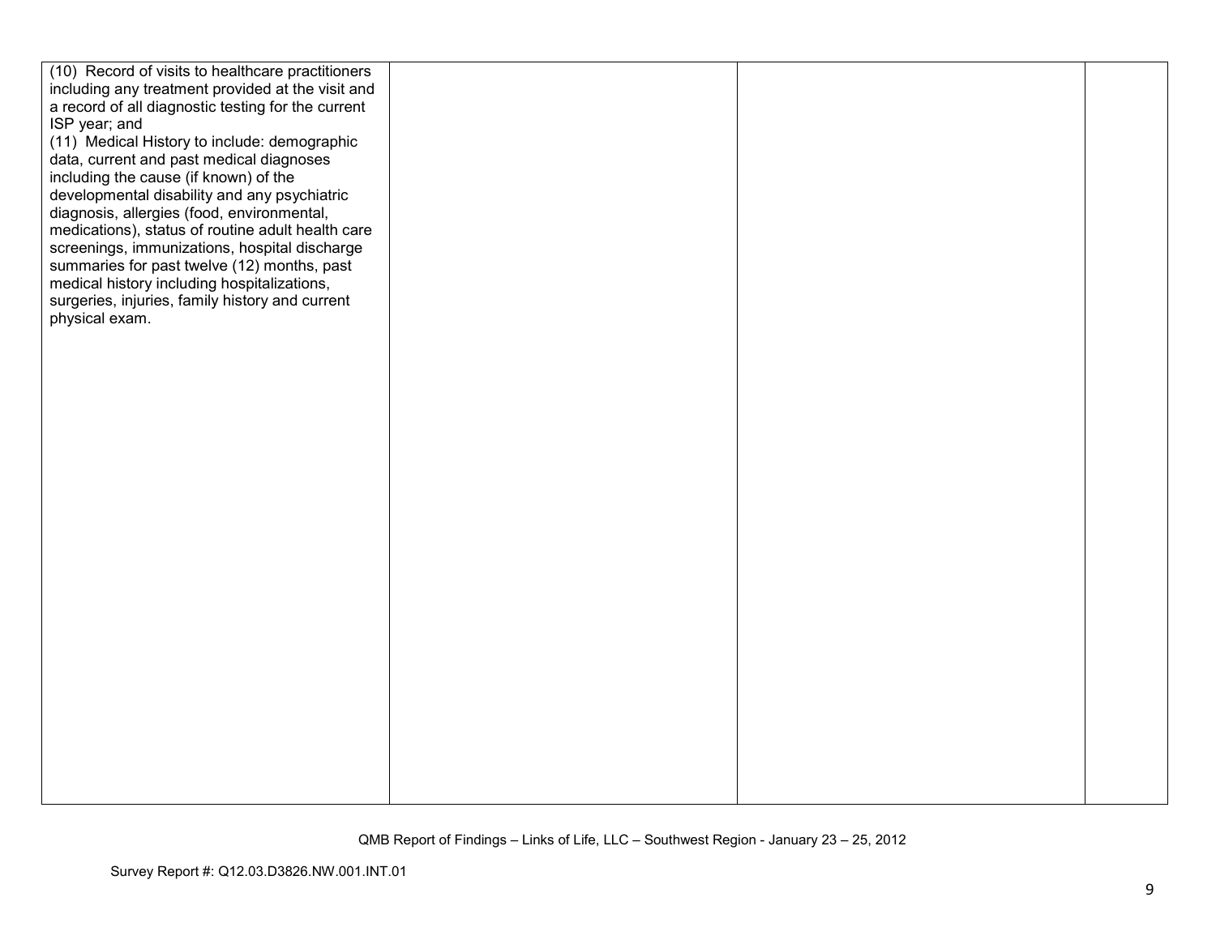| | | | |
|---|---|---|---|
| (10) Record of visits to healthcare practitioners including any treatment provided at the visit and a record of all diagnostic testing for the current ISP year; and<br>(11) Medical History to include: demographic data, current and past medical diagnoses including the cause (if known) of the developmental disability and any psychiatric diagnosis, allergies (food, environmental, medications), status of routine adult health care screenings, immunizations, hospital discharge summaries for past twelve (12) months, past medical history including hospitalizations, surgeries, injuries, family history and current physical exam. | | | |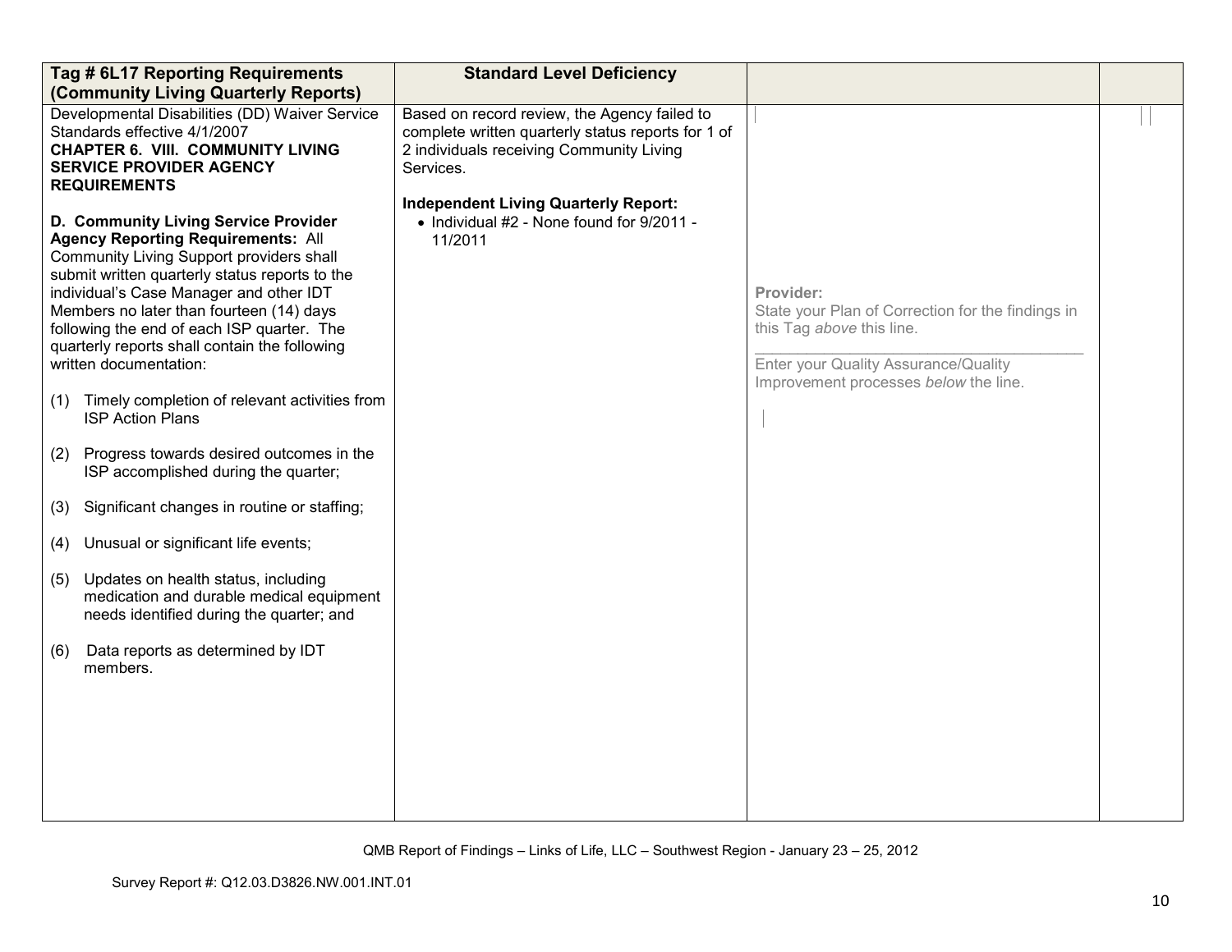| Tag # 6L17 Reporting Requirements (Community Living Quarterly Reports) | Standard Level Deficiency | | |
|---|---|---|---|
| Developmental Disabilities (DD) Waiver Service Standards effective 4/1/2007<br>**CHAPTER 6. VIII. COMMUNITY LIVING SERVICE PROVIDER AGENCY REQUIREMENTS**<br><br>**D. Community Living Service Provider Agency Reporting Requirements:** All Community Living Support providers shall submit written quarterly status reports to the individual's Case Manager and other IDT Members no later than fourteen (14) days following the end of each ISP quarter. The quarterly reports shall contain the following written documentation:<br><br>(1) Timely completion of relevant activities from ISP Action Plans<br><br>(2) Progress towards desired outcomes in the ISP accomplished during the quarter;<br><br>(3) Significant changes in routine or staffing;<br><br>(4) Unusual or significant life events;<br><br>(5) Updates on health status, including medication and durable medical equipment needs identified during the quarter; and<br><br>(6) Data reports as determined by IDT members. | Based on record review, the Agency failed to complete written quarterly status reports for 1 of 2 individuals receiving Community Living Services.<br><br>**Independent Living Quarterly Report:**<br>• Individual #2 - None found for 9/2011 - 11/2011 | Provider:<br>State your Plan of Correction for the findings in this Tag *above* this line.<br>\_\_\_\_\_\_\_\_\_\_\_\_\_\_\_\_\_\_\_\_\_\_\_\_\_\_\_\_\_\_\_\_\_\_\_\_<br>Enter your Quality Assurance/Quality Improvement processes *below* the line. | |

QMB Report of Findings – Links of Life, LLC – Southwest Region - January 23 – 25, 2012

Survey Report #: Q12.03.D3826.NW.001.INT.01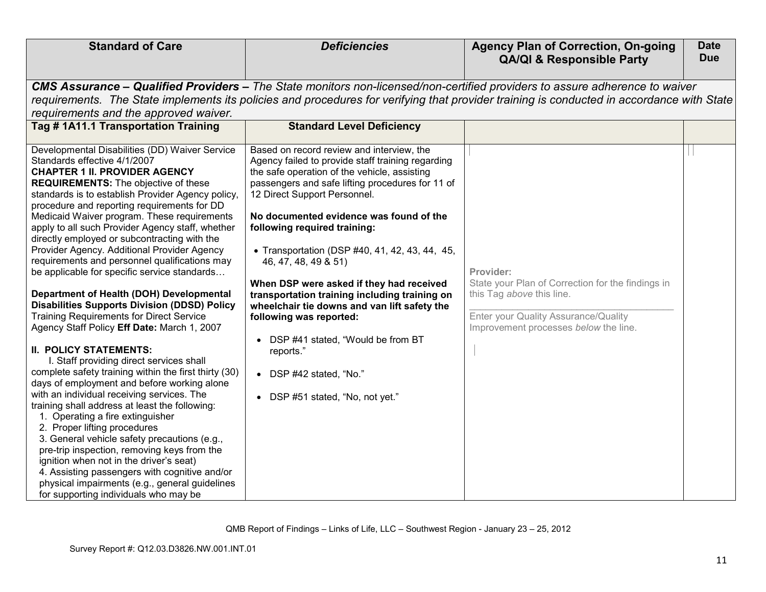| Standard of Care | *Deficiencies* | Agency Plan of Correction, On-going QA/QI & Responsible Party | Date Due |
|---|---|---|---|
| ***CMS Assurance – Qualified Providers –** The State monitors non-licensed/non-certified providers to assure adherence to waiver requirements. The State implements its policies and procedures for verifying that provider training is conducted in accordance with State requirements and the approved waiver.* | | | |
| **Tag # 1A11.1 Transportation Training** | **Standard Level Deficiency** | | |
| Developmental Disabilities (DD) Waiver Service Standards effective 4/1/2007<br>**CHAPTER 1 II. PROVIDER AGENCY REQUIREMENTS:** The objective of these standards is to establish Provider Agency policy, procedure and reporting requirements for DD Medicaid Waiver program. These requirements apply to all such Provider Agency staff, whether directly employed or subcontracting with the Provider Agency. Additional Provider Agency requirements and personnel qualifications may be applicable for specific service standards…<br><br>**Department of Health (DOH) Developmental Disabilities Supports Division (DDSD) Policy** Training Requirements for Direct Service Agency Staff Policy **Eff Date:** March 1, 2007<br><br>**II. POLICY STATEMENTS:**<br>I. Staff providing direct services shall complete safety training within the first thirty (30) days of employment and before working alone with an individual receiving services. The training shall address at least the following:<br>1. Operating a fire extinguisher<br>2. Proper lifting procedures<br>3. General vehicle safety precautions (e.g., pre-trip inspection, removing keys from the ignition when not in the driver's seat)<br>4. Assisting passengers with cognitive and/or physical impairments (e.g., general guidelines for supporting individuals who may be | Based on record review and interview, the Agency failed to provide staff training regarding the safe operation of the vehicle, assisting passengers and safe lifting procedures for 11 of 12 Direct Support Personnel.<br><br>**No documented evidence was found of the following required training:**<br><br>• Transportation (DSP #40, 41, 42, 43, 44, 45, 46, 47, 48, 49 & 51)<br><br>**When DSP were asked if they had received transportation training including training on wheelchair tie downs and van lift safety the following was reported:**<br><br>• DSP #41 stated, "Would be from BT reports."<br><br>• DSP #42 stated, "No."<br><br>• DSP #51 stated, "No, not yet." | **Provider:**<br>State your Plan of Correction for the findings in this Tag *above* this line.<br>\_\_\_\_\_\_\_\_\_\_\_\_\_\_\_\_\_\_\_\_\_\_\_\_\_\_\_\_<br>Enter your Quality Assurance/Quality Improvement processes *below* the line. | |

QMB Report of Findings – Links of Life, LLC – Southwest Region - January 23 – 25, 2012

Survey Report #: Q12.03.D3826.NW.001.INT.01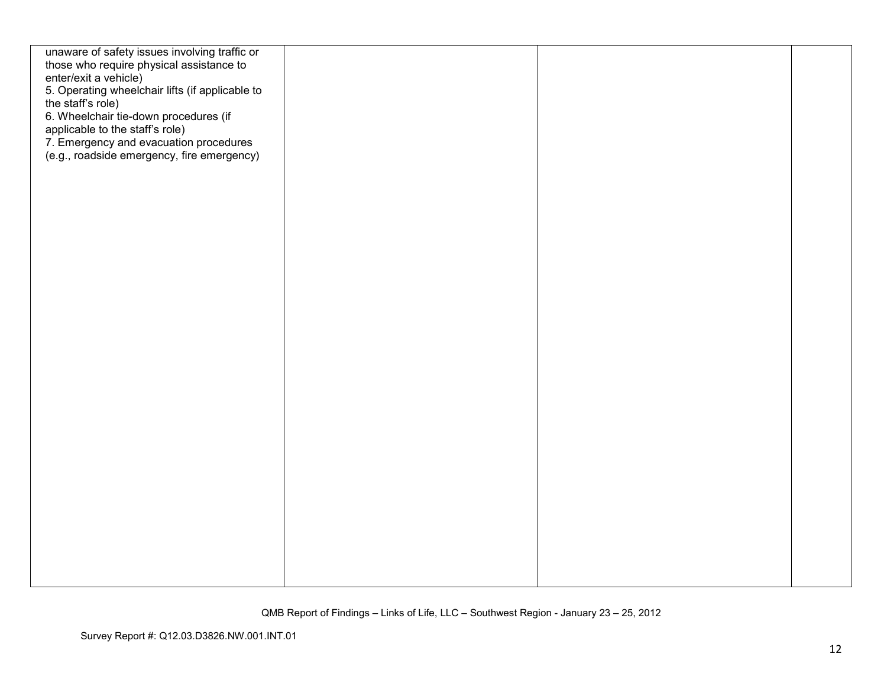| | | | |
|---|---|---|---|
| unaware of safety issues involving traffic or those who require physical assistance to enter/exit a vehicle)<br>5. Operating wheelchair lifts (if applicable to the staff's role)<br>6. Wheelchair tie-down procedures (if applicable to the staff's role)<br>7. Emergency and evacuation procedures (e.g., roadside emergency, fire emergency) | | | |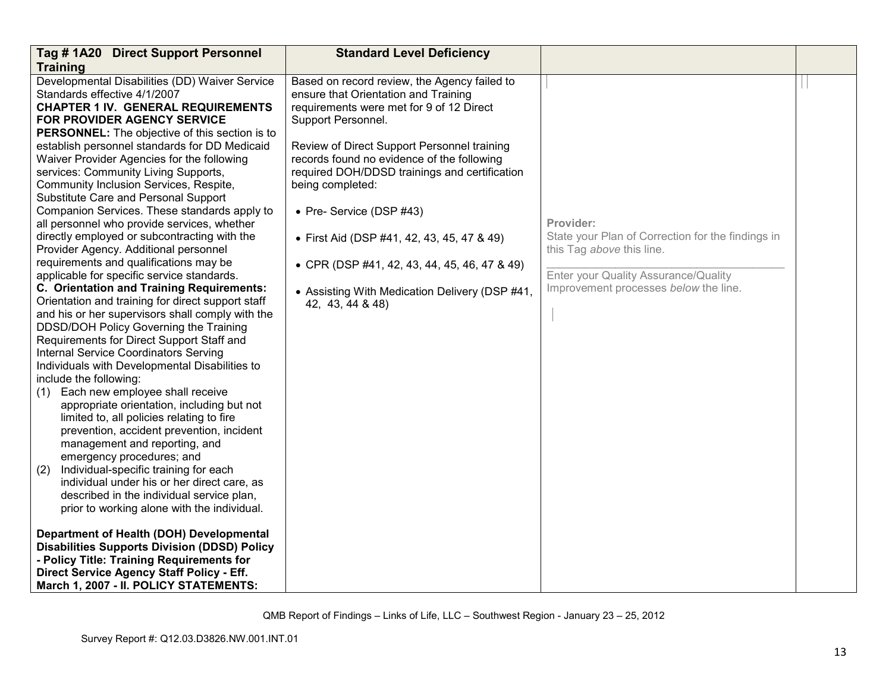| Tag # 1A20 Direct Support Personnel Training | Standard Level Deficiency | | |
|---|---|---|---|
| Developmental Disabilities (DD) Waiver Service Standards effective 4/1/2007<br>**CHAPTER 1 IV. GENERAL REQUIREMENTS FOR PROVIDER AGENCY SERVICE PERSONNEL:** The objective of this section is to establish personnel standards for DD Medicaid Waiver Provider Agencies for the following services: Community Living Supports, Community Inclusion Services, Respite, Substitute Care and Personal Support Companion Services. These standards apply to all personnel who provide services, whether directly employed or subcontracting with the Provider Agency. Additional personnel requirements and qualifications may be applicable for specific service standards.<br>**C. Orientation and Training Requirements:** Orientation and training for direct support staff and his or her supervisors shall comply with the DDSD/DOH Policy Governing the Training Requirements for Direct Support Staff and Internal Service Coordinators Serving Individuals with Developmental Disabilities to include the following:<br>(1) Each new employee shall receive appropriate orientation, including but not limited to, all policies relating to fire prevention, accident prevention, incident management and reporting, and emergency procedures; and<br>(2) Individual-specific training for each individual under his or her direct care, as described in the individual service plan, prior to working alone with the individual.<br><br>**Department of Health (DOH) Developmental Disabilities Supports Division (DDSD) Policy - Policy Title: Training Requirements for Direct Service Agency Staff Policy - Eff. March 1, 2007 - II. POLICY STATEMENTS:** | Based on record review, the Agency failed to ensure that Orientation and Training requirements were met for 9 of 12 Direct Support Personnel.<br><br>Review of Direct Support Personnel training records found no evidence of the following required DOH/DDSD trainings and certification being completed:<br><br>• Pre- Service (DSP #43)<br><br>• First Aid (DSP #41, 42, 43, 45, 47 & 49)<br><br>• CPR (DSP #41, 42, 43, 44, 45, 46, 47 & 49)<br><br>• Assisting With Medication Delivery (DSP #41, 42, 43, 44 & 48) | Provider:<br>State your Plan of Correction for the findings in this Tag *above* this line.<br>\_\_\_\_\_\_\_\_\_\_\_\_\_\_\_\_\_\_\_\_\_\_\_\_\_\_\_\_\_\_\_\_\_\_\_\_\_\_\_\_<br>Enter your Quality Assurance/Quality Improvement processes *below* the line. | |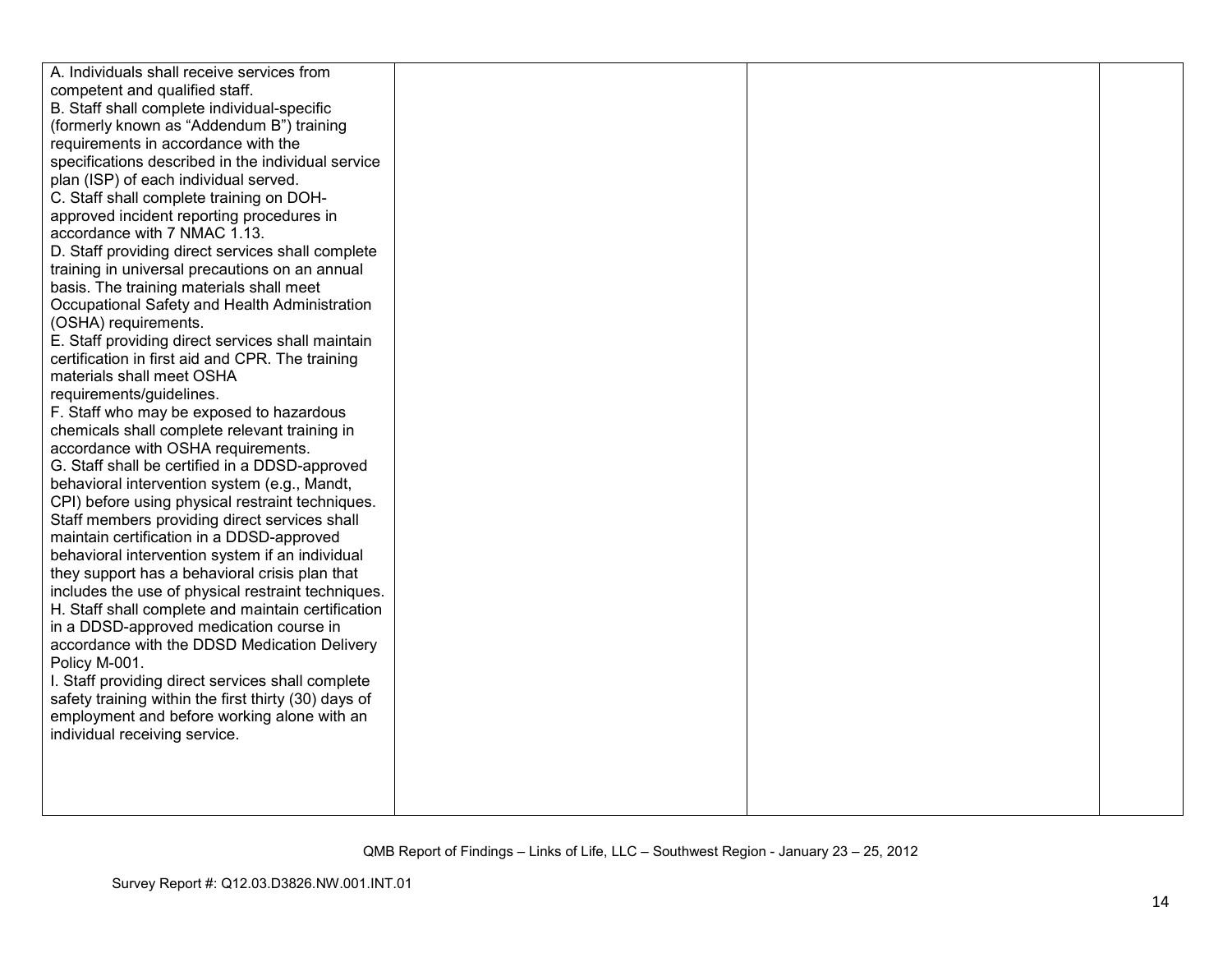| | | | |
|---|---|---|---|
| A. Individuals shall receive services from competent and qualified staff.<br>B. Staff shall complete individual-specific (formerly known as "Addendum B") training requirements in accordance with the specifications described in the individual service plan (ISP) of each individual served.<br>C. Staff shall complete training on DOH-approved incident reporting procedures in accordance with 7 NMAC 1.13.<br>D. Staff providing direct services shall complete training in universal precautions on an annual basis. The training materials shall meet Occupational Safety and Health Administration (OSHA) requirements.<br>E. Staff providing direct services shall maintain certification in first aid and CPR. The training materials shall meet OSHA requirements/guidelines.<br>F. Staff who may be exposed to hazardous chemicals shall complete relevant training in accordance with OSHA requirements.<br>G. Staff shall be certified in a DDSD-approved behavioral intervention system (e.g., Mandt, CPI) before using physical restraint techniques. Staff members providing direct services shall maintain certification in a DDSD-approved behavioral intervention system if an individual they support has a behavioral crisis plan that includes the use of physical restraint techniques.<br>H. Staff shall complete and maintain certification in a DDSD-approved medication course in accordance with the DDSD Medication Delivery Policy M-001.<br>I. Staff providing direct services shall complete safety training within the first thirty (30) days of employment and before working alone with an individual receiving service. | | | |

QMB Report of Findings – Links of Life, LLC – Southwest Region - January 23 – 25, 2012

Survey Report #: Q12.03.D3826.NW.001.INT.01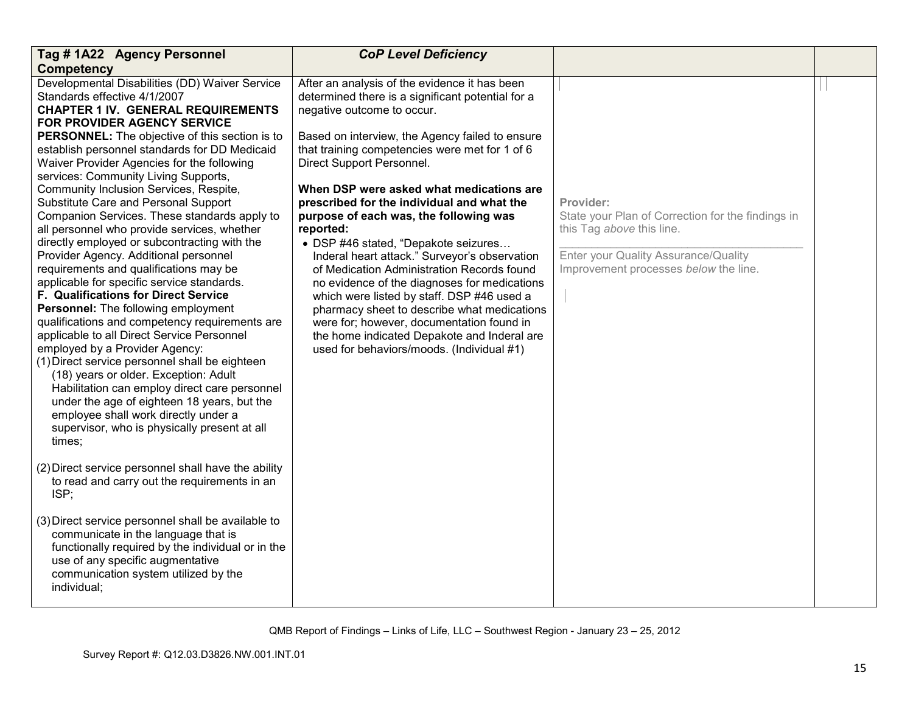| Tag # 1A22 Agency Personnel Competency | *CoP Level Deficiency* | | |
|---|---|---|---|
| Developmental Disabilities (DD) Waiver Service Standards effective 4/1/2007<br>**CHAPTER 1 IV. GENERAL REQUIREMENTS FOR PROVIDER AGENCY SERVICE PERSONNEL:** The objective of this section is to establish personnel standards for DD Medicaid Waiver Provider Agencies for the following services: Community Living Supports, Community Inclusion Services, Respite, Substitute Care and Personal Support Companion Services. These standards apply to all personnel who provide services, whether directly employed or subcontracting with the Provider Agency. Additional personnel requirements and qualifications may be applicable for specific service standards.<br>**F. Qualifications for Direct Service Personnel:** The following employment qualifications and competency requirements are applicable to all Direct Service Personnel employed by a Provider Agency:<br>(1) Direct service personnel shall be eighteen (18) years or older. Exception: Adult Habilitation can employ direct care personnel under the age of eighteen 18 years, but the employee shall work directly under a supervisor, who is physically present at all times;<br><br>(2) Direct service personnel shall have the ability to read and carry out the requirements in an ISP;<br><br>(3) Direct service personnel shall be available to communicate in the language that is functionally required by the individual or in the use of any specific augmentative communication system utilized by the individual; | After an analysis of the evidence it has been determined there is a significant potential for a negative outcome to occur.<br><br>Based on interview, the Agency failed to ensure that training competencies were met for 1 of 6 Direct Support Personnel.<br><br>**When DSP were asked what medications are prescribed for the individual and what the purpose of each was, the following was reported:**<br>• DSP #46 stated, "Depakote seizures… Inderal heart attack." Surveyor's observation of Medication Administration Records found no evidence of the diagnoses for medications which were listed by staff. DSP #46 used a pharmacy sheet to describe what medications were for; however, documentation found in the home indicated Depakote and Inderal are used for behaviors/moods. (Individual #1) | **Provider:**<br>State your Plan of Correction for the findings in this Tag *above* this line.<br>\_\_\_\_\_\_\_\_\_\_\_\_\_\_\_\_\_\_\_\_\_\_\_\_\_\_\_\_\_\_\_\_\_\_\_\_\_\_\_\_<br>Enter your Quality Assurance/Quality Improvement processes *below* the line. | |

QMB Report of Findings – Links of Life, LLC – Southwest Region - January 23 – 25, 2012

Survey Report #: Q12.03.D3826.NW.001.INT.01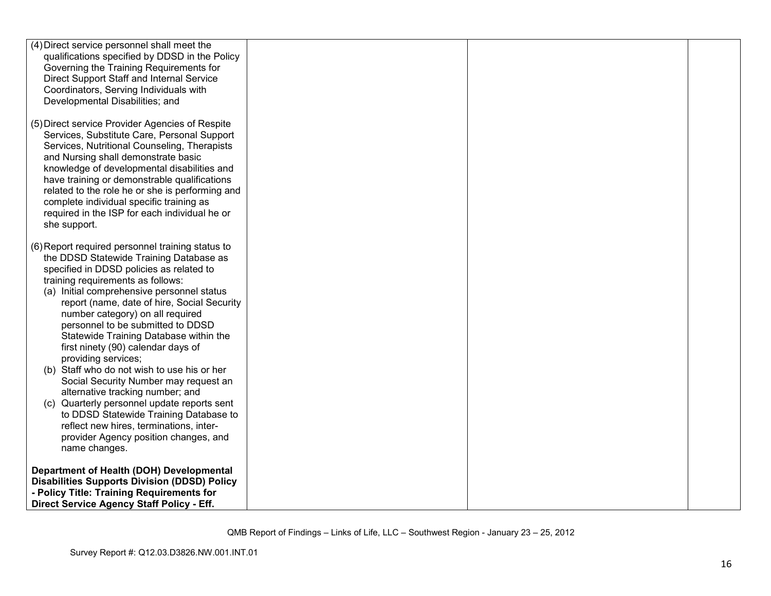| | | | |
|---|---|---|---|
| (4) Direct service personnel shall meet the qualifications specified by DDSD in the Policy Governing the Training Requirements for Direct Support Staff and Internal Service Coordinators, Serving Individuals with Developmental Disabilities; and<br><br>(5) Direct service Provider Agencies of Respite Services, Substitute Care, Personal Support Services, Nutritional Counseling, Therapists and Nursing shall demonstrate basic knowledge of developmental disabilities and have training or demonstrable qualifications related to the role he or she is performing and complete individual specific training as required in the ISP for each individual he or she support.<br><br>(6) Report required personnel training status to the DDSD Statewide Training Database as specified in DDSD policies as related to training requirements as follows:<br>(a) Initial comprehensive personnel status report (name, date of hire, Social Security number category) on all required personnel to be submitted to DDSD Statewide Training Database within the first ninety (90) calendar days of providing services;<br>(b) Staff who do not wish to use his or her Social Security Number may request an alternative tracking number; and<br>(c) Quarterly personnel update reports sent to DDSD Statewide Training Database to reflect new hires, terminations, inter-provider Agency position changes, and name changes.<br><br>**Department of Health (DOH) Developmental Disabilities Supports Division (DDSD) Policy - Policy Title: Training Requirements for Direct Service Agency Staff Policy - Eff.** | | | |

QMB Report of Findings – Links of Life, LLC – Southwest Region - January 23 – 25, 2012

Survey Report #: Q12.03.D3826.NW.001.INT.01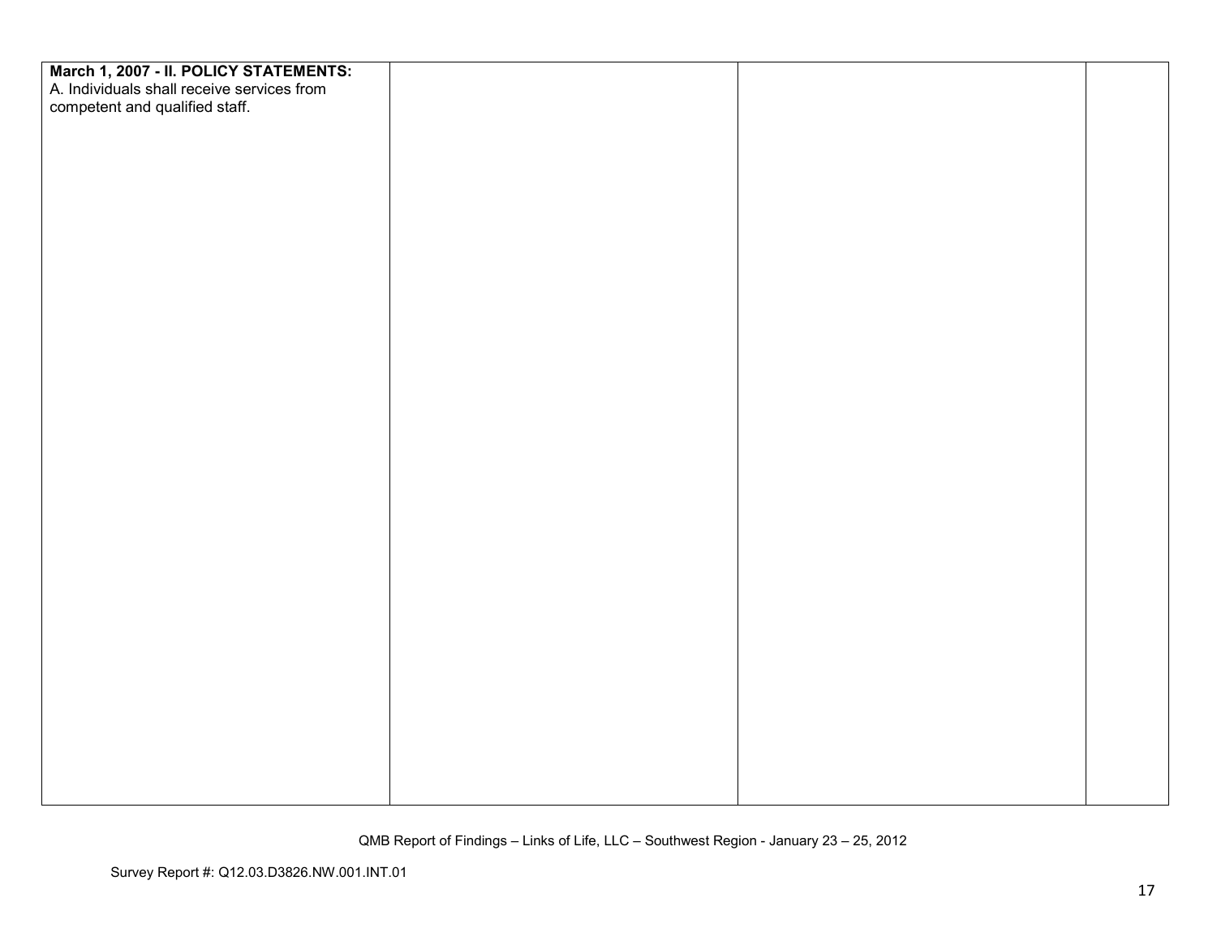| | | | |
|---|---|---|---|
| **March 1, 2007 - II. POLICY STATEMENTS:**<br>A. Individuals shall receive services from competent and qualified staff. | | | |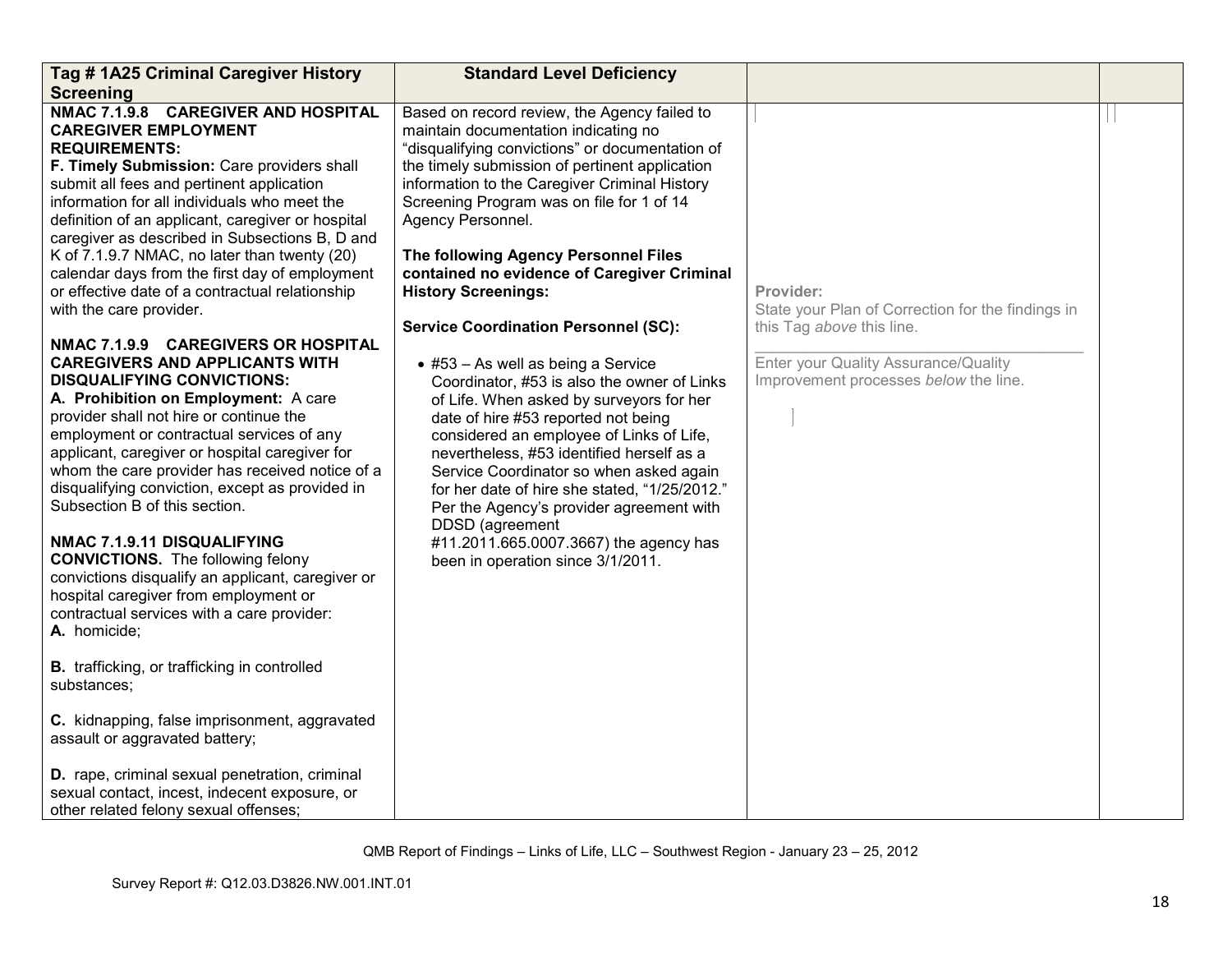| Tag # 1A25 Criminal Caregiver History Screening | Standard Level Deficiency | | |
|---|---|---|---|
| **NMAC 7.1.9.8 CAREGIVER AND HOSPITAL CAREGIVER EMPLOYMENT REQUIREMENTS:**<br>**F. Timely Submission:** Care providers shall submit all fees and pertinent application information for all individuals who meet the definition of an applicant, caregiver or hospital caregiver as described in Subsections B, D and K of 7.1.9.7 NMAC, no later than twenty (20) calendar days from the first day of employment or effective date of a contractual relationship with the care provider.<br><br>**NMAC 7.1.9.9 CAREGIVERS OR HOSPITAL CAREGIVERS AND APPLICANTS WITH DISQUALIFYING CONVICTIONS:**<br>**A. Prohibition on Employment:** A care provider shall not hire or continue the employment or contractual services of any applicant, caregiver or hospital caregiver for whom the care provider has received notice of a disqualifying conviction, except as provided in Subsection B of this section.<br><br>**NMAC 7.1.9.11 DISQUALIFYING CONVICTIONS.** The following felony convictions disqualify an applicant, caregiver or hospital caregiver from employment or contractual services with a care provider:<br>**A.** homicide;<br><br>**B.** trafficking, or trafficking in controlled substances;<br><br>**C.** kidnapping, false imprisonment, aggravated assault or aggravated battery;<br><br>**D.** rape, criminal sexual penetration, criminal sexual contact, incest, indecent exposure, or other related felony sexual offenses; | Based on record review, the Agency failed to maintain documentation indicating no "disqualifying convictions" or documentation of the timely submission of pertinent application information to the Caregiver Criminal History Screening Program was on file for 1 of 14 Agency Personnel.<br><br>**The following Agency Personnel Files contained no evidence of Caregiver Criminal History Screenings:**<br><br>**Service Coordination Personnel (SC):**<br><br>• #53 – As well as being a Service Coordinator, #53 is also the owner of Links of Life. When asked by surveyors for her date of hire #53 reported not being considered an employee of Links of Life, nevertheless, #53 identified herself as a Service Coordinator so when asked again for her date of hire she stated, "1/25/2012." Per the Agency's provider agreement with DDSD (agreement #11.2011.665.0007.3667) the agency has been in operation since 3/1/2011. | **Provider:**<br>State your Plan of Correction for the findings in this Tag *above* this line.<br>______________________________<br>Enter your Quality Assurance/Quality Improvement processes *below* the line. | |

QMB Report of Findings – Links of Life, LLC – Southwest Region - January 23 – 25, 2012

Survey Report #: Q12.03.D3826.NW.001.INT.01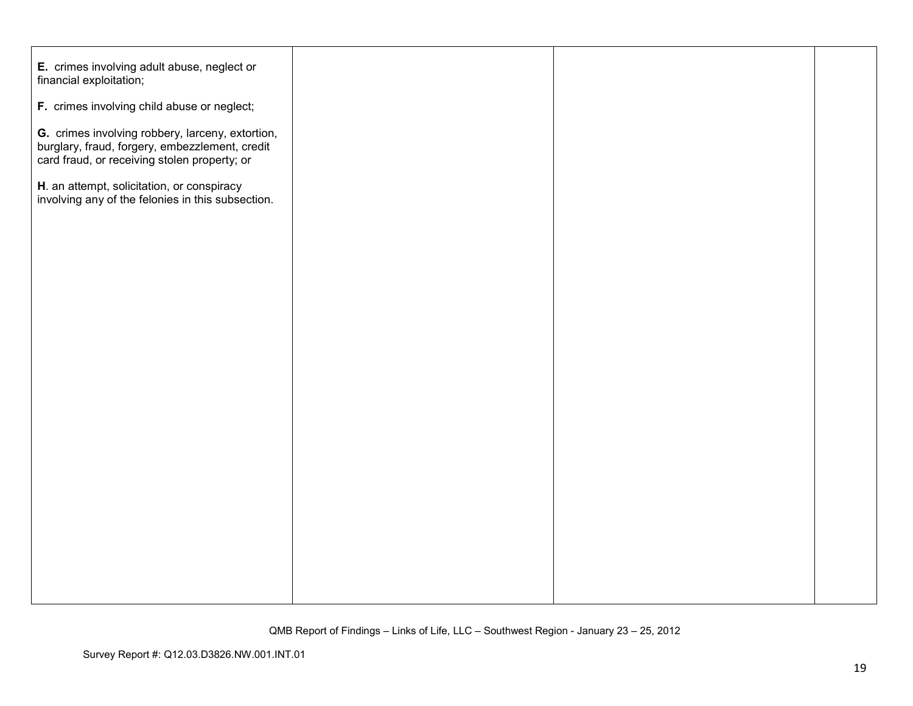| | | | |
|---|---|---|---|
| **E.** crimes involving adult abuse, neglect or financial exploitation;<br><br>**F.** crimes involving child abuse or neglect;<br><br>**G.** crimes involving robbery, larceny, extortion, burglary, fraud, forgery, embezzlement, credit card fraud, or receiving stolen property; or<br><br>**H**. an attempt, solicitation, or conspiracy involving any of the felonies in this subsection. | | | |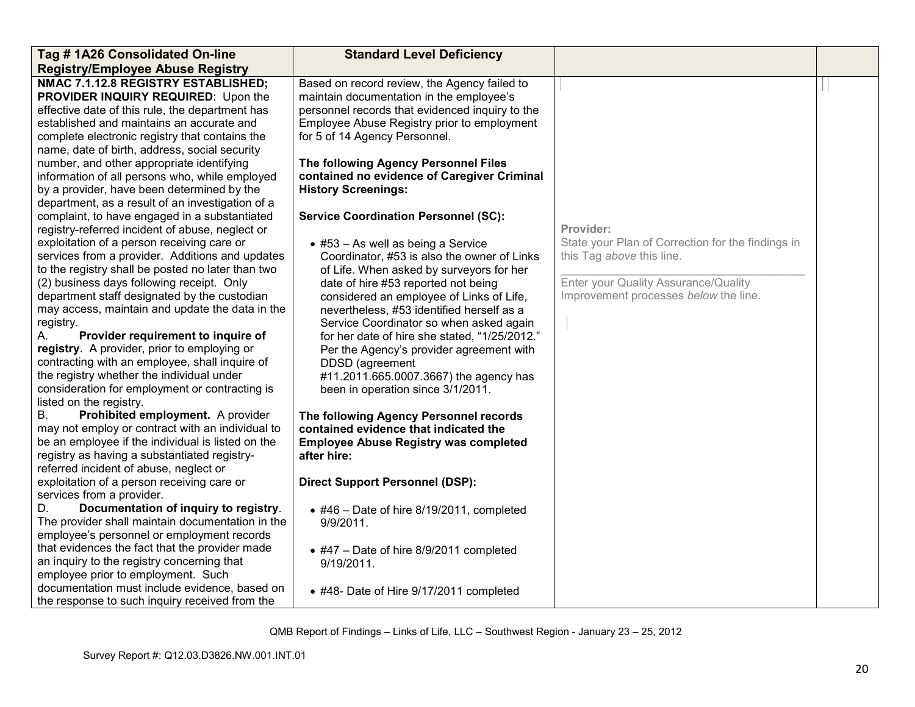| Tag # 1A26 Consolidated On-line Registry/Employee Abuse Registry | Standard Level Deficiency | | |
|---|---|---|---|
| **NMAC 7.1.12.8 REGISTRY ESTABLISHED; PROVIDER INQUIRY REQUIRED**: Upon the effective date of this rule, the department has established and maintains an accurate and complete electronic registry that contains the name, date of birth, address, social security number, and other appropriate identifying information of all persons who, while employed by a provider, have been determined by the department, as a result of an investigation of a complaint, to have engaged in a substantiated registry-referred incident of abuse, neglect or exploitation of a person receiving care or services from a provider. Additions and updates to the registry shall be posted no later than two (2) business days following receipt. Only department staff designated by the custodian may access, maintain and update the data in the registry.<br>A. **Provider requirement to inquire of registry**. A provider, prior to employing or contracting with an employee, shall inquire of the registry whether the individual under consideration for employment or contracting is listed on the registry.<br>B. **Prohibited employment.** A provider may not employ or contract with an individual to be an employee if the individual is listed on the registry as having a substantiated registry-referred incident of abuse, neglect or exploitation of a person receiving care or services from a provider.<br>D. **Documentation of inquiry to registry**. The provider shall maintain documentation in the employee's personnel or employment records that evidences the fact that the provider made an inquiry to the registry concerning that employee prior to employment. Such documentation must include evidence, based on the response to such inquiry received from the | Based on record review, the Agency failed to maintain documentation in the employee's personnel records that evidenced inquiry to the Employee Abuse Registry prior to employment for 5 of 14 Agency Personnel.<br><br>**The following Agency Personnel Files contained no evidence of Caregiver Criminal History Screenings:**<br><br>**Service Coordination Personnel (SC):**<br><br>• #53 – As well as being a Service Coordinator, #53 is also the owner of Links of Life. When asked by surveyors for her date of hire #53 reported not being considered an employee of Links of Life, nevertheless, #53 identified herself as a Service Coordinator so when asked again for her date of hire she stated, "1/25/2012." Per the Agency's provider agreement with DDSD (agreement #11.2011.665.0007.3667) the agency has been in operation since 3/1/2011.<br><br>**The following Agency Personnel records contained evidence that indicated the Employee Abuse Registry was completed after hire:**<br><br>**Direct Support Personnel (DSP):**<br><br>• #46 – Date of hire 8/19/2011, completed 9/9/2011.<br><br>• #47 – Date of hire 8/9/2011 completed 9/19/2011.<br><br>• #48- Date of Hire 9/17/2011 completed | **Provider:**<br>State your Plan of Correction for the findings in this Tag *above* this line.<br>\_\_\_\_\_\_\_\_\_\_\_\_\_\_\_\_\_\_\_\_\_\_\_\_\_\_\_\_\_\_\_\_<br>Enter your Quality Assurance/Quality Improvement processes *below* the line. | |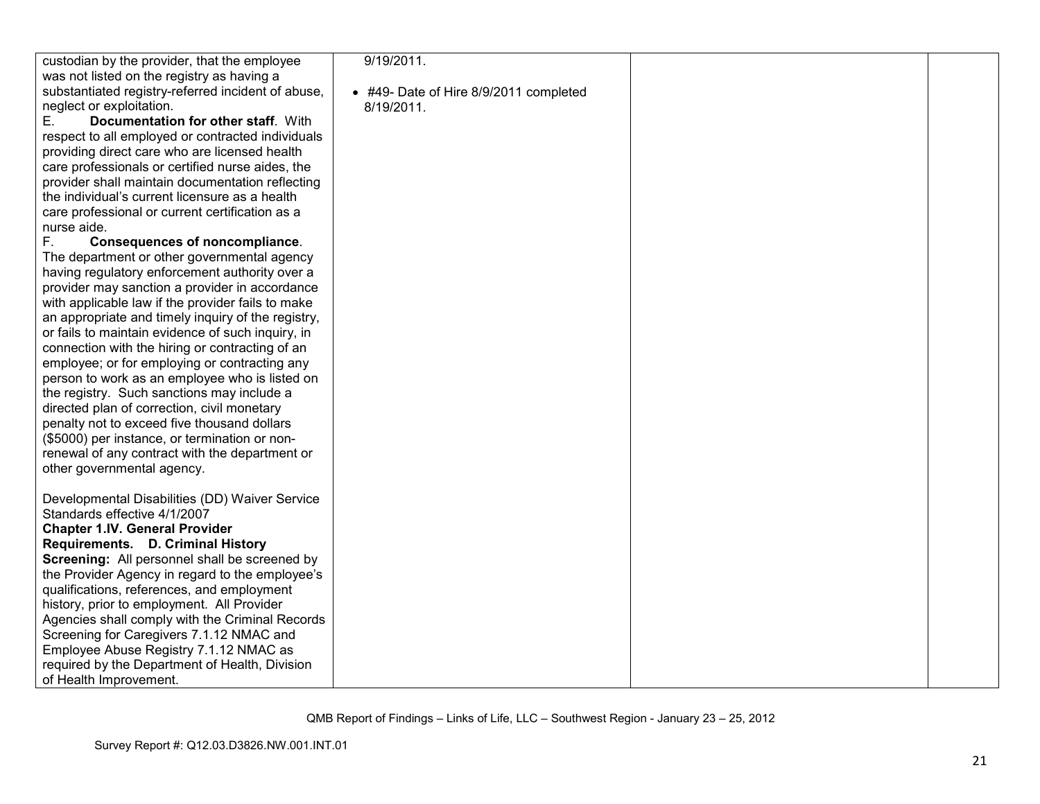| | | | |
|---|---|---|---|
| custodian by the provider, that the employee was not listed on the registry as having a substantiated registry-referred incident of abuse, neglect or exploitation.<br>E. **Documentation for other staff**. With respect to all employed or contracted individuals providing direct care who are licensed health care professionals or certified nurse aides, the provider shall maintain documentation reflecting the individual's current licensure as a health care professional or current certification as a nurse aide.<br>F. **Consequences of noncompliance**. The department or other governmental agency having regulatory enforcement authority over a provider may sanction a provider in accordance with applicable law if the provider fails to make an appropriate and timely inquiry of the registry, or fails to maintain evidence of such inquiry, in connection with the hiring or contracting of an employee; or for employing or contracting any person to work as an employee who is listed on the registry. Such sanctions may include a directed plan of correction, civil monetary penalty not to exceed five thousand dollars ($5000) per instance, or termination or non-renewal of any contract with the department or other governmental agency.<br><br>Developmental Disabilities (DD) Waiver Service Standards effective 4/1/2007<br>**Chapter 1.IV. General Provider Requirements. D. Criminal History Screening:** All personnel shall be screened by the Provider Agency in regard to the employee's qualifications, references, and employment history, prior to employment. All Provider Agencies shall comply with the Criminal Records Screening for Caregivers 7.1.12 NMAC and Employee Abuse Registry 7.1.12 NMAC as required by the Department of Health, Division of Health Improvement. | 9/19/2011.<br><br>• #49- Date of Hire 8/9/2011 completed 8/19/2011. | | |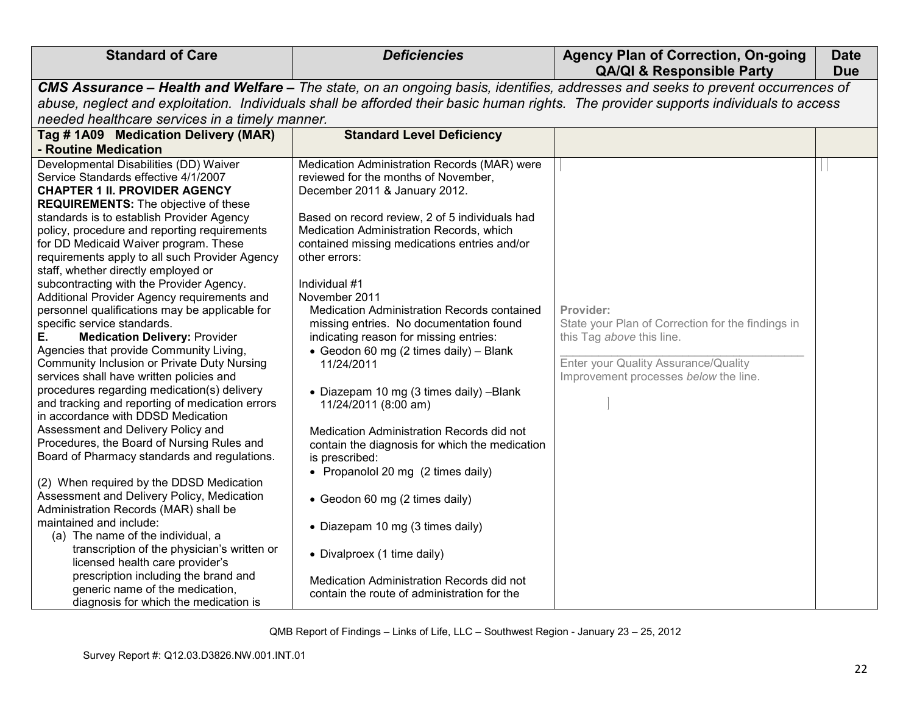| Standard of Care | *Deficiencies* | Agency Plan of Correction, On-going QA/QI & Responsible Party | Date Due |
|---|---|---|---|
| ***CMS Assurance – Health and Welfare –*** *The state, on an ongoing basis, identifies, addresses and seeks to prevent occurrences of abuse, neglect and exploitation. Individuals shall be afforded their basic human rights. The provider supports individuals to access needed healthcare services in a timely manner.* | | | |
| **Tag # 1A09 Medication Delivery (MAR) - Routine Medication** | **Standard Level Deficiency** | | |
| Developmental Disabilities (DD) Waiver Service Standards effective 4/1/2007<br>**CHAPTER 1 II. PROVIDER AGENCY REQUIREMENTS:** The objective of these standards is to establish Provider Agency policy, procedure and reporting requirements for DD Medicaid Waiver program. These requirements apply to all such Provider Agency staff, whether directly employed or subcontracting with the Provider Agency. Additional Provider Agency requirements and personnel qualifications may be applicable for specific service standards.<br>**E. Medication Delivery:** Provider Agencies that provide Community Living, Community Inclusion or Private Duty Nursing services shall have written policies and procedures regarding medication(s) delivery and tracking and reporting of medication errors in accordance with DDSD Medication Assessment and Delivery Policy and Procedures, the Board of Nursing Rules and Board of Pharmacy standards and regulations.<br><br>(2) When required by the DDSD Medication Assessment and Delivery Policy, Medication Administration Records (MAR) shall be maintained and include:<br>(a) The name of the individual, a transcription of the physician's written or licensed health care provider's prescription including the brand and generic name of the medication, diagnosis for which the medication is | Medication Administration Records (MAR) were reviewed for the months of November, December 2011 & January 2012.<br><br>Based on record review, 2 of 5 individuals had Medication Administration Records, which contained missing medications entries and/or other errors:<br><br>Individual #1<br>November 2011<br>Medication Administration Records contained missing entries. No documentation found indicating reason for missing entries:<br>• Geodon 60 mg (2 times daily) – Blank 11/24/2011<br>• Diazepam 10 mg (3 times daily) –Blank 11/24/2011 (8:00 am)<br><br>Medication Administration Records did not contain the diagnosis for which the medication is prescribed:<br>• Propanolol 20 mg (2 times daily)<br>• Geodon 60 mg (2 times daily)<br>• Diazepam 10 mg (3 times daily)<br>• Divalproex (1 time daily)<br><br>Medication Administration Records did not contain the route of administration for the | **Provider:**<br>State your Plan of Correction for the findings in this Tag *above* this line.<br>\_\_\_\_\_\_\_\_\_\_\_\_\_\_\_\_\_\_\_\_\_\_\_\_\_\_\_\_\_\_\_\_<br>Enter your Quality Assurance/Quality Improvement processes *below* the line. | |

QMB Report of Findings – Links of Life, LLC – Southwest Region - January 23 – 25, 2012

Survey Report #: Q12.03.D3826.NW.001.INT.01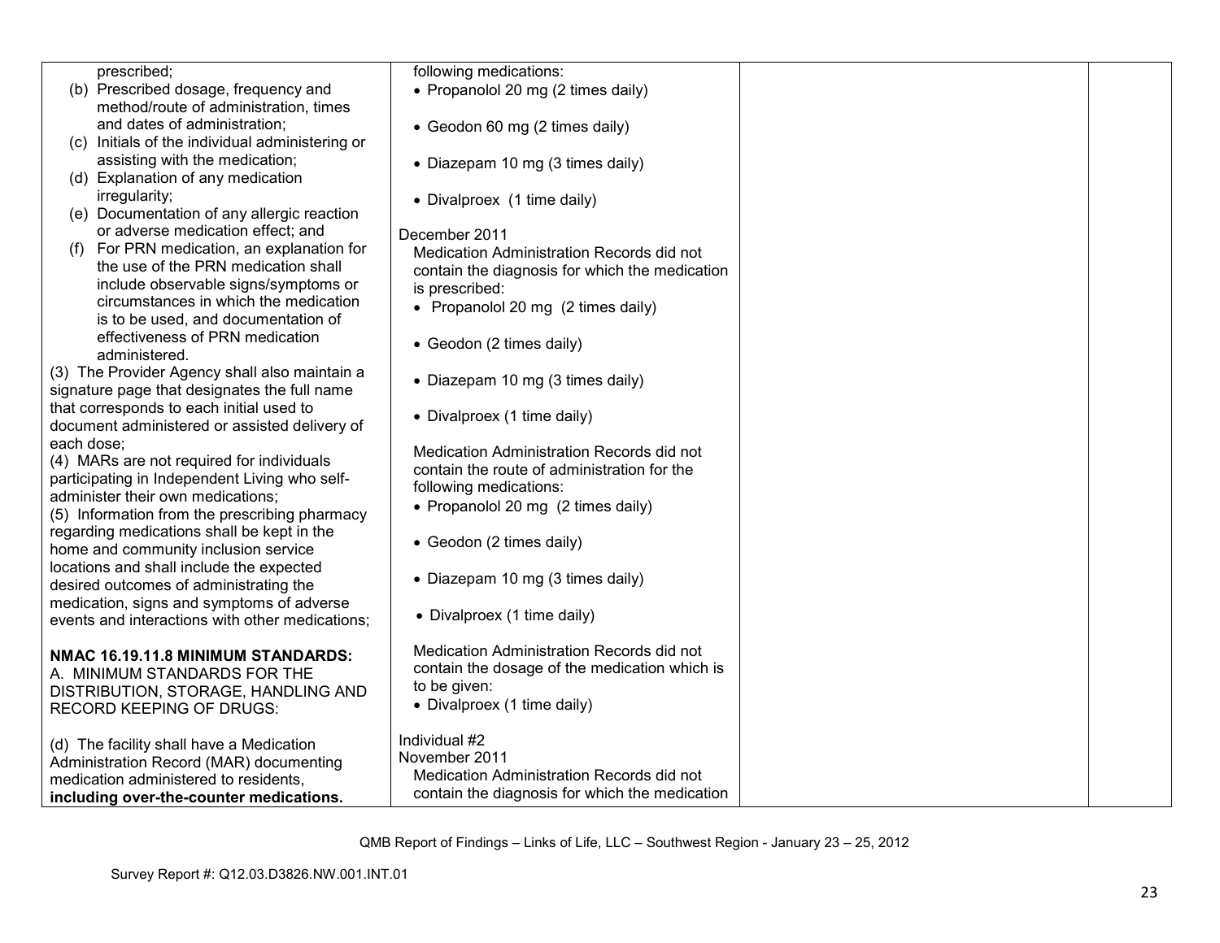| | | | |
|---|---|---|---|
| prescribed;<br>(b) Prescribed dosage, frequency and method/route of administration, times and dates of administration;<br>(c) Initials of the individual administering or assisting with the medication;<br>(d) Explanation of any medication irregularity;<br>(e) Documentation of any allergic reaction or adverse medication effect; and<br>(f) For PRN medication, an explanation for the use of the PRN medication shall include observable signs/symptoms or circumstances in which the medication is to be used, and documentation of effectiveness of PRN medication administered.<br>(3) The Provider Agency shall also maintain a signature page that designates the full name that corresponds to each initial used to document administered or assisted delivery of each dose;<br>(4) MARs are not required for individuals participating in Independent Living who self-administer their own medications;<br>(5) Information from the prescribing pharmacy regarding medications shall be kept in the home and community inclusion service locations and shall include the expected desired outcomes of administrating the medication, signs and symptoms of adverse events and interactions with other medications;<br><br>**NMAC 16.19.11.8 MINIMUM STANDARDS:**<br>A. MINIMUM STANDARDS FOR THE DISTRIBUTION, STORAGE, HANDLING AND RECORD KEEPING OF DRUGS:<br><br>(d) The facility shall have a Medication Administration Record (MAR) documenting medication administered to residents, **including over-the-counter medications.** | following medications:<br>• Propanolol 20 mg (2 times daily)<br>• Geodon 60 mg (2 times daily)<br>• Diazepam 10 mg (3 times daily)<br>• Divalproex (1 time daily)<br><br>December 2011<br>Medication Administration Records did not contain the diagnosis for which the medication is prescribed:<br>• Propanolol 20 mg (2 times daily)<br>• Geodon (2 times daily)<br>• Diazepam 10 mg (3 times daily)<br>• Divalproex (1 time daily)<br><br>Medication Administration Records did not contain the route of administration for the following medications:<br>• Propanolol 20 mg (2 times daily)<br>• Geodon (2 times daily)<br>• Diazepam 10 mg (3 times daily)<br>• Divalproex (1 time daily)<br><br>Medication Administration Records did not contain the dosage of the medication which is to be given:<br>• Divalproex (1 time daily)<br><br>Individual #2<br>November 2011<br>Medication Administration Records did not contain the diagnosis for which the medication | | |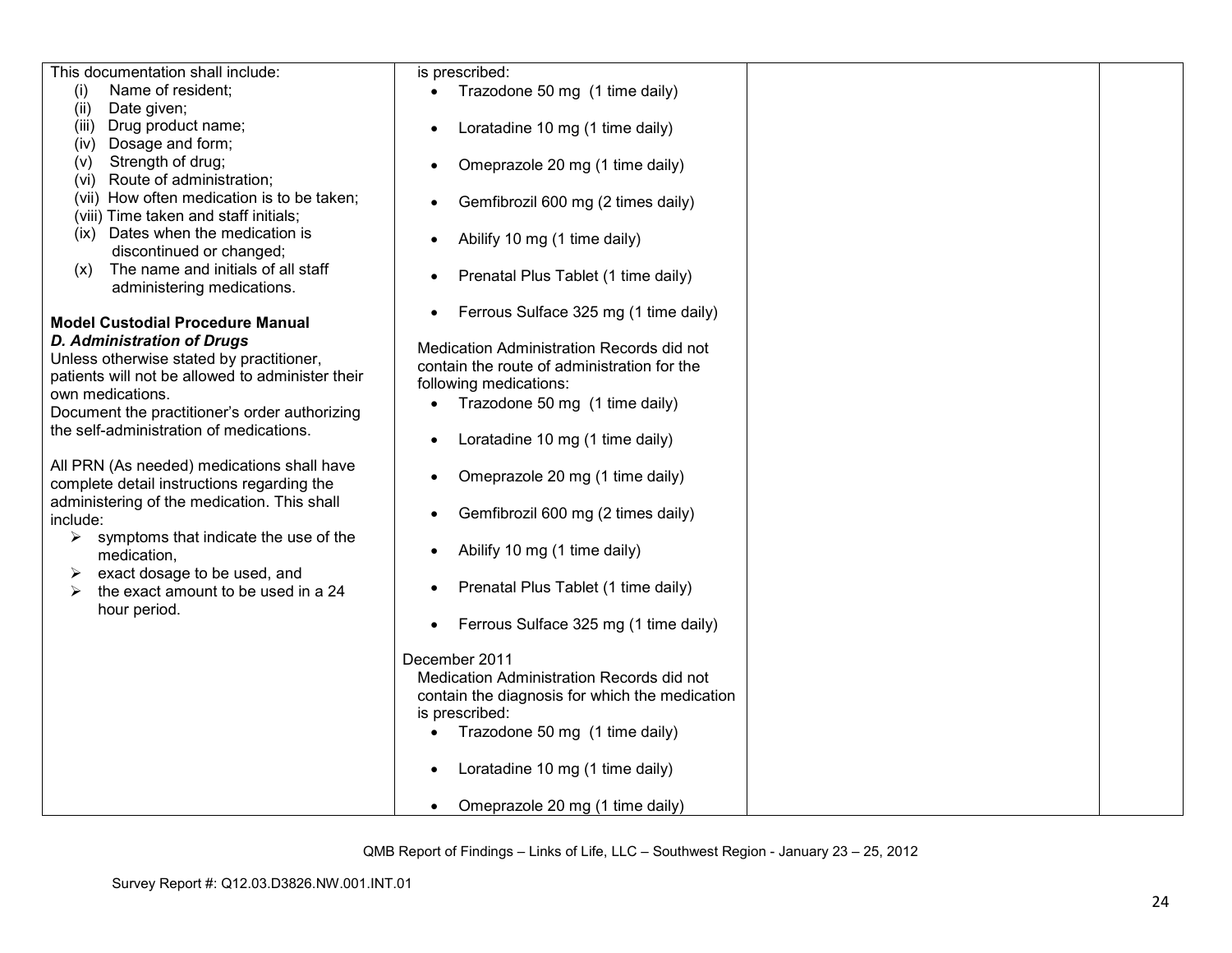| | | | |
|---|---|---|---|
| This documentation shall include:<br>(i) Name of resident;<br>(ii) Date given;<br>(iii) Drug product name;<br>(iv) Dosage and form;<br>(v) Strength of drug;<br>(vi) Route of administration;<br>(vii) How often medication is to be taken;<br>(viii) Time taken and staff initials;<br>(ix) Dates when the medication is discontinued or changed;<br>(x) The name and initials of all staff administering medications.<br><br>**Model Custodial Procedure Manual**<br>***D. Administration of Drugs***<br>Unless otherwise stated by practitioner, patients will not be allowed to administer their own medications.<br>Document the practitioner's order authorizing the self-administration of medications.<br><br>All PRN (As needed) medications shall have complete detail instructions regarding the administering of the medication. This shall include:<br>➢ symptoms that indicate the use of the medication,<br>➢ exact dosage to be used, and<br>➢ the exact amount to be used in a 24 hour period. | is prescribed:<br>• Trazodone 50 mg (1 time daily)<br>• Loratadine 10 mg (1 time daily)<br>• Omeprazole 20 mg (1 time daily)<br>• Gemfibrozil 600 mg (2 times daily)<br>• Abilify 10 mg (1 time daily)<br>• Prenatal Plus Tablet (1 time daily)<br>• Ferrous Sulface 325 mg (1 time daily)<br><br>Medication Administration Records did not contain the route of administration for the following medications:<br>• Trazodone 50 mg (1 time daily)<br>• Loratadine 10 mg (1 time daily)<br>• Omeprazole 20 mg (1 time daily)<br>• Gemfibrozil 600 mg (2 times daily)<br>• Abilify 10 mg (1 time daily)<br>• Prenatal Plus Tablet (1 time daily)<br>• Ferrous Sulface 325 mg (1 time daily)<br><br>December 2011<br>Medication Administration Records did not contain the diagnosis for which the medication is prescribed:<br>• Trazodone 50 mg (1 time daily)<br>• Loratadine 10 mg (1 time daily)<br>• Omeprazole 20 mg (1 time daily) | | |

QMB Report of Findings – Links of Life, LLC – Southwest Region - January 23 – 25, 2012

Survey Report #: Q12.03.D3826.NW.001.INT.01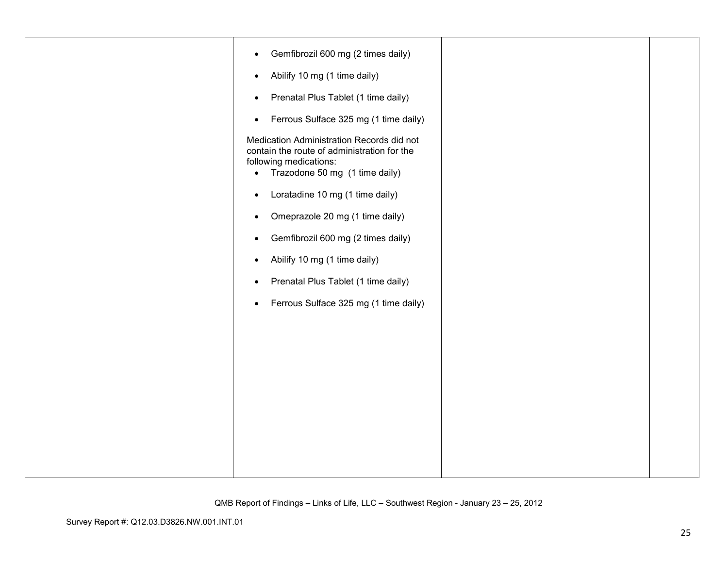| | | | |
|---|---|---|---|
| | • Gemfibrozil 600 mg (2 times daily)<br><br>• Abilify 10 mg (1 time daily)<br><br>• Prenatal Plus Tablet (1 time daily)<br><br>• Ferrous Sulface 325 mg (1 time daily)<br><br>Medication Administration Records did not contain the route of administration for the following medications:<br>• Trazodone 50 mg (1 time daily)<br><br>• Loratadine 10 mg (1 time daily)<br><br>• Omeprazole 20 mg (1 time daily)<br><br>• Gemfibrozil 600 mg (2 times daily)<br><br>• Abilify 10 mg (1 time daily)<br><br>• Prenatal Plus Tablet (1 time daily)<br><br>• Ferrous Sulface 325 mg (1 time daily) | | |

QMB Report of Findings – Links of Life, LLC – Southwest Region - January 23 – 25, 2012

Survey Report #: Q12.03.D3826.NW.001.INT.01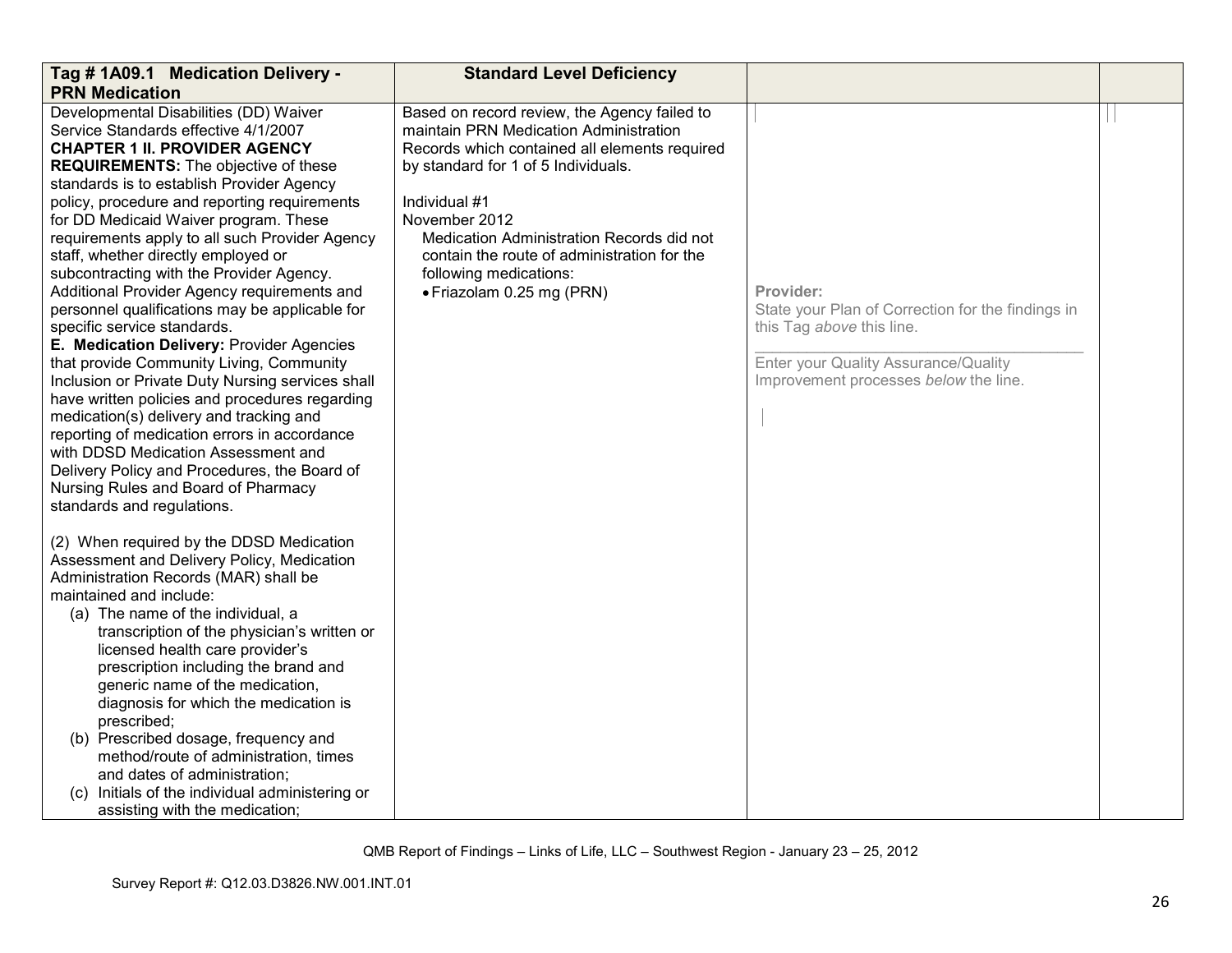| Tag # 1A09.1 Medication Delivery - PRN Medication | Standard Level Deficiency | | |
|---|---|---|---|
| Developmental Disabilities (DD) Waiver Service Standards effective 4/1/2007<br>**CHAPTER 1 II. PROVIDER AGENCY REQUIREMENTS:** The objective of these standards is to establish Provider Agency policy, procedure and reporting requirements for DD Medicaid Waiver program. These requirements apply to all such Provider Agency staff, whether directly employed or subcontracting with the Provider Agency. Additional Provider Agency requirements and personnel qualifications may be applicable for specific service standards.<br>**E. Medication Delivery:** Provider Agencies that provide Community Living, Community Inclusion or Private Duty Nursing services shall have written policies and procedures regarding medication(s) delivery and tracking and reporting of medication errors in accordance with DDSD Medication Assessment and Delivery Policy and Procedures, the Board of Nursing Rules and Board of Pharmacy standards and regulations.<br><br>(2) When required by the DDSD Medication Assessment and Delivery Policy, Medication Administration Records (MAR) shall be maintained and include:<br>(a) The name of the individual, a transcription of the physician's written or licensed health care provider's prescription including the brand and generic name of the medication, diagnosis for which the medication is prescribed;<br>(b) Prescribed dosage, frequency and method/route of administration, times and dates of administration;<br>(c) Initials of the individual administering or assisting with the medication; | Based on record review, the Agency failed to maintain PRN Medication Administration Records which contained all elements required by standard for 1 of 5 Individuals.<br><br>Individual #1<br>November 2012<br>Medication Administration Records did not contain the route of administration for the following medications:<br>• Friazolam 0.25 mg (PRN) | **Provider:**<br>State your Plan of Correction for the findings in this Tag *above* this line.<br>\_\_\_\_\_\_\_\_\_\_\_\_\_\_\_\_\_\_\_\_\_\_\_\_\_\_\_\_\_\_\_\_\_\_\_\_<br>Enter your Quality Assurance/Quality Improvement processes *below* the line. | |

QMB Report of Findings – Links of Life, LLC – Southwest Region - January 23 – 25, 2012

Survey Report #: Q12.03.D3826.NW.001.INT.01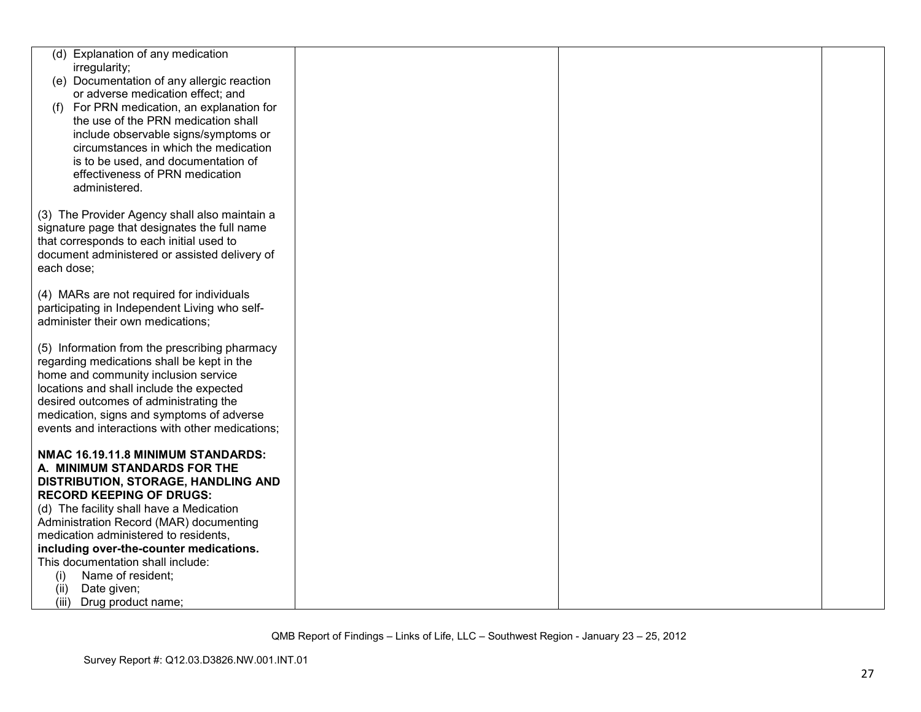| | | | |
|---|---|---|---|
| (d) Explanation of any medication irregularity;<br>(e) Documentation of any allergic reaction or adverse medication effect; and<br>(f) For PRN medication, an explanation for the use of the PRN medication shall include observable signs/symptoms or circumstances in which the medication is to be used, and documentation of effectiveness of PRN medication administered.<br><br>(3) The Provider Agency shall also maintain a signature page that designates the full name that corresponds to each initial used to document administered or assisted delivery of each dose;<br><br>(4) MARs are not required for individuals participating in Independent Living who self-administer their own medications;<br><br>(5) Information from the prescribing pharmacy regarding medications shall be kept in the home and community inclusion service locations and shall include the expected desired outcomes of administrating the medication, signs and symptoms of adverse events and interactions with other medications;<br><br>**NMAC 16.19.11.8 MINIMUM STANDARDS: A. MINIMUM STANDARDS FOR THE DISTRIBUTION, STORAGE, HANDLING AND RECORD KEEPING OF DRUGS:**<br>(d) The facility shall have a Medication Administration Record (MAR) documenting medication administered to residents, **including over-the-counter medications.** This documentation shall include:<br>(i) Name of resident;<br>(ii) Date given;<br>(iii) Drug product name; | | | |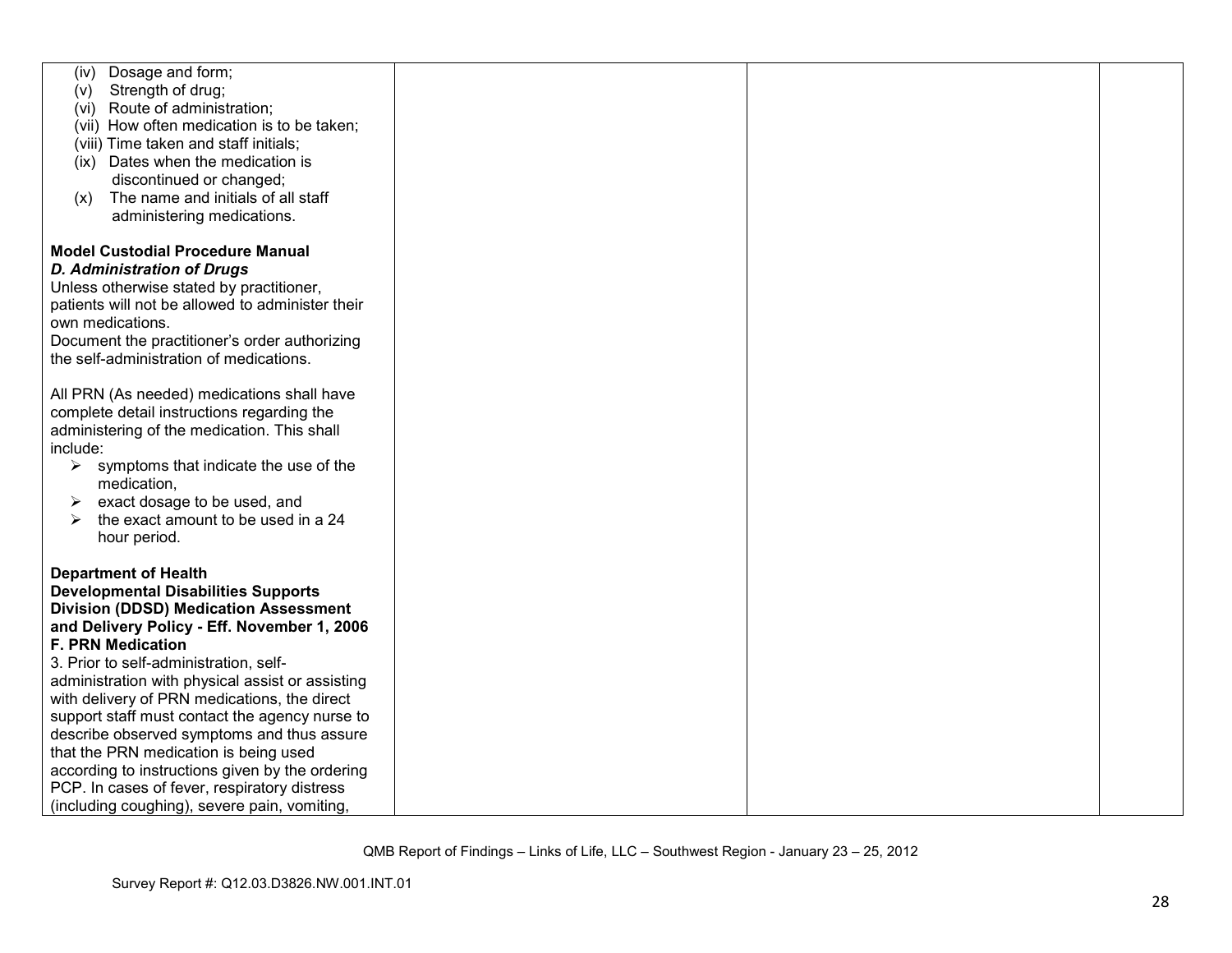| | | | |
|---|---|---|---|
| (iv) Dosage and form;<br>(v) Strength of drug;<br>(vi) Route of administration;<br>(vii) How often medication is to be taken;<br>(viii) Time taken and staff initials;<br>(ix) Dates when the medication is discontinued or changed;<br>(x) The name and initials of all staff administering medications.<br><br>**Model Custodial Procedure Manual**<br>***D. Administration of Drugs***<br>Unless otherwise stated by practitioner, patients will not be allowed to administer their own medications.<br>Document the practitioner's order authorizing the self-administration of medications.<br><br>All PRN (As needed) medications shall have complete detail instructions regarding the administering of the medication. This shall include:<br>➢ symptoms that indicate the use of the medication,<br>➢ exact dosage to be used, and<br>➢ the exact amount to be used in a 24 hour period.<br><br>**Department of Health Developmental Disabilities Supports Division (DDSD) Medication Assessment and Delivery Policy - Eff. November 1, 2006**<br>**F. PRN Medication**<br>3. Prior to self-administration, self-administration with physical assist or assisting with delivery of PRN medications, the direct support staff must contact the agency nurse to describe observed symptoms and thus assure that the PRN medication is being used according to instructions given by the ordering PCP. In cases of fever, respiratory distress (including coughing), severe pain, vomiting, | | | |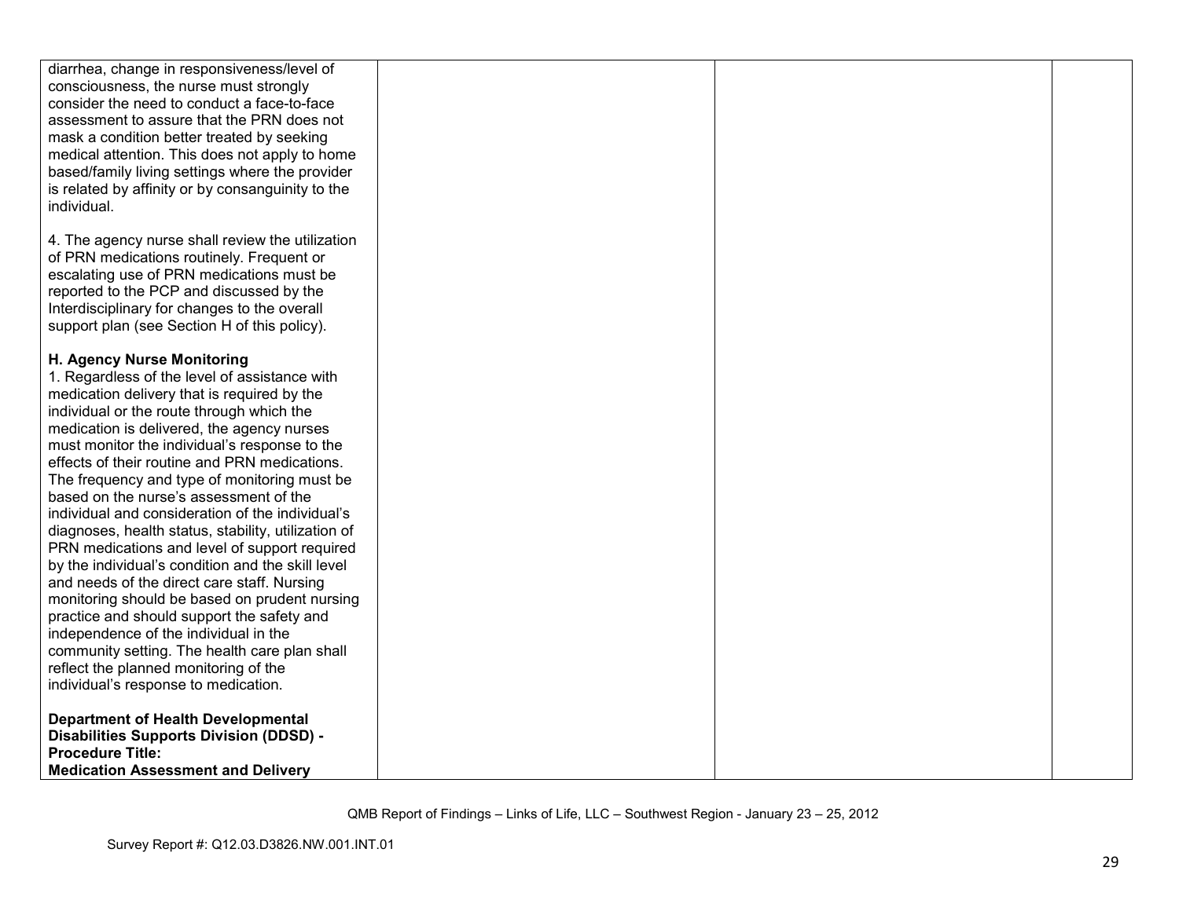| | | | |
|---|---|---|---|
| diarrhea, change in responsiveness/level of consciousness, the nurse must strongly consider the need to conduct a face-to-face assessment to assure that the PRN does not mask a condition better treated by seeking medical attention. This does not apply to home based/family living settings where the provider is related by affinity or by consanguinity to the individual.<br><br>4. The agency nurse shall review the utilization of PRN medications routinely. Frequent or escalating use of PRN medications must be reported to the PCP and discussed by the Interdisciplinary for changes to the overall support plan (see Section H of this policy).<br><br>**H. Agency Nurse Monitoring**<br>1. Regardless of the level of assistance with medication delivery that is required by the individual or the route through which the medication is delivered, the agency nurses must monitor the individual's response to the effects of their routine and PRN medications. The frequency and type of monitoring must be based on the nurse's assessment of the individual and consideration of the individual's diagnoses, health status, stability, utilization of PRN medications and level of support required by the individual's condition and the skill level and needs of the direct care staff. Nursing monitoring should be based on prudent nursing practice and should support the safety and independence of the individual in the community setting. The health care plan shall reflect the planned monitoring of the individual's response to medication.<br><br>**Department of Health Developmental Disabilities Supports Division (DDSD) - Procedure Title: Medication Assessment and Delivery** | | | |

QMB Report of Findings – Links of Life, LLC – Southwest Region - January 23 – 25, 2012

Survey Report #: Q12.03.D3826.NW.001.INT.01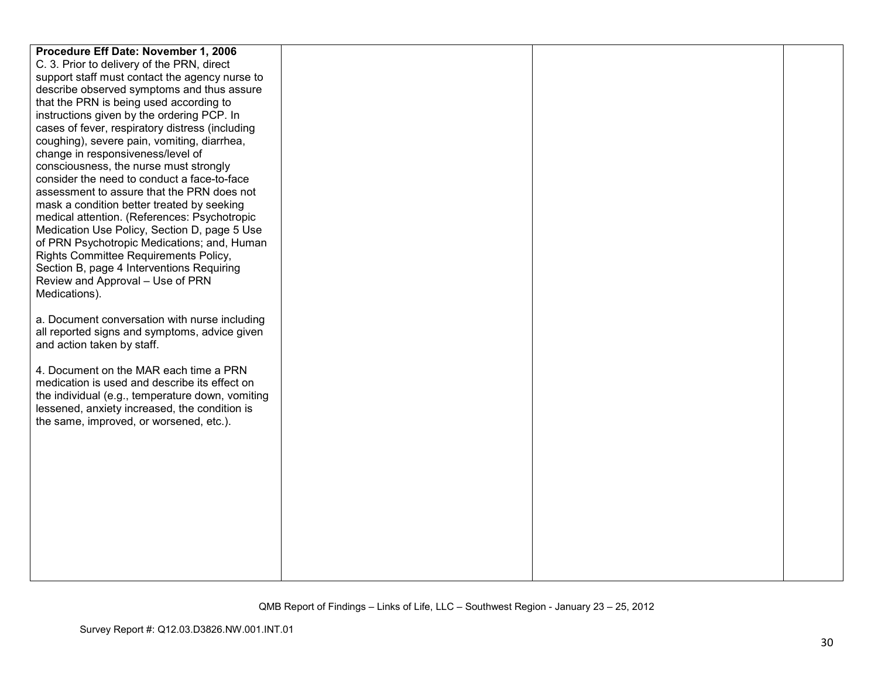| | | | |
|---|---|---|---|
| **Procedure Eff Date: November 1, 2006**<br>C. 3. Prior to delivery of the PRN, direct support staff must contact the agency nurse to describe observed symptoms and thus assure that the PRN is being used according to instructions given by the ordering PCP. In cases of fever, respiratory distress (including coughing), severe pain, vomiting, diarrhea, change in responsiveness/level of consciousness, the nurse must strongly consider the need to conduct a face-to-face assessment to assure that the PRN does not mask a condition better treated by seeking medical attention. (References: Psychotropic Medication Use Policy, Section D, page 5 Use of PRN Psychotropic Medications; and, Human Rights Committee Requirements Policy, Section B, page 4 Interventions Requiring Review and Approval – Use of PRN Medications).<br><br>a. Document conversation with nurse including all reported signs and symptoms, advice given and action taken by staff.<br><br>4. Document on the MAR each time a PRN medication is used and describe its effect on the individual (e.g., temperature down, vomiting lessened, anxiety increased, the condition is the same, improved, or worsened, etc.). | | | |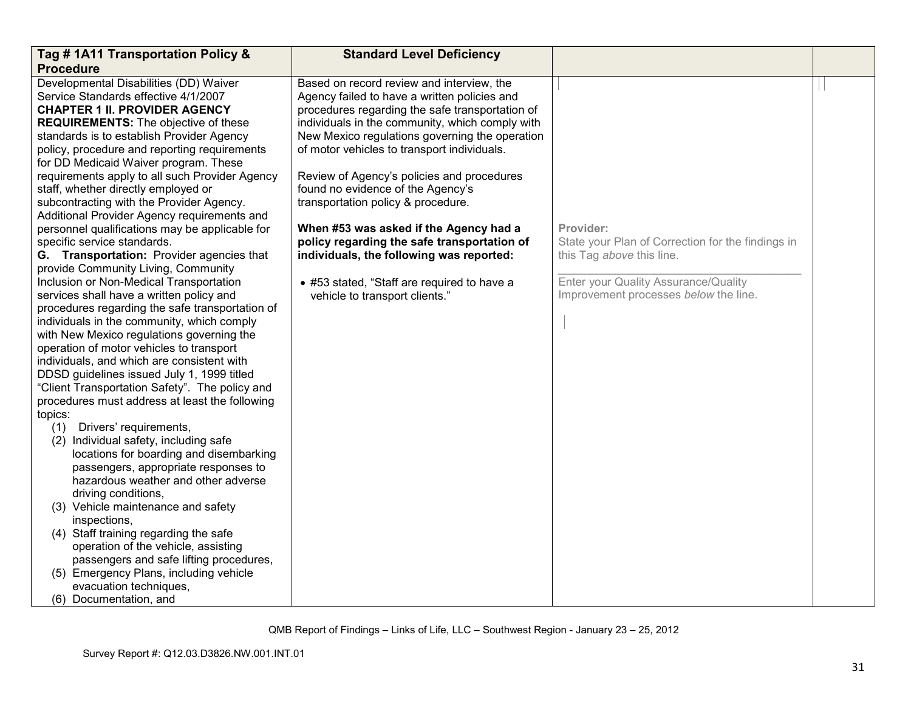| Tag # 1A11 Transportation Policy & Procedure | Standard Level Deficiency | | |
|---|---|---|---|
| Developmental Disabilities (DD) Waiver Service Standards effective 4/1/2007<br>**CHAPTER 1 II. PROVIDER AGENCY REQUIREMENTS:** The objective of these standards is to establish Provider Agency policy, procedure and reporting requirements for DD Medicaid Waiver program. These requirements apply to all such Provider Agency staff, whether directly employed or subcontracting with the Provider Agency. Additional Provider Agency requirements and personnel qualifications may be applicable for specific service standards.<br>**G. Transportation:** Provider agencies that provide Community Living, Community Inclusion or Non-Medical Transportation services shall have a written policy and procedures regarding the safe transportation of individuals in the community, which comply with New Mexico regulations governing the operation of motor vehicles to transport individuals, and which are consistent with DDSD guidelines issued July 1, 1999 titled "Client Transportation Safety". The policy and procedures must address at least the following topics:<br>(1) Drivers' requirements,<br>(2) Individual safety, including safe locations for boarding and disembarking passengers, appropriate responses to hazardous weather and other adverse driving conditions,<br>(3) Vehicle maintenance and safety inspections,<br>(4) Staff training regarding the safe operation of the vehicle, assisting passengers and safe lifting procedures,<br>(5) Emergency Plans, including vehicle evacuation techniques,<br>(6) Documentation, and | Based on record review and interview, the Agency failed to have a written policies and procedures regarding the safe transportation of individuals in the community, which comply with New Mexico regulations governing the operation of motor vehicles to transport individuals.<br><br>Review of Agency's policies and procedures found no evidence of the Agency's transportation policy & procedure.<br><br>**When #53 was asked if the Agency had a policy regarding the safe transportation of individuals, the following was reported:**<br><br>• #53 stated, "Staff are required to have a vehicle to transport clients." | **Provider:**<br>State your Plan of Correction for the findings in this Tag *above* this line.<br>\_\_\_\_\_\_\_\_\_\_\_\_\_\_\_\_\_\_\_\_\_\_\_\_\_\_\_\_\_\_\_\_\_\_\_\_\_\_<br>Enter your Quality Assurance/Quality Improvement processes *below* the line. | |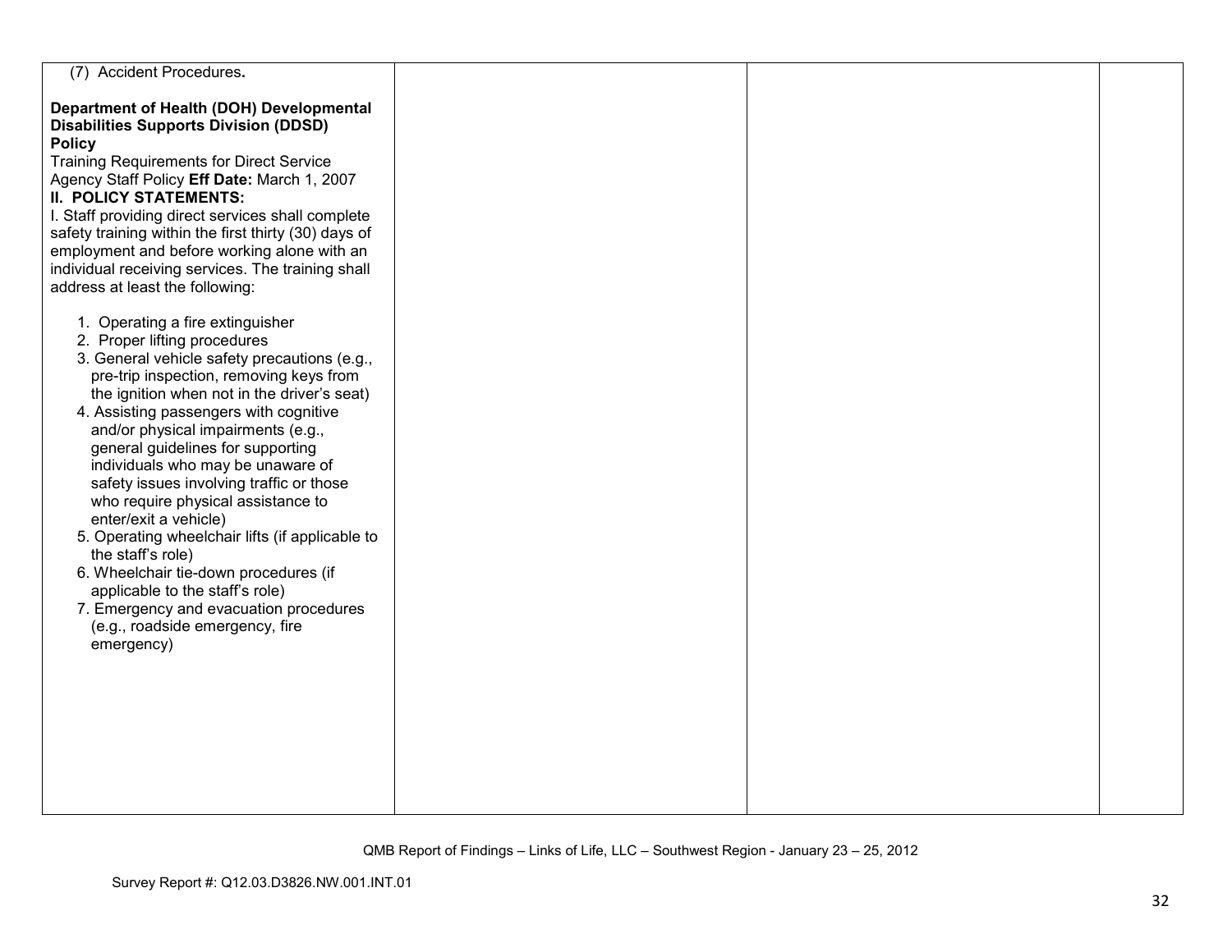| | | | |
|---|---|---|---|
| (7) Accident Procedures.<br><br>**Department of Health (DOH) Developmental Disabilities Supports Division (DDSD) Policy**<br>Training Requirements for Direct Service Agency Staff Policy **Eff Date:** March 1, 2007<br>**II. POLICY STATEMENTS:**<br>I. Staff providing direct services shall complete safety training within the first thirty (30) days of employment and before working alone with an individual receiving services. The training shall address at least the following:<br><br>1. Operating a fire extinguisher<br>2. Proper lifting procedures<br>3. General vehicle safety precautions (e.g., pre-trip inspection, removing keys from the ignition when not in the driver's seat)<br>4. Assisting passengers with cognitive and/or physical impairments (e.g., general guidelines for supporting individuals who may be unaware of safety issues involving traffic or those who require physical assistance to enter/exit a vehicle)<br>5. Operating wheelchair lifts (if applicable to the staff's role)<br>6. Wheelchair tie-down procedures (if applicable to the staff's role)<br>7. Emergency and evacuation procedures (e.g., roadside emergency, fire emergency) | | | |

QMB Report of Findings – Links of Life, LLC – Southwest Region - January 23 – 25, 2012

Survey Report #: Q12.03.D3826.NW.001.INT.01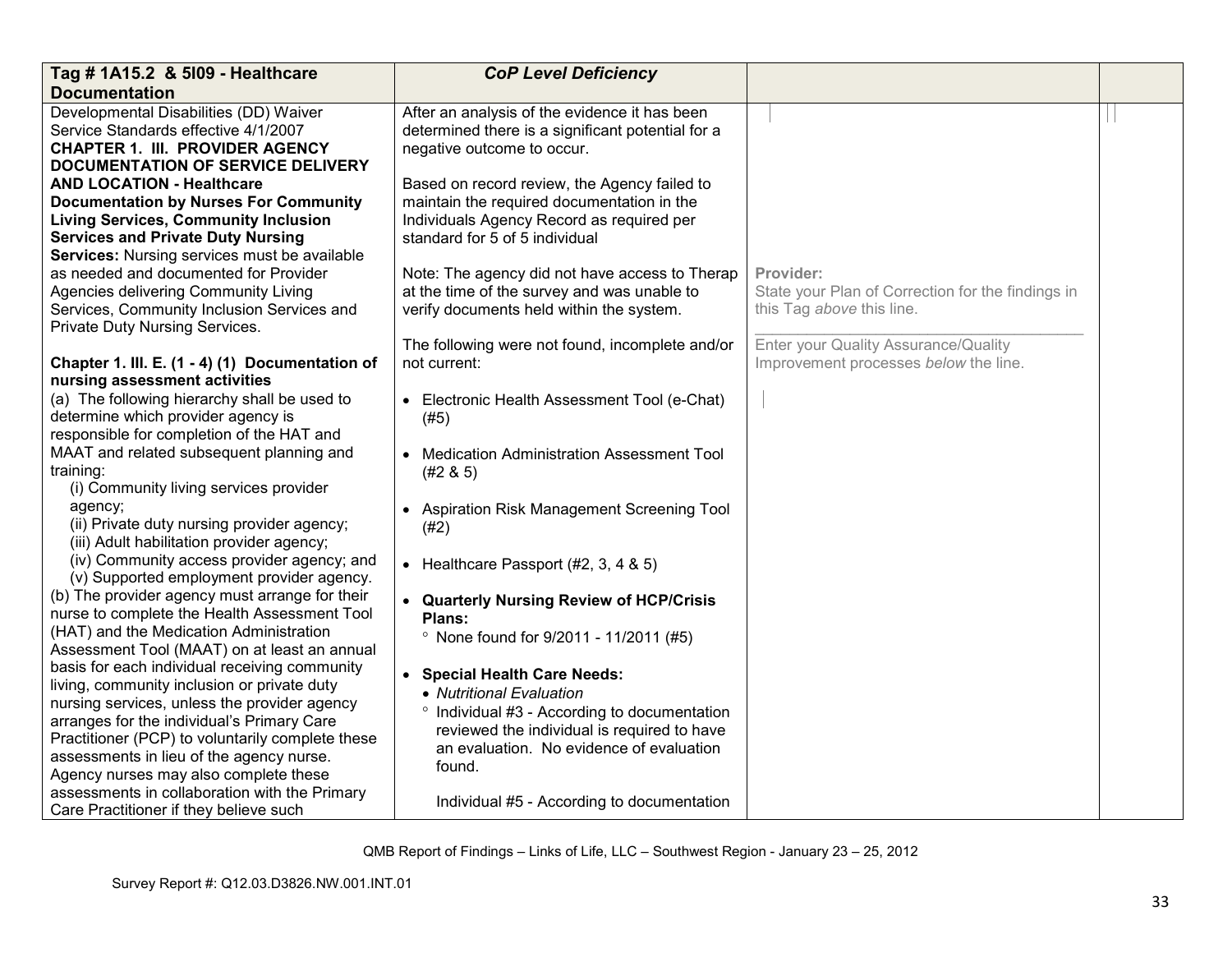| Tag # 1A15.2 & 5I09 - Healthcare Documentation | CoP Level Deficiency | | |
|---|---|---|---|
| Developmental Disabilities (DD) Waiver Service Standards effective 4/1/2007<br>**CHAPTER 1. III. PROVIDER AGENCY DOCUMENTATION OF SERVICE DELIVERY AND LOCATION - Healthcare Documentation by Nurses For Community Living Services, Community Inclusion Services and Private Duty Nursing Services:** Nursing services must be available as needed and documented for Provider Agencies delivering Community Living Services, Community Inclusion Services and Private Duty Nursing Services.<br><br>**Chapter 1. III. E. (1 - 4) (1) Documentation of nursing assessment activities**<br>(a) The following hierarchy shall be used to determine which provider agency is responsible for completion of the HAT and MAAT and related subsequent planning and training:<br>(i) Community living services provider agency;<br>(ii) Private duty nursing provider agency;<br>(iii) Adult habilitation provider agency;<br>(iv) Community access provider agency; and<br>(v) Supported employment provider agency.<br>(b) The provider agency must arrange for their nurse to complete the Health Assessment Tool (HAT) and the Medication Administration Assessment Tool (MAAT) on at least an annual basis for each individual receiving community living, community inclusion or private duty nursing services, unless the provider agency arranges for the individual's Primary Care Practitioner (PCP) to voluntarily complete these assessments in lieu of the agency nurse. Agency nurses may also complete these assessments in collaboration with the Primary Care Practitioner if they believe such | After an analysis of the evidence it has been determined there is a significant potential for a negative outcome to occur.<br><br>Based on record review, the Agency failed to maintain the required documentation in the Individuals Agency Record as required per standard for 5 of 5 individual<br><br>Note: The agency did not have access to Therap at the time of the survey and was unable to verify documents held within the system.<br><br>The following were not found, incomplete and/or not current:<br><br>• Electronic Health Assessment Tool (e-Chat) (#5)<br><br>• Medication Administration Assessment Tool (#2 & 5)<br><br>• Aspiration Risk Management Screening Tool (#2)<br><br>• Healthcare Passport (#2, 3, 4 & 5)<br><br>• **Quarterly Nursing Review of HCP/Crisis Plans:**<br>° None found for 9/2011 - 11/2011 (#5)<br><br>• **Special Health Care Needs:**<br>• *Nutritional Evaluation*<br>° Individual #3 - According to documentation reviewed the individual is required to have an evaluation. No evidence of evaluation found.<br><br>Individual #5 - According to documentation | **Provider:**<br>State your Plan of Correction for the findings in this Tag *above* this line.<br><br>Enter your Quality Assurance/Quality Improvement processes *below* the line. | |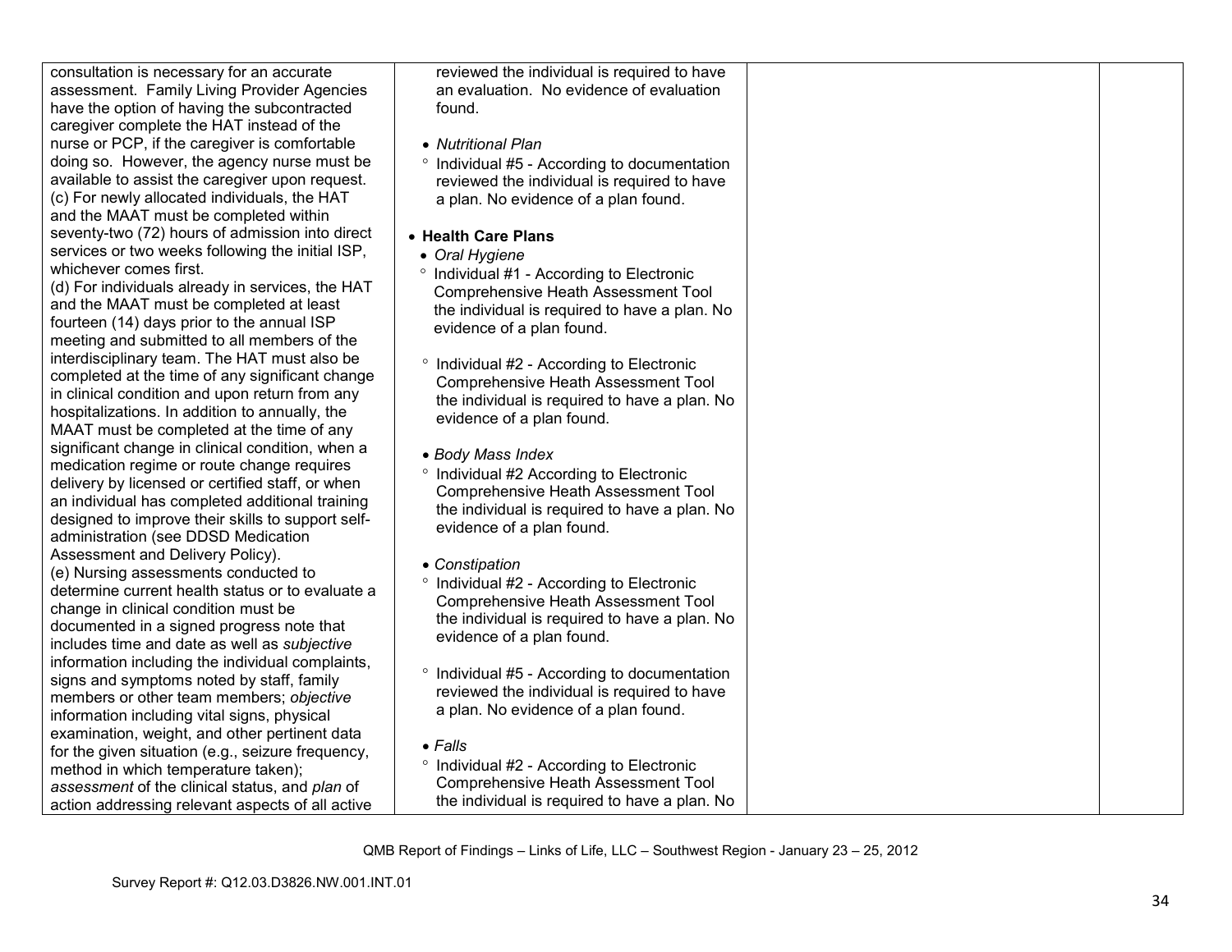| | | | |
|---|---|---|---|
| consultation is necessary for an accurate assessment. Family Living Provider Agencies have the option of having the subcontracted caregiver complete the HAT instead of the nurse or PCP, if the caregiver is comfortable doing so. However, the agency nurse must be available to assist the caregiver upon request.<br>(c) For newly allocated individuals, the HAT and the MAAT must be completed within seventy-two (72) hours of admission into direct services or two weeks following the initial ISP, whichever comes first.<br>(d) For individuals already in services, the HAT and the MAAT must be completed at least fourteen (14) days prior to the annual ISP meeting and submitted to all members of the interdisciplinary team. The HAT must also be completed at the time of any significant change in clinical condition and upon return from any hospitalizations. In addition to annually, the MAAT must be completed at the time of any significant change in clinical condition, when a medication regime or route change requires delivery by licensed or certified staff, or when an individual has completed additional training designed to improve their skills to support self-administration (see DDSD Medication Assessment and Delivery Policy).<br>(e) Nursing assessments conducted to determine current health status or to evaluate a change in clinical condition must be documented in a signed progress note that includes time and date as well as *subjective* information including the individual complaints, signs and symptoms noted by staff, family members or other team members; *objective* information including vital signs, physical examination, weight, and other pertinent data for the given situation (e.g., seizure frequency, method in which temperature taken); *assessment* of the clinical status, and *plan* of action addressing relevant aspects of all active | reviewed the individual is required to have an evaluation. No evidence of evaluation found.<br><br>• *Nutritional Plan*<br>° Individual #5 - According to documentation reviewed the individual is required to have a plan. No evidence of a plan found.<br><br>• **Health Care Plans**<br>• *Oral Hygiene*<br>° Individual #1 - According to Electronic Comprehensive Heath Assessment Tool the individual is required to have a plan. No evidence of a plan found.<br><br>° Individual #2 - According to Electronic Comprehensive Heath Assessment Tool the individual is required to have a plan. No evidence of a plan found.<br><br>• *Body Mass Index*<br>° Individual #2 According to Electronic Comprehensive Heath Assessment Tool the individual is required to have a plan. No evidence of a plan found.<br><br>• *Constipation*<br>° Individual #2 - According to Electronic Comprehensive Heath Assessment Tool the individual is required to have a plan. No evidence of a plan found.<br><br>° Individual #5 - According to documentation reviewed the individual is required to have a plan. No evidence of a plan found.<br><br>• *Falls*<br>° Individual #2 - According to Electronic Comprehensive Heath Assessment Tool the individual is required to have a plan. No | | |

QMB Report of Findings – Links of Life, LLC – Southwest Region - January 23 – 25, 2012

Survey Report #: Q12.03.D3826.NW.001.INT.01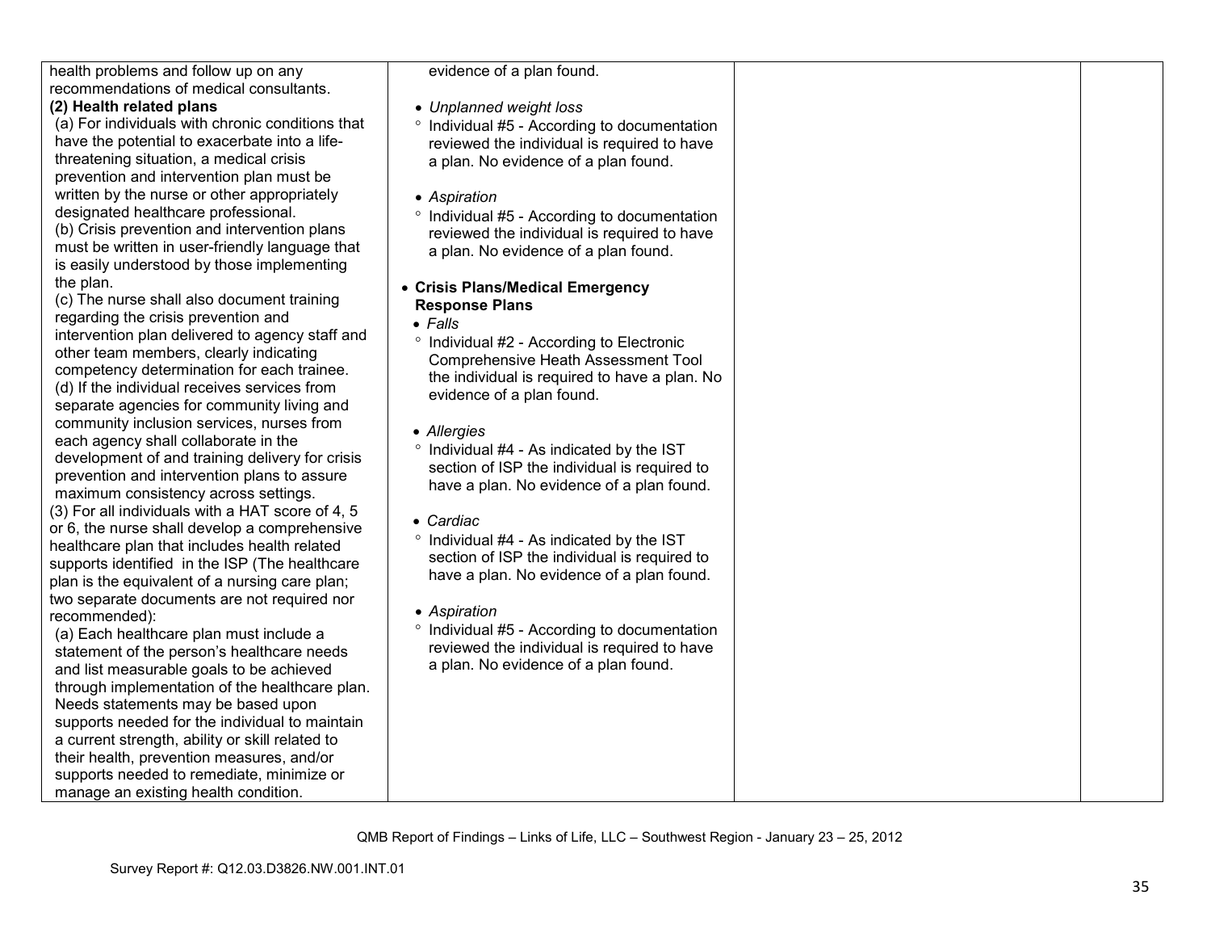| | | | |
|---|---|---|---|
| health problems and follow up on any recommendations of medical consultants.<br>**(2) Health related plans**<br>(a) For individuals with chronic conditions that have the potential to exacerbate into a life-threatening situation, a medical crisis prevention and intervention plan must be written by the nurse or other appropriately designated healthcare professional.<br>(b) Crisis prevention and intervention plans must be written in user-friendly language that is easily understood by those implementing the plan.<br>(c) The nurse shall also document training regarding the crisis prevention and intervention plan delivered to agency staff and other team members, clearly indicating competency determination for each trainee.<br>(d) If the individual receives services from separate agencies for community living and community inclusion services, nurses from each agency shall collaborate in the development of and training delivery for crisis prevention and intervention plans to assure maximum consistency across settings.<br>(3) For all individuals with a HAT score of 4, 5 or 6, the nurse shall develop a comprehensive healthcare plan that includes health related supports identified in the ISP (The healthcare plan is the equivalent of a nursing care plan; two separate documents are not required nor recommended):<br>(a) Each healthcare plan must include a statement of the person's healthcare needs and list measurable goals to be achieved through implementation of the healthcare plan. Needs statements may be based upon supports needed for the individual to maintain a current strength, ability or skill related to their health, prevention measures, and/or supports needed to remediate, minimize or manage an existing health condition. | evidence of a plan found.<br><br>• *Unplanned weight loss*<br>° Individual #5 - According to documentation reviewed the individual is required to have a plan. No evidence of a plan found.<br><br>• *Aspiration*<br>° Individual #5 - According to documentation reviewed the individual is required to have a plan. No evidence of a plan found.<br><br>• **Crisis Plans/Medical Emergency Response Plans**<br>• *Falls*<br>° Individual #2 - According to Electronic Comprehensive Heath Assessment Tool the individual is required to have a plan. No evidence of a plan found.<br><br>• *Allergies*<br>° Individual #4 - As indicated by the IST section of ISP the individual is required to have a plan. No evidence of a plan found.<br><br>• *Cardiac*<br>° Individual #4 - As indicated by the IST section of ISP the individual is required to have a plan. No evidence of a plan found.<br><br>• *Aspiration*<br>° Individual #5 - According to documentation reviewed the individual is required to have a plan. No evidence of a plan found. | | |

QMB Report of Findings – Links of Life, LLC – Southwest Region - January 23 – 25, 2012

Survey Report #: Q12.03.D3826.NW.001.INT.01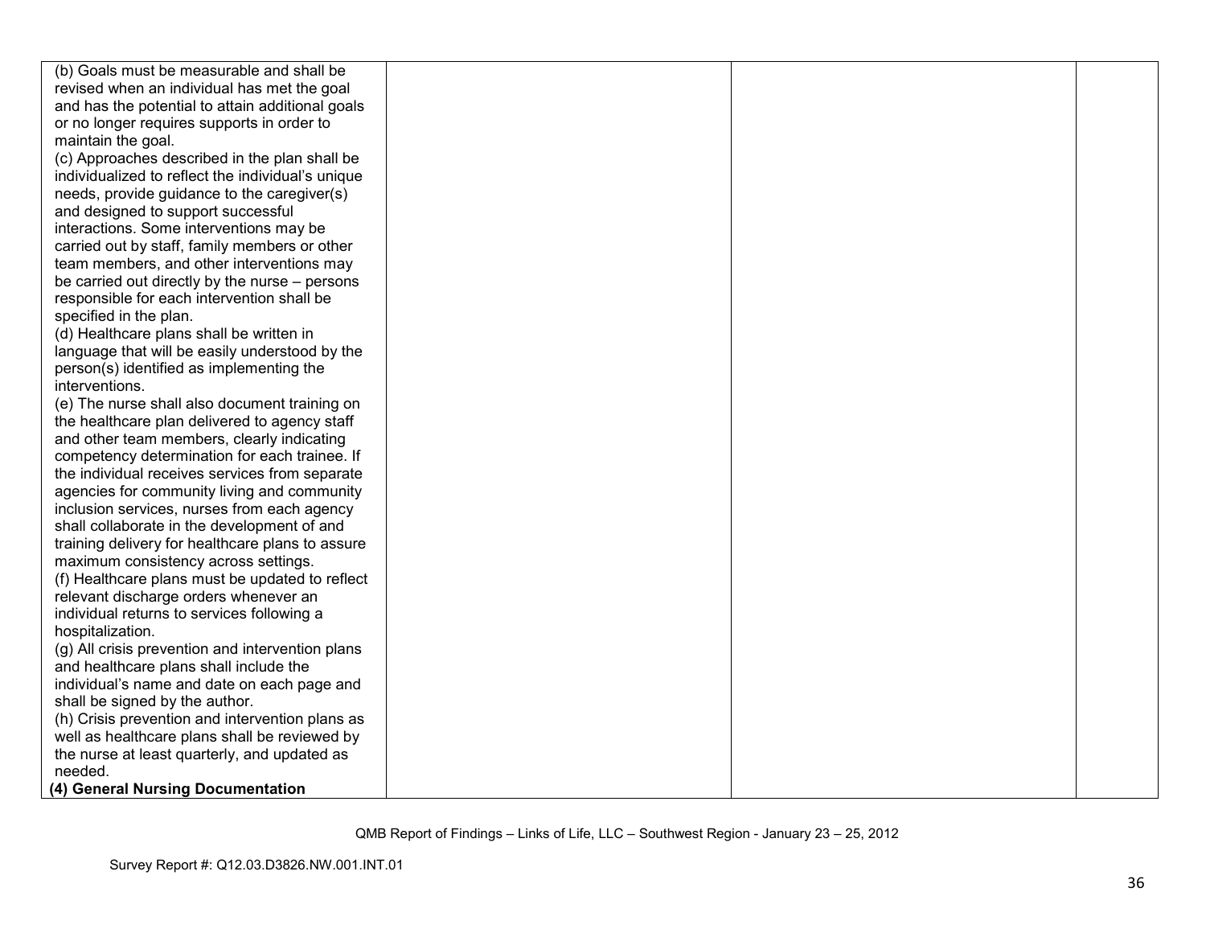| | | | |
|---|---|---|---|
| (b) Goals must be measurable and shall be revised when an individual has met the goal and has the potential to attain additional goals or no longer requires supports in order to maintain the goal.<br>(c) Approaches described in the plan shall be individualized to reflect the individual's unique needs, provide guidance to the caregiver(s) and designed to support successful interactions. Some interventions may be carried out by staff, family members or other team members, and other interventions may be carried out directly by the nurse – persons responsible for each intervention shall be specified in the plan.<br>(d) Healthcare plans shall be written in language that will be easily understood by the person(s) identified as implementing the interventions.<br>(e) The nurse shall also document training on the healthcare plan delivered to agency staff and other team members, clearly indicating competency determination for each trainee. If the individual receives services from separate agencies for community living and community inclusion services, nurses from each agency shall collaborate in the development of and training delivery for healthcare plans to assure maximum consistency across settings.<br>(f) Healthcare plans must be updated to reflect relevant discharge orders whenever an individual returns to services following a hospitalization.<br>(g) All crisis prevention and intervention plans and healthcare plans shall include the individual's name and date on each page and shall be signed by the author.<br>(h) Crisis prevention and intervention plans as well as healthcare plans shall be reviewed by the nurse at least quarterly, and updated as needed.<br>**(4) General Nursing Documentation** | | | |

QMB Report of Findings – Links of Life, LLC – Southwest Region - January 23 – 25, 2012

Survey Report #: Q12.03.D3826.NW.001.INT.01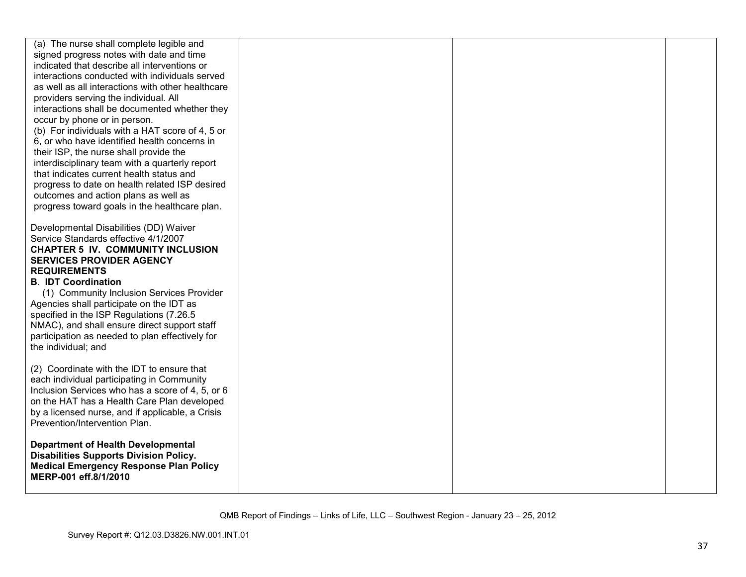| | | | |
|---|---|---|---|
| (a) The nurse shall complete legible and signed progress notes with date and time indicated that describe all interventions or interactions conducted with individuals served as well as all interactions with other healthcare providers serving the individual. All interactions shall be documented whether they occur by phone or in person.<br>(b) For individuals with a HAT score of 4, 5 or 6, or who have identified health concerns in their ISP, the nurse shall provide the interdisciplinary team with a quarterly report that indicates current health status and progress to date on health related ISP desired outcomes and action plans as well as progress toward goals in the healthcare plan.<br><br>Developmental Disabilities (DD) Waiver Service Standards effective 4/1/2007<br>**CHAPTER 5 IV. COMMUNITY INCLUSION SERVICES PROVIDER AGENCY REQUIREMENTS**<br>**B. IDT Coordination**<br>(1) Community Inclusion Services Provider Agencies shall participate on the IDT as specified in the ISP Regulations (7.26.5 NMAC), and shall ensure direct support staff participation as needed to plan effectively for the individual; and<br><br>(2) Coordinate with the IDT to ensure that each individual participating in Community Inclusion Services who has a score of 4, 5, or 6 on the HAT has a Health Care Plan developed by a licensed nurse, and if applicable, a Crisis Prevention/Intervention Plan.<br><br>**Department of Health Developmental Disabilities Supports Division Policy. Medical Emergency Response Plan Policy MERP-001 eff.8/1/2010** | | | |

QMB Report of Findings – Links of Life, LLC – Southwest Region - January 23 – 25, 2012

Survey Report #: Q12.03.D3826.NW.001.INT.01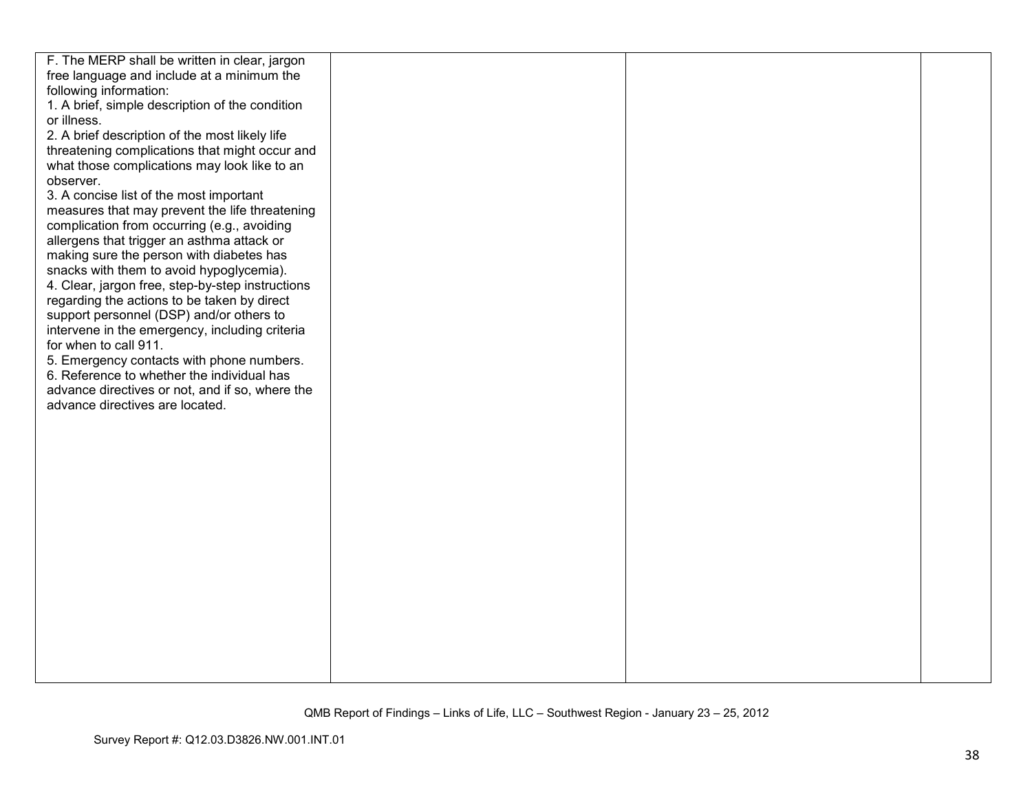| | | | |
|---|---|---|---|
| F. The MERP shall be written in clear, jargon free language and include at a minimum the following information:<br>1. A brief, simple description of the condition or illness.<br>2. A brief description of the most likely life threatening complications that might occur and what those complications may look like to an observer.<br>3. A concise list of the most important measures that may prevent the life threatening complication from occurring (e.g., avoiding allergens that trigger an asthma attack or making sure the person with diabetes has snacks with them to avoid hypoglycemia).<br>4. Clear, jargon free, step-by-step instructions regarding the actions to be taken by direct support personnel (DSP) and/or others to intervene in the emergency, including criteria for when to call 911.<br>5. Emergency contacts with phone numbers.<br>6. Reference to whether the individual has advance directives or not, and if so, where the advance directives are located. | | | |

QMB Report of Findings – Links of Life, LLC – Southwest Region - January 23 – 25, 2012

Survey Report #: Q12.03.D3826.NW.001.INT.01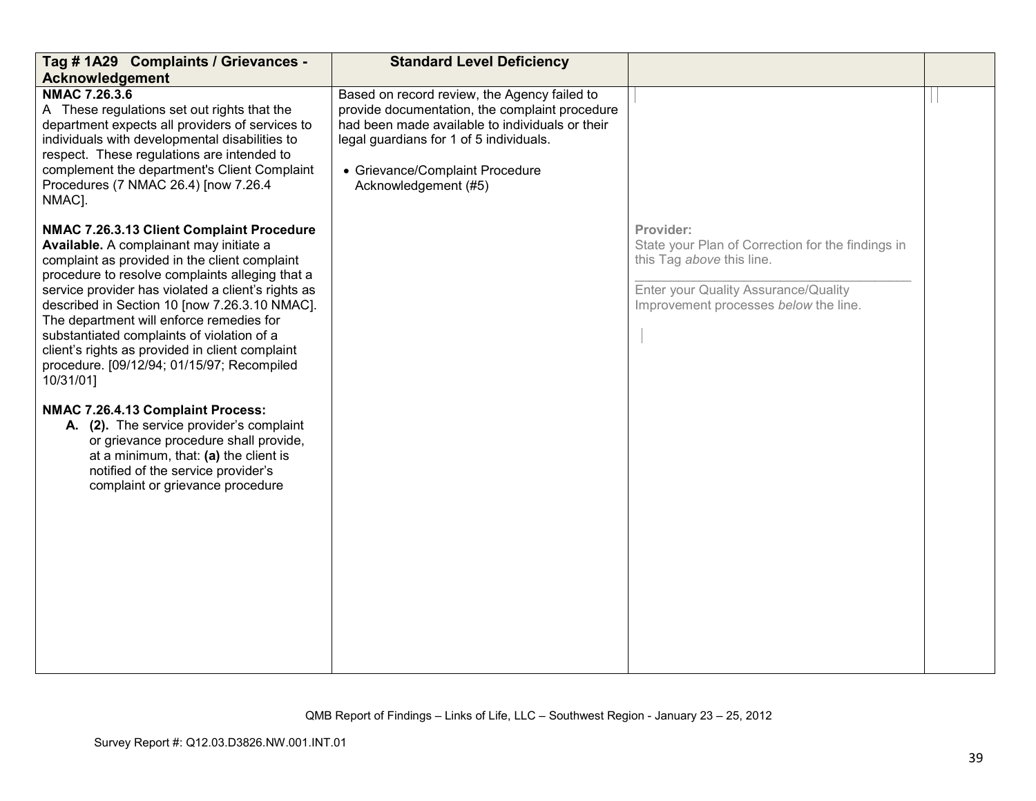| Tag # 1A29 Complaints / Grievances - Acknowledgement | Standard Level Deficiency | | |
|---|---|---|---|
| **NMAC 7.26.3.6**<br>A These regulations set out rights that the department expects all providers of services to individuals with developmental disabilities to respect. These regulations are intended to complement the department's Client Complaint Procedures (7 NMAC 26.4) [now 7.26.4 NMAC].<br><br>**NMAC 7.26.3.13 Client Complaint Procedure Available.** A complainant may initiate a complaint as provided in the client complaint procedure to resolve complaints alleging that a service provider has violated a client's rights as described in Section 10 [now 7.26.3.10 NMAC]. The department will enforce remedies for substantiated complaints of violation of a client's rights as provided in client complaint procedure. [09/12/94; 01/15/97; Recompiled 10/31/01]<br><br>**NMAC 7.26.4.13 Complaint Process:**<br>**A. (2).** The service provider's complaint or grievance procedure shall provide, at a minimum, that: **(a)** the client is notified of the service provider's complaint or grievance procedure | Based on record review, the Agency failed to provide documentation, the complaint procedure had been made available to individuals or their legal guardians for 1 of 5 individuals.<br><br>• Grievance/Complaint Procedure Acknowledgement (#5) | Provider:<br>State your Plan of Correction for the findings in this Tag *above* this line.<br>\_\_\_\_\_\_\_\_\_\_\_\_\_\_\_\_\_\_\_\_\_\_\_\_\_\_\_\_\_\_\_\_\_\_\_\_\_\_\_\_<br>Enter your Quality Assurance/Quality Improvement processes *below* the line. | |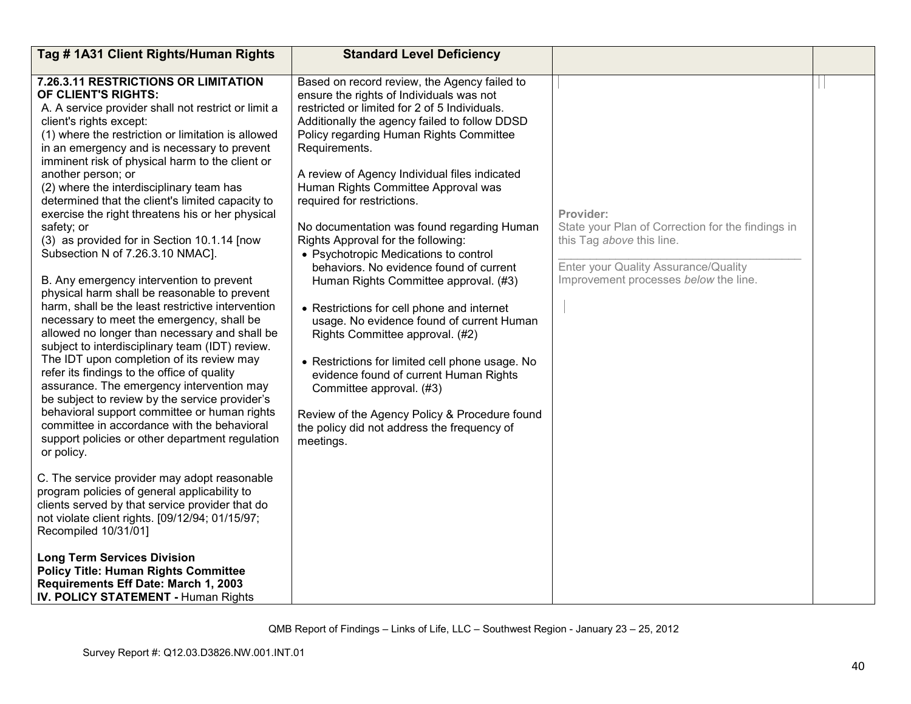| Tag # 1A31 Client Rights/Human Rights | Standard Level Deficiency | | |
|---|---|---|---|
| **7.26.3.11 RESTRICTIONS OR LIMITATION OF CLIENT'S RIGHTS:**<br>A. A service provider shall not restrict or limit a client's rights except:<br>(1) where the restriction or limitation is allowed in an emergency and is necessary to prevent imminent risk of physical harm to the client or another person; or<br>(2) where the interdisciplinary team has determined that the client's limited capacity to exercise the right threatens his or her physical safety; or<br>(3) as provided for in Section 10.1.14 [now Subsection N of 7.26.3.10 NMAC].<br><br>B. Any emergency intervention to prevent physical harm shall be reasonable to prevent harm, shall be the least restrictive intervention necessary to meet the emergency, shall be allowed no longer than necessary and shall be subject to interdisciplinary team (IDT) review. The IDT upon completion of its review may refer its findings to the office of quality assurance. The emergency intervention may be subject to review by the service provider's behavioral support committee or human rights committee in accordance with the behavioral support policies or other department regulation or policy.<br><br>C. The service provider may adopt reasonable program policies of general applicability to clients served by that service provider that do not violate client rights. [09/12/94; 01/15/97; Recompiled 10/31/01]<br><br>**Long Term Services Division**<br>**Policy Title: Human Rights Committee Requirements Eff Date: March 1, 2003**<br>**IV. POLICY STATEMENT -** Human Rights | Based on record review, the Agency failed to ensure the rights of Individuals was not restricted or limited for 2 of 5 Individuals. Additionally the agency failed to follow DDSD Policy regarding Human Rights Committee Requirements.<br><br>A review of Agency Individual files indicated Human Rights Committee Approval was required for restrictions.<br><br>No documentation was found regarding Human Rights Approval for the following:<br>• Psychotropic Medications to control behaviors. No evidence found of current Human Rights Committee approval. (#3)<br><br>• Restrictions for cell phone and internet usage. No evidence found of current Human Rights Committee approval. (#2)<br><br>• Restrictions for limited cell phone usage. No evidence found of current Human Rights Committee approval. (#3)<br><br>Review of the Agency Policy & Procedure found the policy did not address the frequency of meetings. | **Provider:**<br>State your Plan of Correction for the findings in this Tag *above* this line.<br>\_\_\_\_\_\_\_\_\_\_\_\_\_\_\_\_\_\_\_\_\_\_\_\_\_\_\_\_\_\_\_\_\_\_<br>Enter your Quality Assurance/Quality Improvement processes *below* the line. | |

QMB Report of Findings – Links of Life, LLC – Southwest Region - January 23 – 25, 2012

Survey Report #: Q12.03.D3826.NW.001.INT.01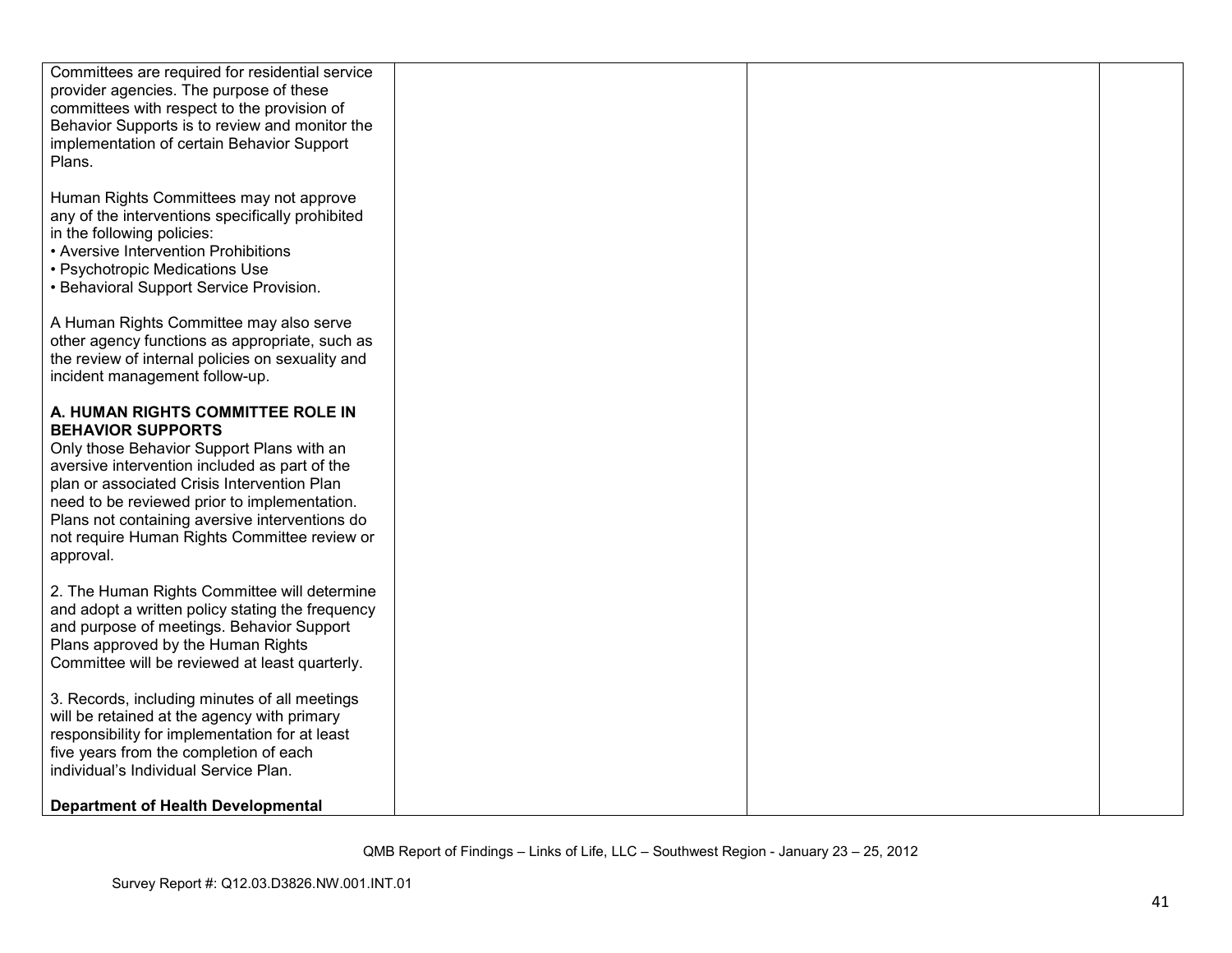| | | | |
|---|---|---|---|
| Committees are required for residential service provider agencies. The purpose of these committees with respect to the provision of Behavior Supports is to review and monitor the implementation of certain Behavior Support Plans.<br><br>Human Rights Committees may not approve any of the interventions specifically prohibited in the following policies:<br>• Aversive Intervention Prohibitions<br>• Psychotropic Medications Use<br>• Behavioral Support Service Provision.<br><br>A Human Rights Committee may also serve other agency functions as appropriate, such as the review of internal policies on sexuality and incident management follow-up.<br><br>**A. HUMAN RIGHTS COMMITTEE ROLE IN BEHAVIOR SUPPORTS**<br>Only those Behavior Support Plans with an aversive intervention included as part of the plan or associated Crisis Intervention Plan need to be reviewed prior to implementation. Plans not containing aversive interventions do not require Human Rights Committee review or approval.<br><br>2. The Human Rights Committee will determine and adopt a written policy stating the frequency and purpose of meetings. Behavior Support Plans approved by the Human Rights Committee will be reviewed at least quarterly.<br><br>3. Records, including minutes of all meetings will be retained at the agency with primary responsibility for implementation for at least five years from the completion of each individual's Individual Service Plan.<br><br>**Department of Health Developmental** | | | |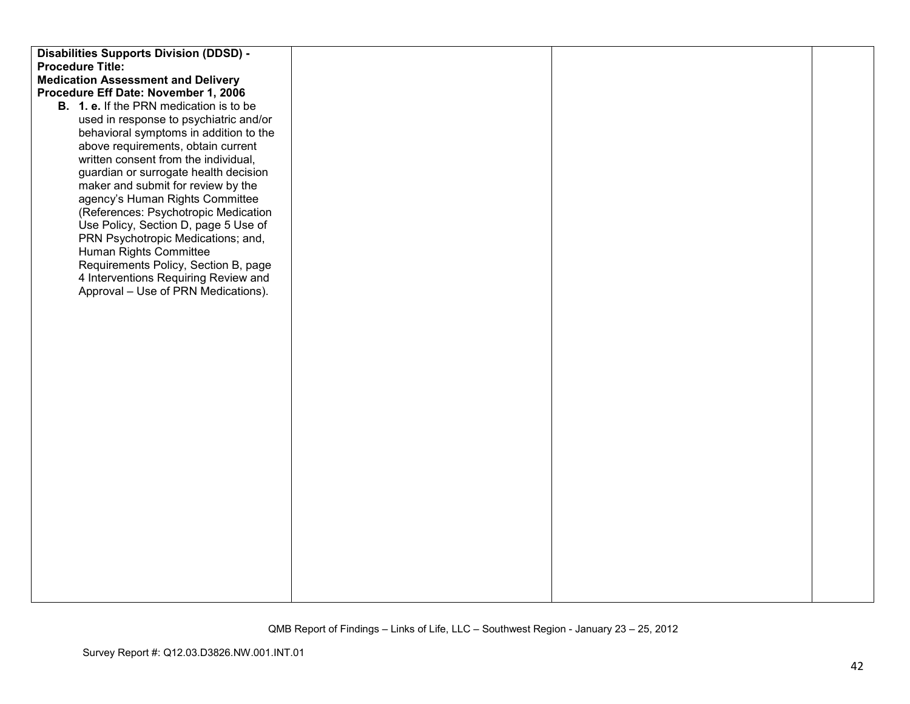| | | | |
|---|---|---|---|
| **Disabilities Supports Division (DDSD) - Procedure Title: Medication Assessment and Delivery Procedure Eff Date: November 1, 2006**<br>**B. 1. e.** If the PRN medication is to be used in response to psychiatric and/or behavioral symptoms in addition to the above requirements, obtain current written consent from the individual, guardian or surrogate health decision maker and submit for review by the agency's Human Rights Committee (References: Psychotropic Medication Use Policy, Section D, page 5 Use of PRN Psychotropic Medications; and, Human Rights Committee Requirements Policy, Section B, page 4 Interventions Requiring Review and Approval – Use of PRN Medications). | | | |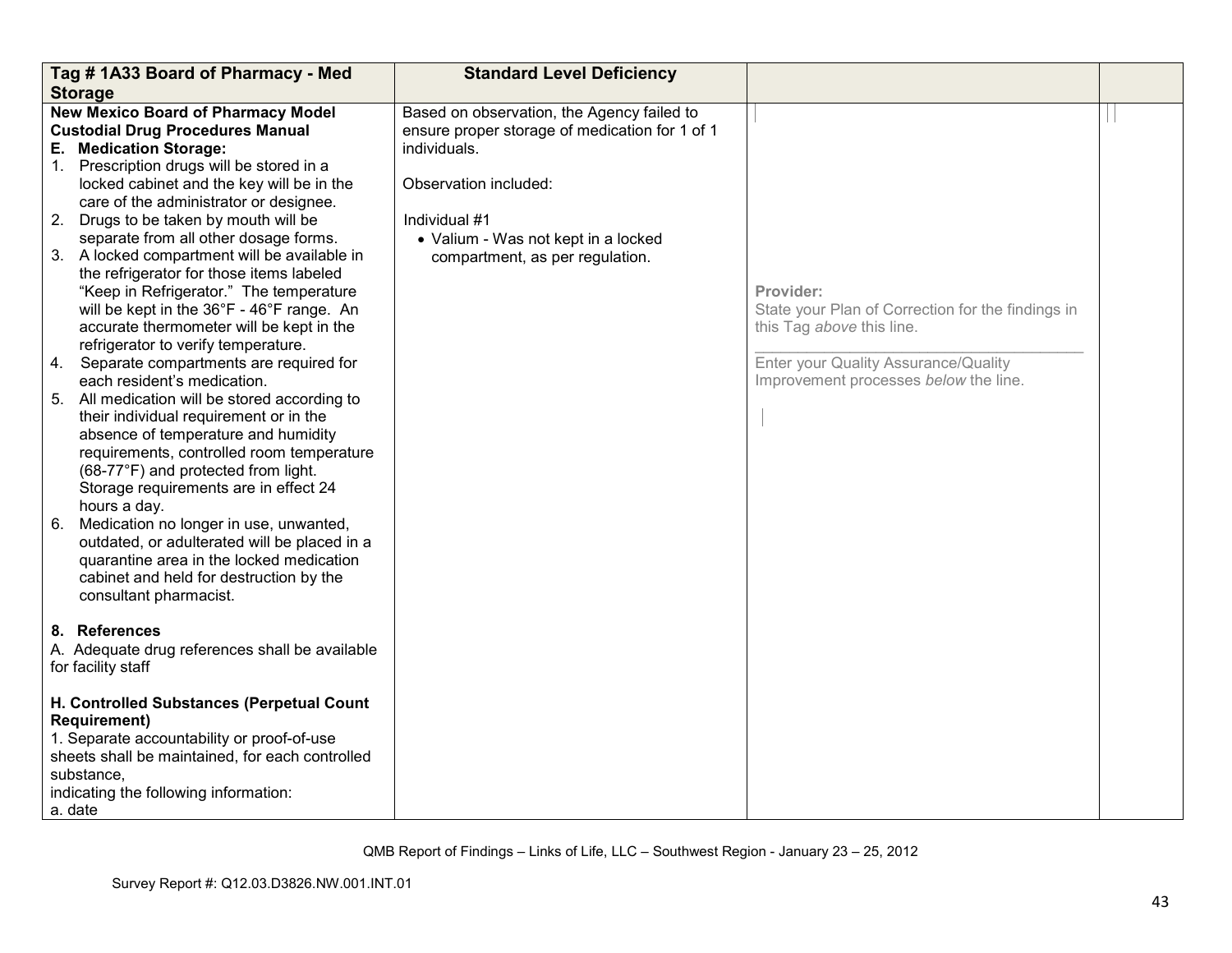| Tag # 1A33 Board of Pharmacy - Med Storage | Standard Level Deficiency | | |
|---|---|---|---|
| **New Mexico Board of Pharmacy Model Custodial Drug Procedures Manual**<br>**E. Medication Storage:**<br>1. Prescription drugs will be stored in a locked cabinet and the key will be in the care of the administrator or designee.<br>2. Drugs to be taken by mouth will be separate from all other dosage forms.<br>3. A locked compartment will be available in the refrigerator for those items labeled "Keep in Refrigerator." The temperature will be kept in the 36°F - 46°F range. An accurate thermometer will be kept in the refrigerator to verify temperature.<br>4. Separate compartments are required for each resident's medication.<br>5. All medication will be stored according to their individual requirement or in the absence of temperature and humidity requirements, controlled room temperature (68-77°F) and protected from light. Storage requirements are in effect 24 hours a day.<br>6. Medication no longer in use, unwanted, outdated, or adulterated will be placed in a quarantine area in the locked medication cabinet and held for destruction by the consultant pharmacist.<br><br>**8. References**<br>A. Adequate drug references shall be available for facility staff<br><br>**H. Controlled Substances (Perpetual Count Requirement)**<br>1. Separate accountability or proof-of-use sheets shall be maintained, for each controlled substance,<br>indicating the following information:<br>a. date | Based on observation, the Agency failed to ensure proper storage of medication for 1 of 1 individuals.<br><br>Observation included:<br><br>Individual #1<br>• Valium - Was not kept in a locked compartment, as per regulation. | **Provider:**<br>State your Plan of Correction for the findings in this Tag *above* this line.<br><br>Enter your Quality Assurance/Quality Improvement processes *below* the line. | |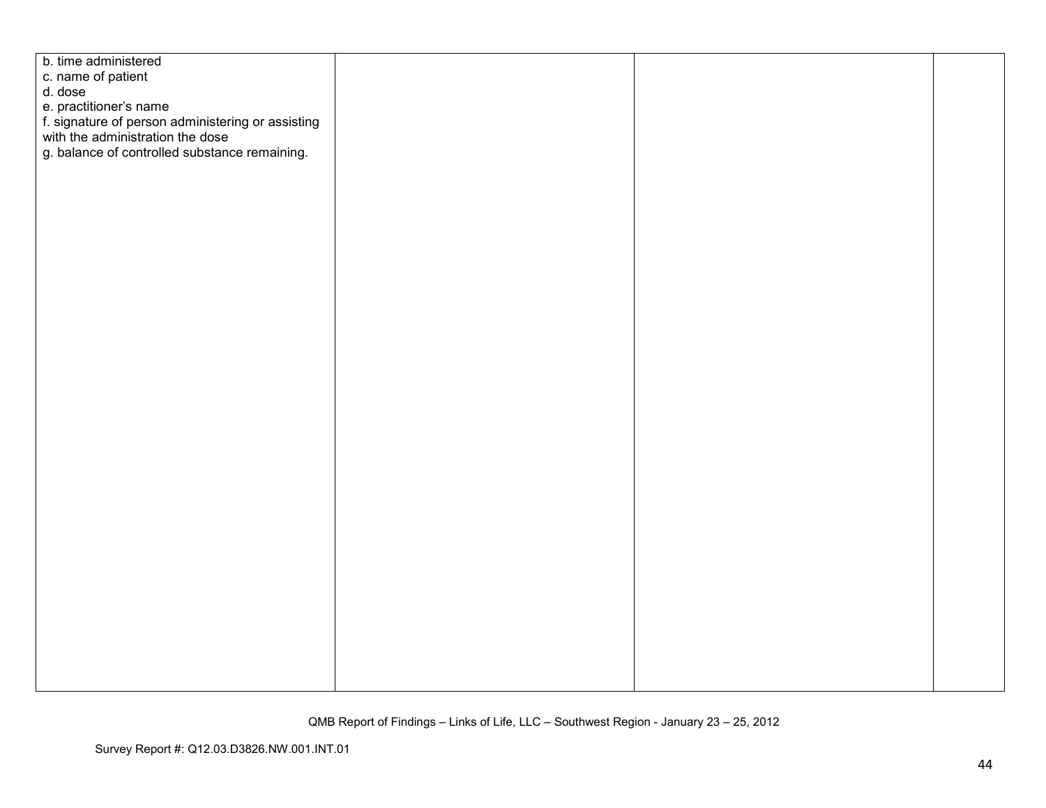| | | | |
|---|---|---|---|
| b. time administered<br>c. name of patient<br>d. dose<br>e. practitioner's name<br>f. signature of person administering or assisting with the administration the dose<br>g. balance of controlled substance remaining. | | | |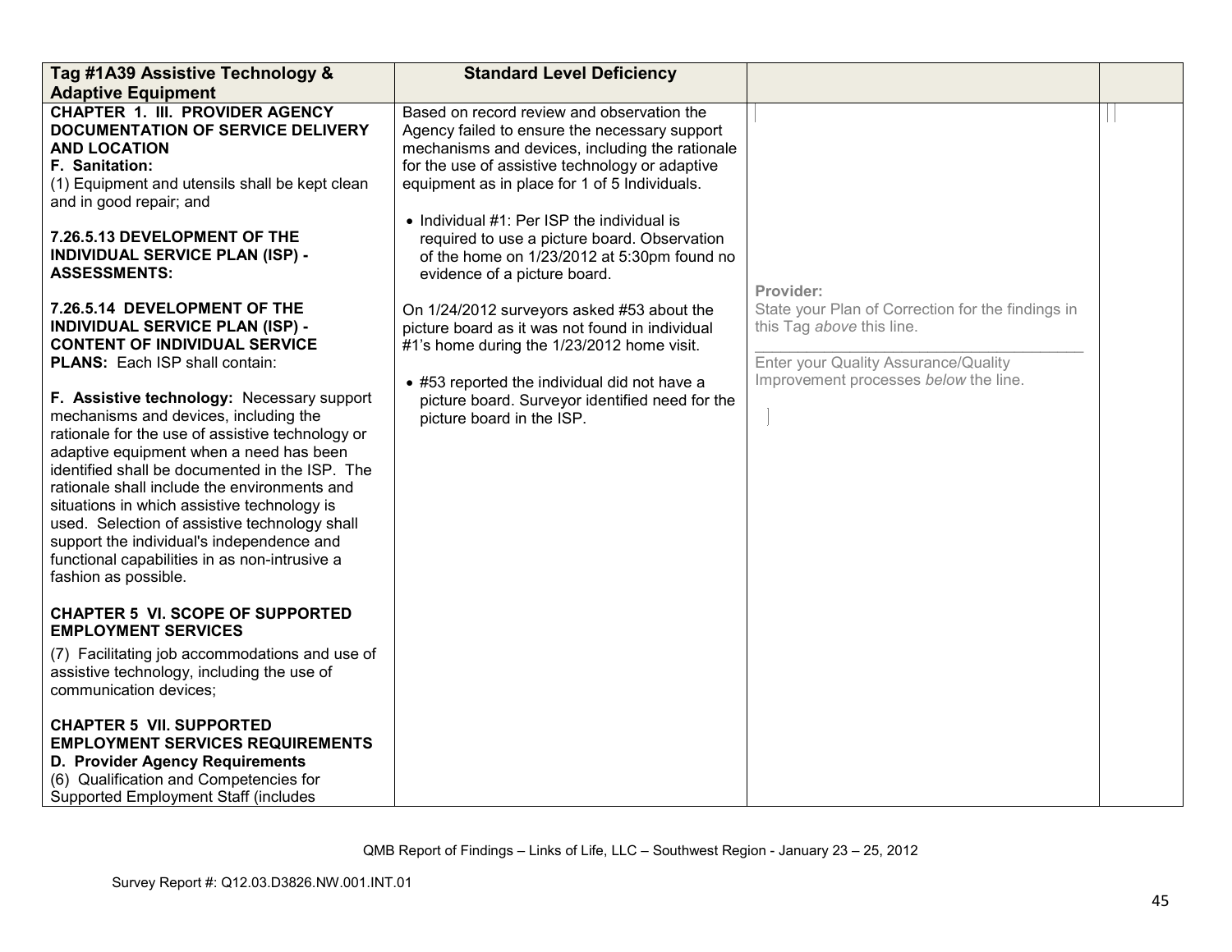| Tag #1A39 Assistive Technology & Adaptive Equipment | Standard Level Deficiency | | |
|---|---|---|---|
| **CHAPTER 1. III. PROVIDER AGENCY DOCUMENTATION OF SERVICE DELIVERY AND LOCATION**<br>**F. Sanitation:**<br>(1) Equipment and utensils shall be kept clean and in good repair; and<br><br>**7.26.5.13 DEVELOPMENT OF THE INDIVIDUAL SERVICE PLAN (ISP) - ASSESSMENTS:**<br><br>**7.26.5.14 DEVELOPMENT OF THE INDIVIDUAL SERVICE PLAN (ISP) - CONTENT OF INDIVIDUAL SERVICE PLANS:** Each ISP shall contain:<br><br>**F. Assistive technology:** Necessary support mechanisms and devices, including the rationale for the use of assistive technology or adaptive equipment when a need has been identified shall be documented in the ISP. The rationale shall include the environments and situations in which assistive technology is used. Selection of assistive technology shall support the individual's independence and functional capabilities in as non-intrusive a fashion as possible.<br><br>**CHAPTER 5 VI. SCOPE OF SUPPORTED EMPLOYMENT SERVICES**<br>(7) Facilitating job accommodations and use of assistive technology, including the use of communication devices;<br><br>**CHAPTER 5 VII. SUPPORTED EMPLOYMENT SERVICES REQUIREMENTS**<br>**D. Provider Agency Requirements**<br>(6) Qualification and Competencies for Supported Employment Staff (includes | Based on record review and observation the Agency failed to ensure the necessary support mechanisms and devices, including the rationale for the use of assistive technology or adaptive equipment as in place for 1 of 5 Individuals.<br><br>• Individual #1: Per ISP the individual is required to use a picture board. Observation of the home on 1/23/2012 at 5:30pm found no evidence of a picture board.<br><br>On 1/24/2012 surveyors asked #53 about the picture board as it was not found in individual #1's home during the 1/23/2012 home visit.<br><br>• #53 reported the individual did not have a picture board. Surveyor identified need for the picture board in the ISP. | **Provider:**<br>State your Plan of Correction for the findings in this Tag *above* this line.<br>\_\_\_\_\_\_\_\_\_\_\_\_\_\_\_\_\_\_\_\_\_\_\_\_\_\_\_\_\_\_\_\_\_\_\_\_<br>Enter your Quality Assurance/Quality Improvement processes *below* the line. | |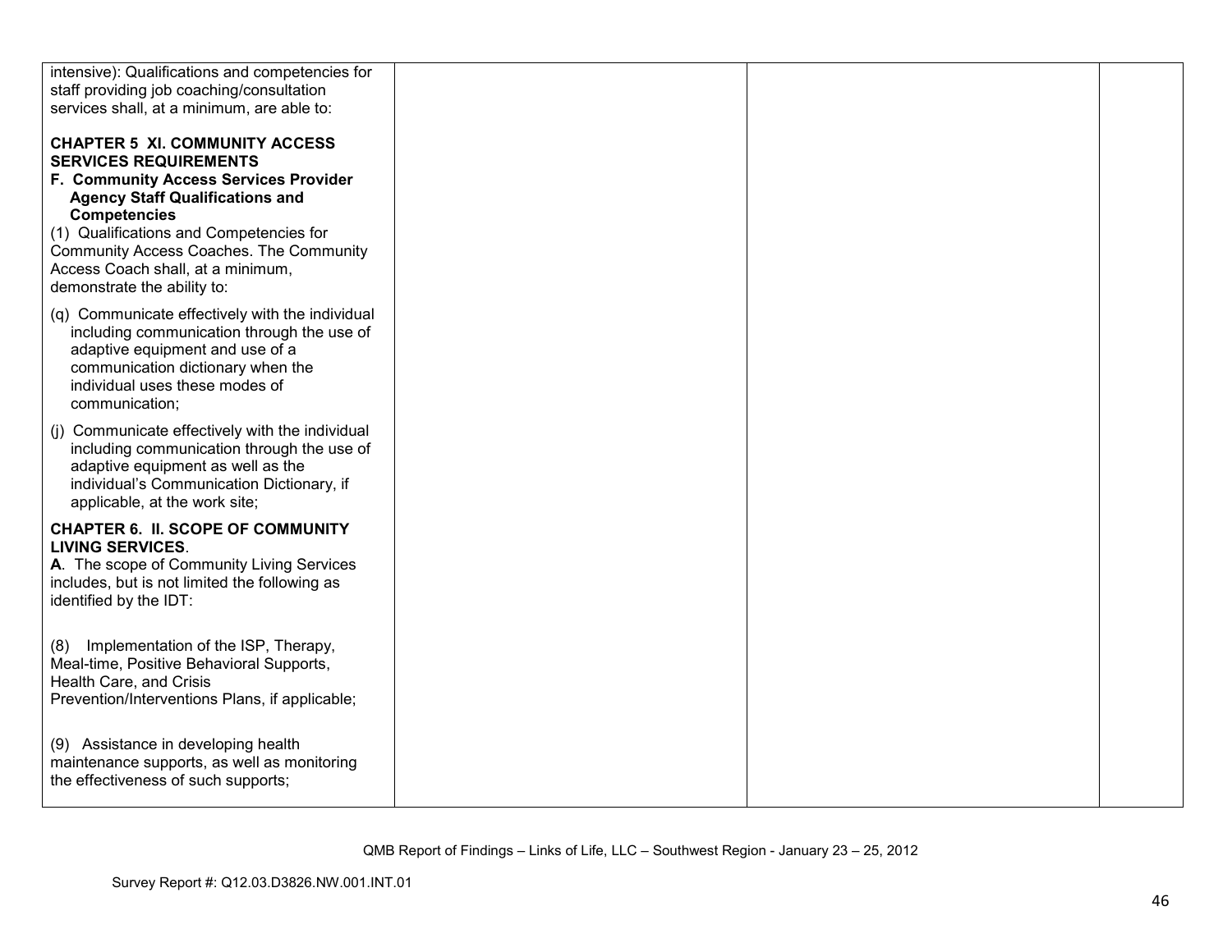| | | | |
|---|---|---|---|
| intensive): Qualifications and competencies for staff providing job coaching/consultation services shall, at a minimum, are able to:<br><br>**CHAPTER 5 XI. COMMUNITY ACCESS SERVICES REQUIREMENTS**<br>**F. Community Access Services Provider Agency Staff Qualifications and Competencies**<br>(1) Qualifications and Competencies for Community Access Coaches. The Community Access Coach shall, at a minimum, demonstrate the ability to:<br><br>(q) Communicate effectively with the individual including communication through the use of adaptive equipment and use of a communication dictionary when the individual uses these modes of communication;<br><br>(j) Communicate effectively with the individual including communication through the use of adaptive equipment as well as the individual's Communication Dictionary, if applicable, at the work site;<br><br>**CHAPTER 6. II. SCOPE OF COMMUNITY LIVING SERVICES**.<br>**A**. The scope of Community Living Services includes, but is not limited the following as identified by the IDT:<br><br>(8) Implementation of the ISP, Therapy, Meal-time, Positive Behavioral Supports, Health Care, and Crisis Prevention/Interventions Plans, if applicable;<br><br>(9) Assistance in developing health maintenance supports, as well as monitoring the effectiveness of such supports; | | | |

QMB Report of Findings – Links of Life, LLC – Southwest Region - January 23 – 25, 2012

Survey Report #: Q12.03.D3826.NW.001.INT.01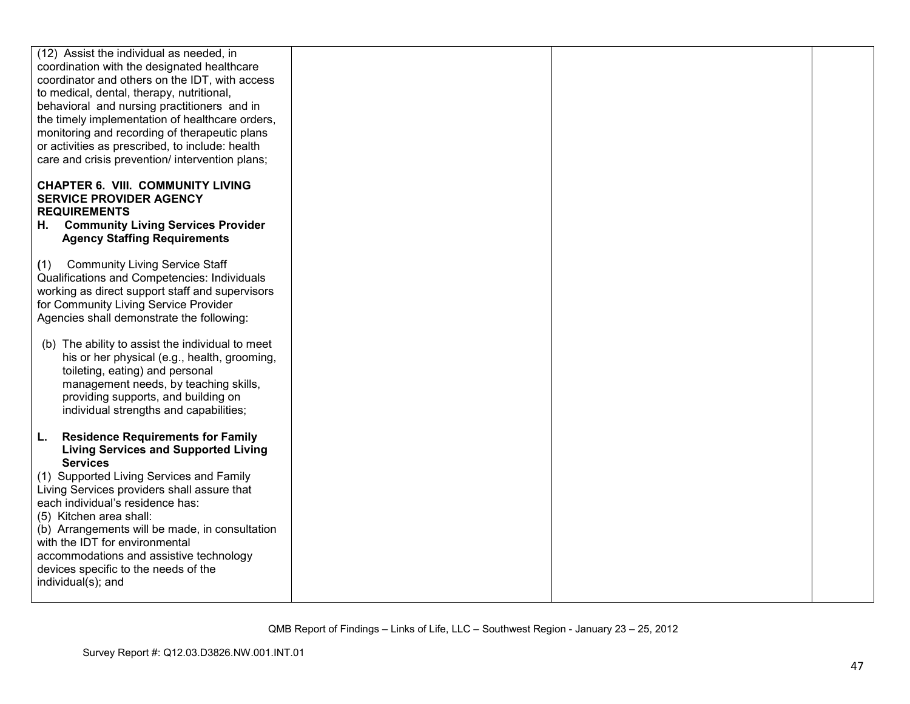| | | | |
|---|---|---|---|
| (12) Assist the individual as needed, in coordination with the designated healthcare coordinator and others on the IDT, with access to medical, dental, therapy, nutritional, behavioral and nursing practitioners and in the timely implementation of healthcare orders, monitoring and recording of therapeutic plans or activities as prescribed, to include: health care and crisis prevention/ intervention plans;<br><br>**CHAPTER 6. VIII. COMMUNITY LIVING SERVICE PROVIDER AGENCY REQUIREMENTS**<br>**H. Community Living Services Provider Agency Staffing Requirements**<br><br>(1) Community Living Service Staff Qualifications and Competencies: Individuals working as direct support staff and supervisors for Community Living Service Provider Agencies shall demonstrate the following:<br><br>(b) The ability to assist the individual to meet his or her physical (e.g., health, grooming, toileting, eating) and personal management needs, by teaching skills, providing supports, and building on individual strengths and capabilities;<br><br>**L. Residence Requirements for Family Living Services and Supported Living Services**<br>(1) Supported Living Services and Family Living Services providers shall assure that each individual's residence has:<br>(5) Kitchen area shall:<br>(b) Arrangements will be made, in consultation with the IDT for environmental accommodations and assistive technology devices specific to the needs of the individual(s); and | | | |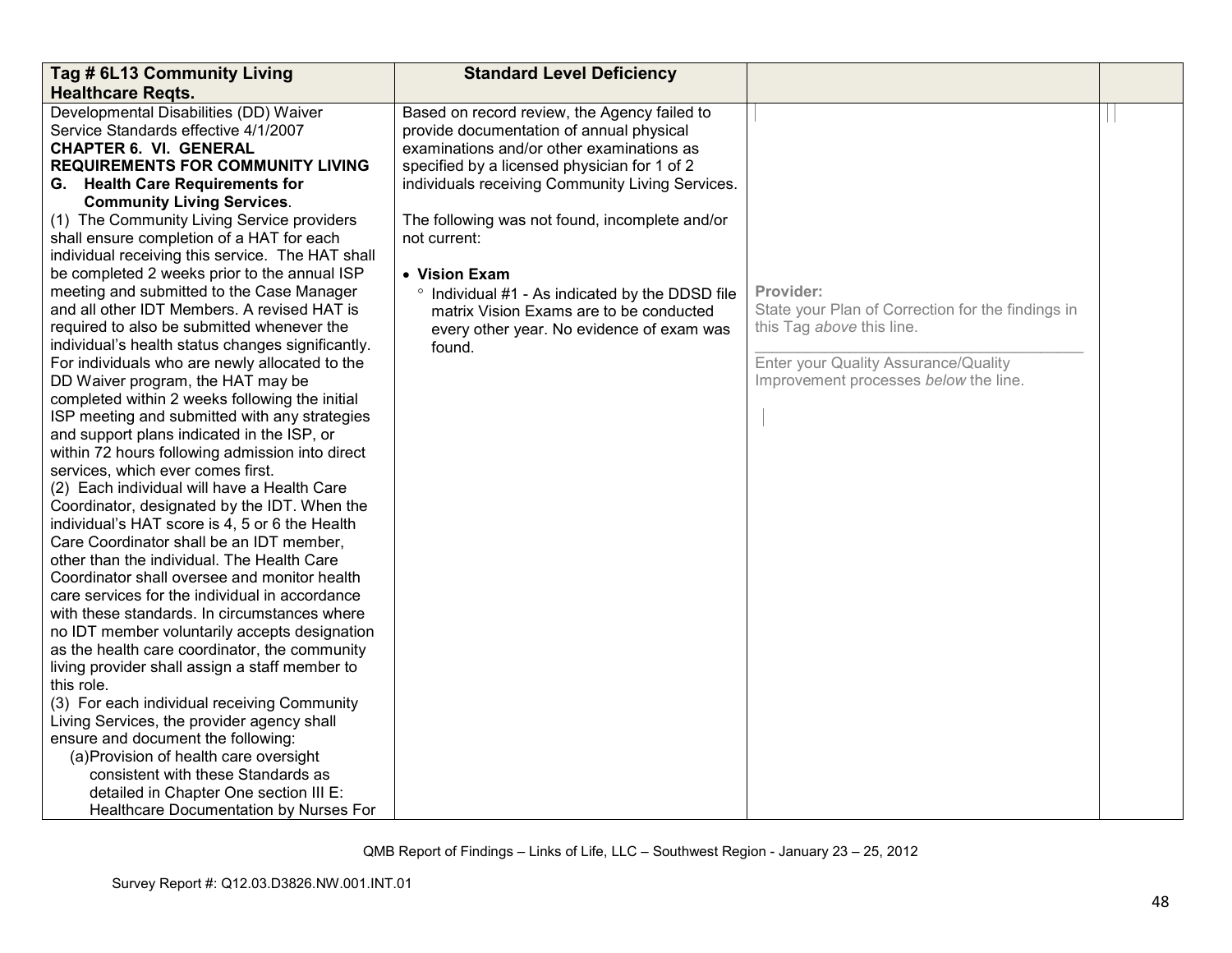| Tag # 6L13 Community Living Healthcare Reqts. | Standard Level Deficiency | | |
|---|---|---|---|
| Developmental Disabilities (DD) Waiver Service Standards effective 4/1/2007<br>**CHAPTER 6. VI. GENERAL REQUIREMENTS FOR COMMUNITY LIVING**<br>**G. Health Care Requirements for Community Living Services**.<br>(1) The Community Living Service providers shall ensure completion of a HAT for each individual receiving this service. The HAT shall be completed 2 weeks prior to the annual ISP meeting and submitted to the Case Manager and all other IDT Members. A revised HAT is required to also be submitted whenever the individual's health status changes significantly. For individuals who are newly allocated to the DD Waiver program, the HAT may be completed within 2 weeks following the initial ISP meeting and submitted with any strategies and support plans indicated in the ISP, or within 72 hours following admission into direct services, which ever comes first.<br>(2) Each individual will have a Health Care Coordinator, designated by the IDT. When the individual's HAT score is 4, 5 or 6 the Health Care Coordinator shall be an IDT member, other than the individual. The Health Care Coordinator shall oversee and monitor health care services for the individual in accordance with these standards. In circumstances where no IDT member voluntarily accepts designation as the health care coordinator, the community living provider shall assign a staff member to this role.<br>(3) For each individual receiving Community Living Services, the provider agency shall ensure and document the following:<br>(a)Provision of health care oversight consistent with these Standards as detailed in Chapter One section III E: Healthcare Documentation by Nurses For | Based on record review, the Agency failed to provide documentation of annual physical examinations and/or other examinations as specified by a licensed physician for 1 of 2 individuals receiving Community Living Services.<br><br>The following was not found, incomplete and/or not current:<br><br>• **Vision Exam**<br>° Individual #1 - As indicated by the DDSD file matrix Vision Exams are to be conducted every other year. No evidence of exam was found. | **Provider:**<br>State your Plan of Correction for the findings in this Tag *above* this line.<br>\_\_\_\_\_\_\_\_\_\_\_\_\_\_\_\_\_\_\_\_\_\_\_\_\_\_\_\_\_\_\_\_\_\_\_\_\_\_\_\_<br>Enter your Quality Assurance/Quality Improvement processes *below* the line. | |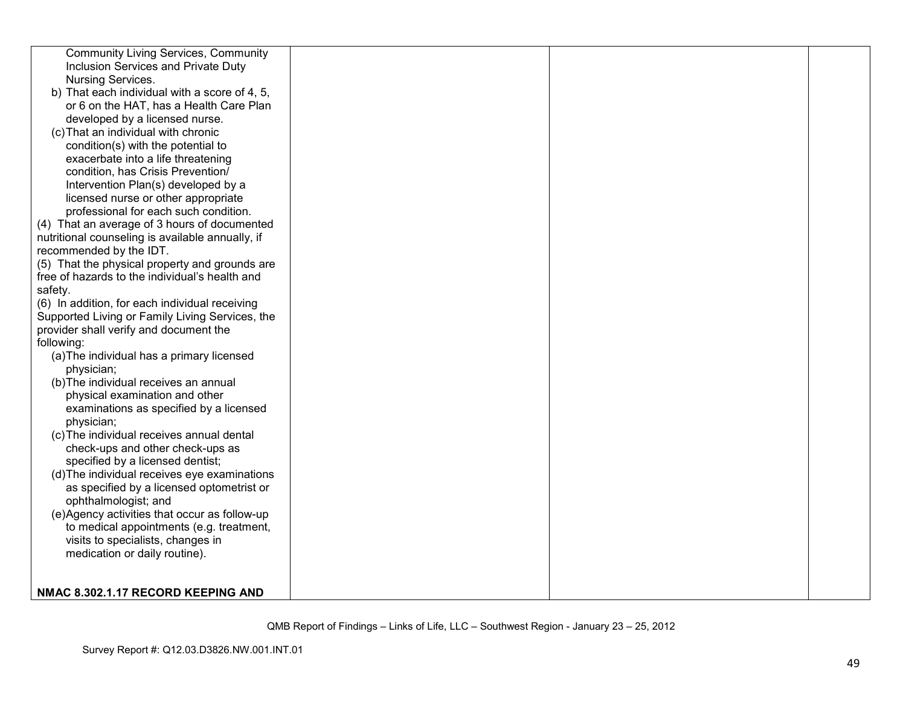| | | | |
|---|---|---|---|
| Community Living Services, Community Inclusion Services and Private Duty Nursing Services.<br>b) That each individual with a score of 4, 5, or 6 on the HAT, has a Health Care Plan developed by a licensed nurse.<br>(c) That an individual with chronic condition(s) with the potential to exacerbate into a life threatening condition, has Crisis Prevention/ Intervention Plan(s) developed by a licensed nurse or other appropriate professional for each such condition.<br>(4) That an average of 3 hours of documented nutritional counseling is available annually, if recommended by the IDT.<br>(5) That the physical property and grounds are free of hazards to the individual's health and safety.<br>(6) In addition, for each individual receiving Supported Living or Family Living Services, the provider shall verify and document the following:<br>(a) The individual has a primary licensed physician;<br>(b) The individual receives an annual physical examination and other examinations as specified by a licensed physician;<br>(c) The individual receives annual dental check-ups and other check-ups as specified by a licensed dentist;<br>(d) The individual receives eye examinations as specified by a licensed optometrist or ophthalmologist; and<br>(e) Agency activities that occur as follow-up to medical appointments (e.g. treatment, visits to specialists, changes in medication or daily routine).<br><br>**NMAC 8.302.1.17 RECORD KEEPING AND** | | | |

QMB Report of Findings – Links of Life, LLC – Southwest Region - January 23 – 25, 2012

Survey Report #: Q12.03.D3826.NW.001.INT.01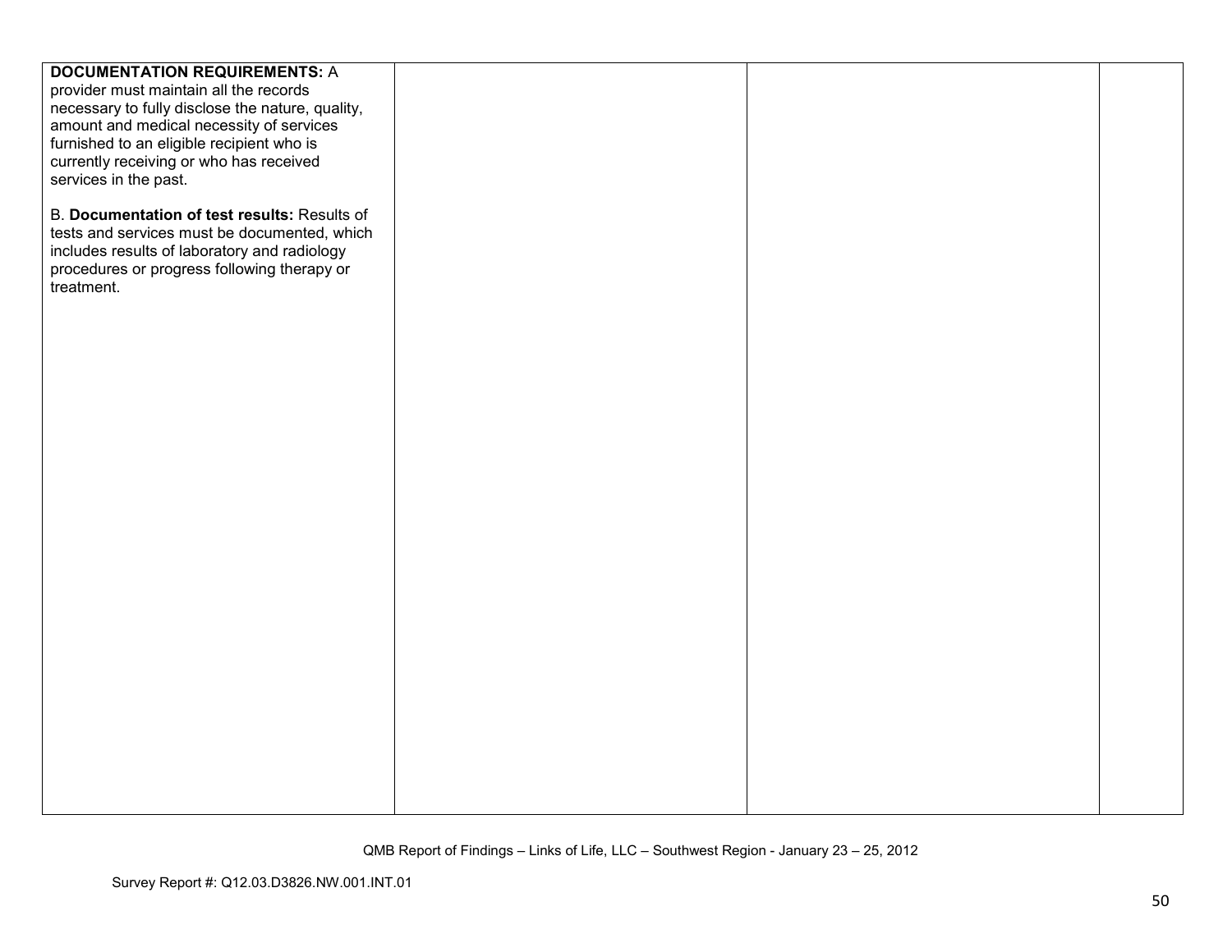| | | | |
|---|---|---|---|
| **DOCUMENTATION REQUIREMENTS:** A provider must maintain all the records necessary to fully disclose the nature, quality, amount and medical necessity of services furnished to an eligible recipient who is currently receiving or who has received services in the past.<br><br>B. **Documentation of test results:** Results of tests and services must be documented, which includes results of laboratory and radiology procedures or progress following therapy or treatment. | | | |

QMB Report of Findings – Links of Life, LLC – Southwest Region - January 23 – 25, 2012

Survey Report #: Q12.03.D3826.NW.001.INT.01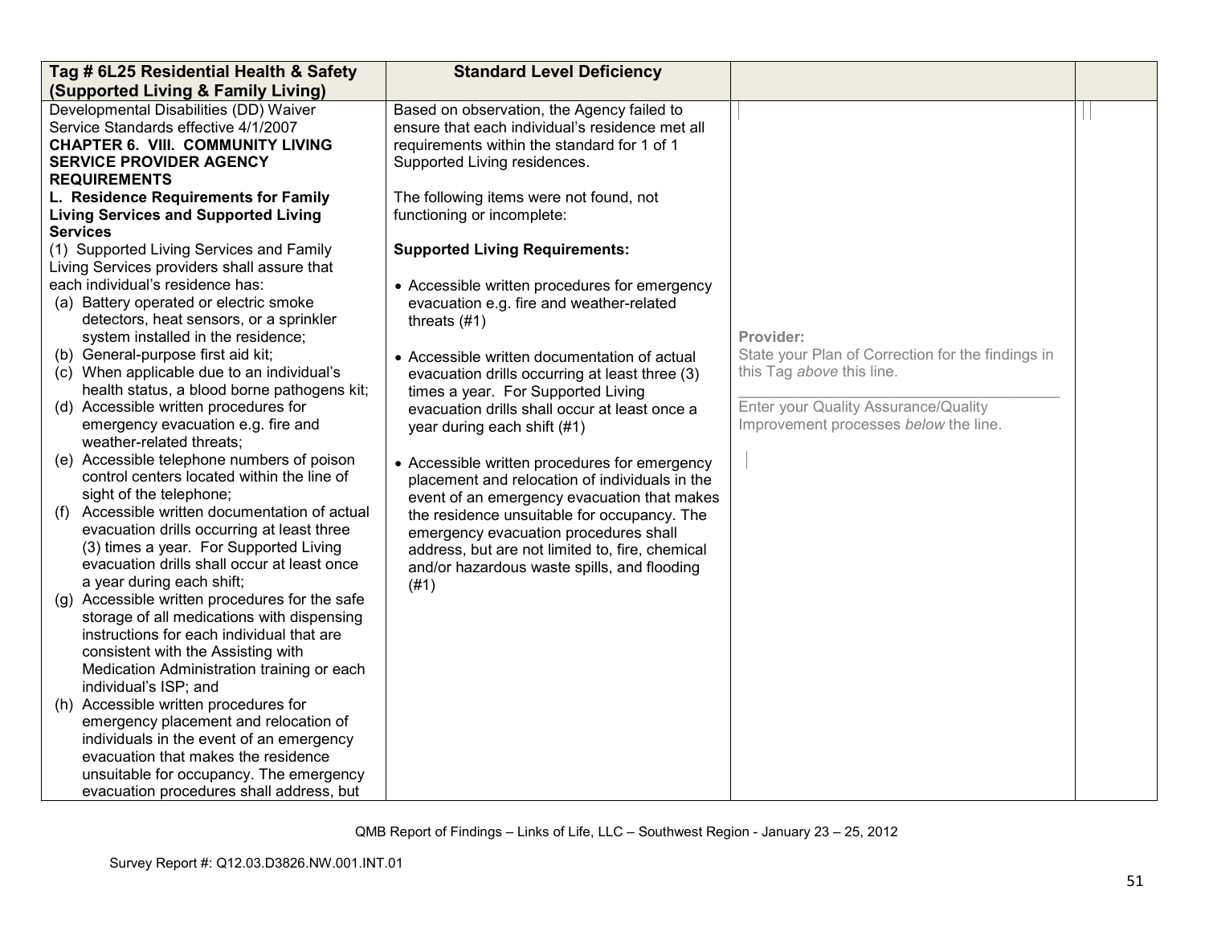| Tag # 6L25 Residential Health & Safety (Supported Living & Family Living) | Standard Level Deficiency | | |
|---|---|---|---|
| Developmental Disabilities (DD) Waiver Service Standards effective 4/1/2007<br>**CHAPTER 6. VIII. COMMUNITY LIVING SERVICE PROVIDER AGENCY REQUIREMENTS**<br>**L. Residence Requirements for Family Living Services and Supported Living Services**<br>(1) Supported Living Services and Family Living Services providers shall assure that each individual's residence has:<br>(a) Battery operated or electric smoke detectors, heat sensors, or a sprinkler system installed in the residence;<br>(b) General-purpose first aid kit;<br>(c) When applicable due to an individual's health status, a blood borne pathogens kit;<br>(d) Accessible written procedures for emergency evacuation e.g. fire and weather-related threats;<br>(e) Accessible telephone numbers of poison control centers located within the line of sight of the telephone;<br>(f) Accessible written documentation of actual evacuation drills occurring at least three (3) times a year. For Supported Living evacuation drills shall occur at least once a year during each shift;<br>(g) Accessible written procedures for the safe storage of all medications with dispensing instructions for each individual that are consistent with the Assisting with Medication Administration training or each individual's ISP; and<br>(h) Accessible written procedures for emergency placement and relocation of individuals in the event of an emergency evacuation that makes the residence unsuitable for occupancy. The emergency evacuation procedures shall address, but | Based on observation, the Agency failed to ensure that each individual's residence met all requirements within the standard for 1 of 1 Supported Living residences.<br><br>The following items were not found, not functioning or incomplete:<br><br>**Supported Living Requirements:**<br><br>• Accessible written procedures for emergency evacuation e.g. fire and weather-related threats (#1)<br><br>• Accessible written documentation of actual evacuation drills occurring at least three (3) times a year. For Supported Living evacuation drills shall occur at least once a year during each shift (#1)<br><br>• Accessible written procedures for emergency placement and relocation of individuals in the event of an emergency evacuation that makes the residence unsuitable for occupancy. The emergency evacuation procedures shall address, but are not limited to, fire, chemical and/or hazardous waste spills, and flooding (#1) | **Provider:**<br>State your Plan of Correction for the findings in this Tag *above* this line.<br>\_\_\_\_\_\_\_\_\_\_\_\_\_\_\_\_\_\_\_\_\_\_\_\_\_\_\_\_\_\_\_\_<br>Enter your Quality Assurance/Quality Improvement processes *below* the line. | |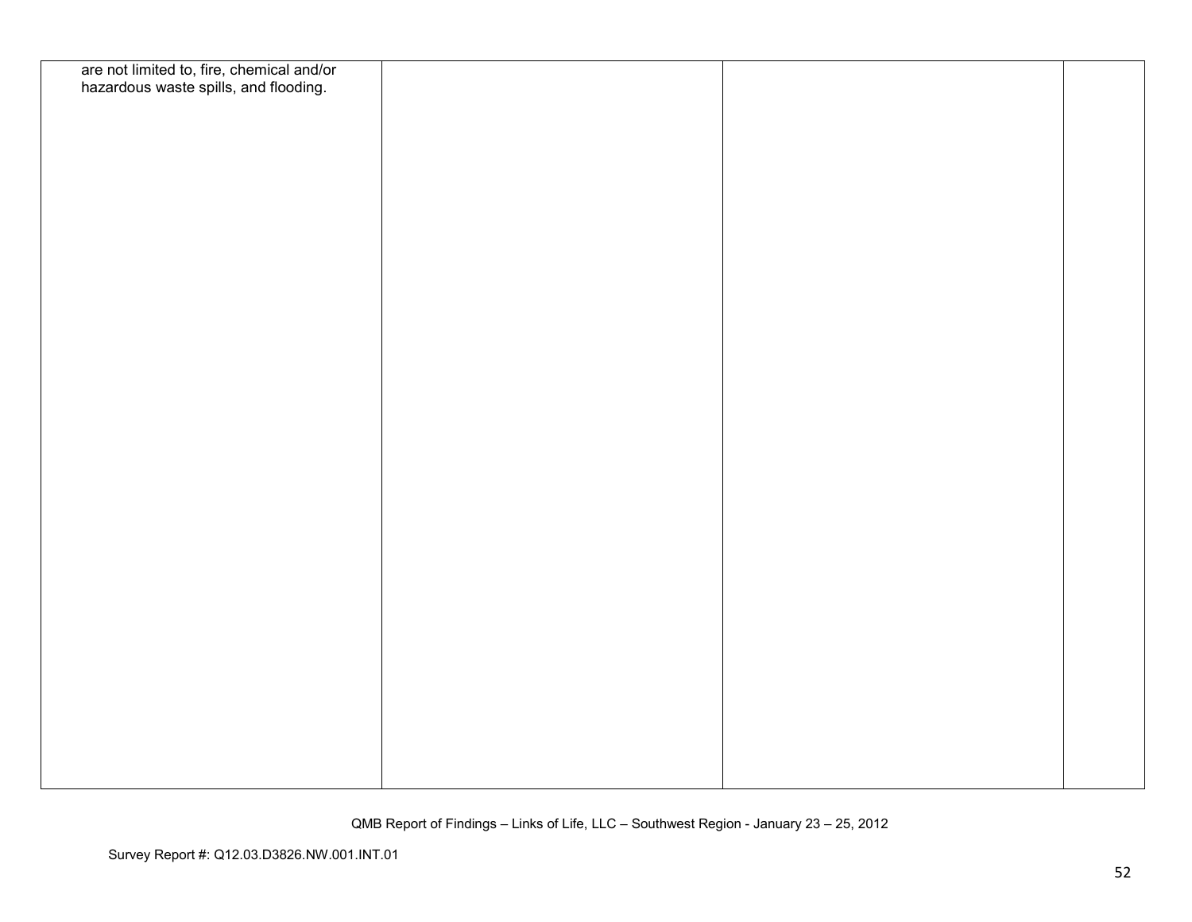| | | | |
|---|---|---|---|
| are not limited to, fire, chemical and/or hazardous waste spills, and flooding. | | | |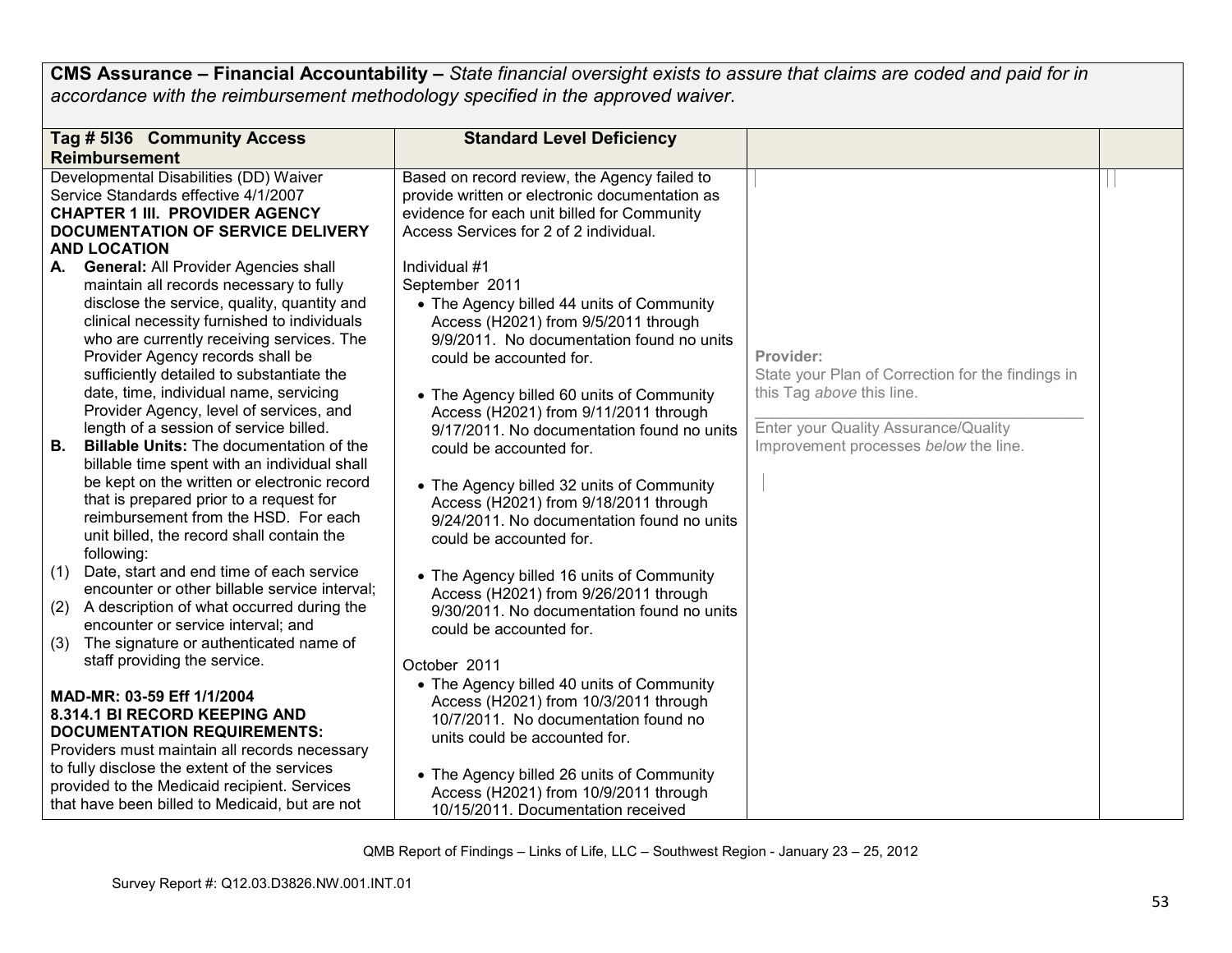**CMS Assurance – Financial Accountability –** *State financial oversight exists to assure that claims are coded and paid for in accordance with the reimbursement methodology specified in the approved waiver.*

| Tag # 5I36 Community Access Reimbursement | Standard Level Deficiency | | |
|---|---|---|---|
| Developmental Disabilities (DD) Waiver Service Standards effective 4/1/2007<br>**CHAPTER 1 III. PROVIDER AGENCY DOCUMENTATION OF SERVICE DELIVERY AND LOCATION**<br>**A. General:** All Provider Agencies shall maintain all records necessary to fully disclose the service, quality, quantity and clinical necessity furnished to individuals who are currently receiving services. The Provider Agency records shall be sufficiently detailed to substantiate the date, time, individual name, servicing Provider Agency, level of services, and length of a session of service billed.<br>**B. Billable Units:** The documentation of the billable time spent with an individual shall be kept on the written or electronic record that is prepared prior to a request for reimbursement from the HSD. For each unit billed, the record shall contain the following:<br>(1) Date, start and end time of each service encounter or other billable service interval;<br>(2) A description of what occurred during the encounter or service interval; and<br>(3) The signature or authenticated name of staff providing the service.<br><br>**MAD-MR: 03-59 Eff 1/1/2004**<br>**8.314.1 BI RECORD KEEPING AND DOCUMENTATION REQUIREMENTS:**<br>Providers must maintain all records necessary to fully disclose the extent of the services provided to the Medicaid recipient. Services that have been billed to Medicaid, but are not | Based on record review, the Agency failed to provide written or electronic documentation as evidence for each unit billed for Community Access Services for 2 of 2 individual.<br><br>Individual #1<br>September 2011<br>• The Agency billed 44 units of Community Access (H2021) from 9/5/2011 through 9/9/2011. No documentation found no units could be accounted for.<br><br>• The Agency billed 60 units of Community Access (H2021) from 9/11/2011 through 9/17/2011. No documentation found no units could be accounted for.<br><br>• The Agency billed 32 units of Community Access (H2021) from 9/18/2011 through 9/24/2011. No documentation found no units could be accounted for.<br><br>• The Agency billed 16 units of Community Access (H2021) from 9/26/2011 through 9/30/2011. No documentation found no units could be accounted for.<br><br>October 2011<br>• The Agency billed 40 units of Community Access (H2021) from 10/3/2011 through 10/7/2011. No documentation found no units could be accounted for.<br><br>• The Agency billed 26 units of Community Access (H2021) from 10/9/2011 through 10/15/2011. Documentation received | **Provider:**<br>State your Plan of Correction for the findings in this Tag *above* this line.<br>\_\_\_\_\_\_\_\_\_\_\_\_\_\_\_\_\_\_\_\_\_\_\_\_\_\_\_\_\_\_<br>Enter your Quality Assurance/Quality Improvement processes *below* the line. | |

QMB Report of Findings – Links of Life, LLC – Southwest Region - January 23 – 25, 2012

Survey Report #: Q12.03.D3826.NW.001.INT.01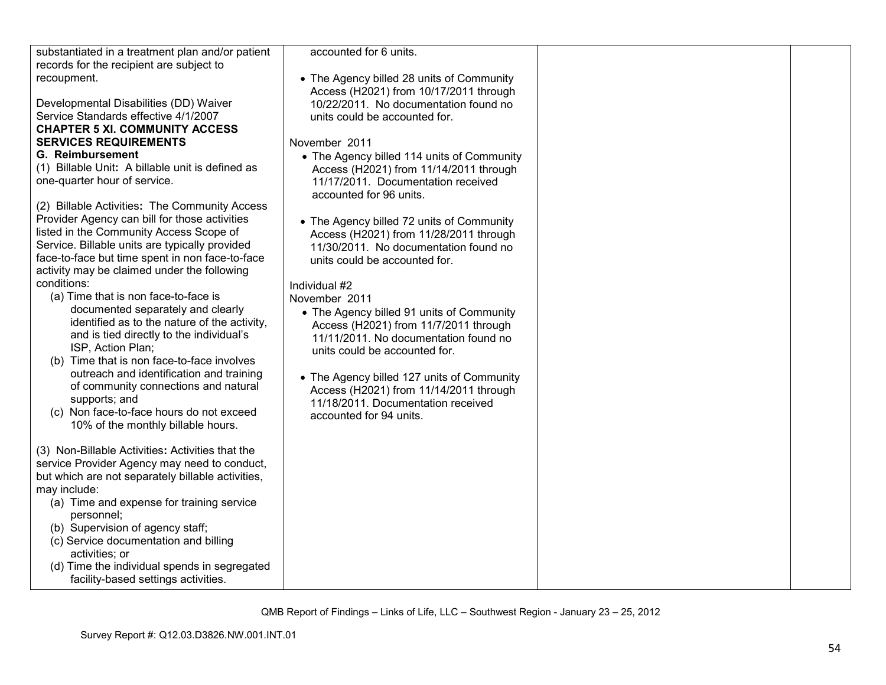| | | | |
|---|---|---|---|
| substantiated in a treatment plan and/or patient records for the recipient are subject to recoupment.<br><br>Developmental Disabilities (DD) Waiver Service Standards effective 4/1/2007<br>**CHAPTER 5 XI. COMMUNITY ACCESS SERVICES REQUIREMENTS**<br>**G. Reimbursement**<br>(1) Billable Unit**:** A billable unit is defined as one-quarter hour of service.<br><br>(2) Billable Activities**:** The Community Access Provider Agency can bill for those activities listed in the Community Access Scope of Service. Billable units are typically provided face-to-face but time spent in non face-to-face activity may be claimed under the following conditions:<br>(a) Time that is non face-to-face is documented separately and clearly identified as to the nature of the activity, and is tied directly to the individual's ISP, Action Plan;<br>(b) Time that is non face-to-face involves outreach and identification and training of community connections and natural supports; and<br>(c) Non face-to-face hours do not exceed 10% of the monthly billable hours.<br><br>(3) Non-Billable Activities**:** Activities that the service Provider Agency may need to conduct, but which are not separately billable activities, may include:<br>(a) Time and expense for training service personnel;<br>(b) Supervision of agency staff;<br>(c) Service documentation and billing activities; or<br>(d) Time the individual spends in segregated facility-based settings activities. | accounted for 6 units.<br><br>• The Agency billed 28 units of Community Access (H2021) from 10/17/2011 through 10/22/2011. No documentation found no units could be accounted for.<br><br>November 2011<br>• The Agency billed 114 units of Community Access (H2021) from 11/14/2011 through 11/17/2011. Documentation received accounted for 96 units.<br><br>• The Agency billed 72 units of Community Access (H2021) from 11/28/2011 through 11/30/2011. No documentation found no units could be accounted for.<br><br>Individual #2<br>November 2011<br>• The Agency billed 91 units of Community Access (H2021) from 11/7/2011 through 11/11/2011. No documentation found no units could be accounted for.<br><br>• The Agency billed 127 units of Community Access (H2021) from 11/14/2011 through 11/18/2011. Documentation received accounted for 94 units. | | |

QMB Report of Findings – Links of Life, LLC – Southwest Region - January 23 – 25, 2012

Survey Report #: Q12.03.D3826.NW.001.INT.01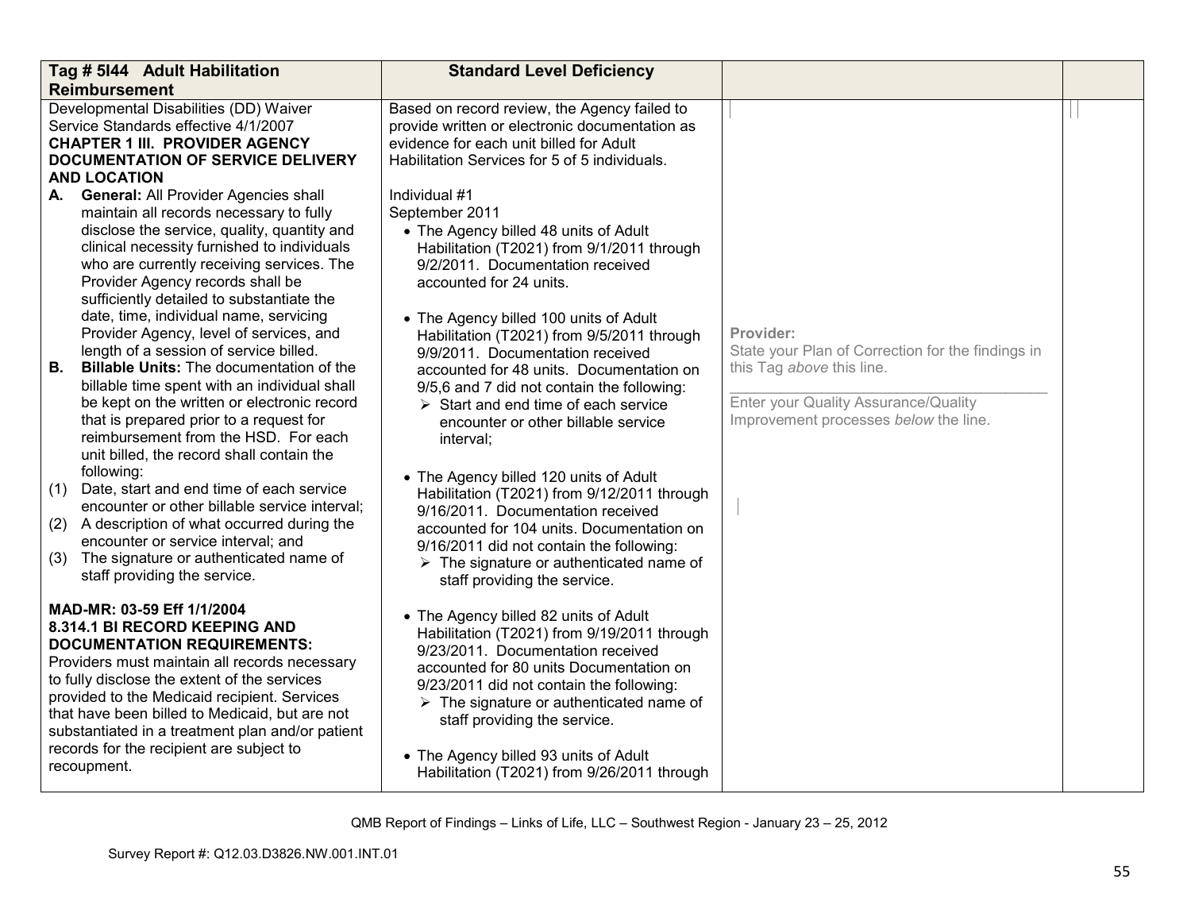| Tag # 5I44 Adult Habilitation Reimbursement | Standard Level Deficiency | | |
|---|---|---|---|
| Developmental Disabilities (DD) Waiver Service Standards effective 4/1/2007<br>**CHAPTER 1 III. PROVIDER AGENCY DOCUMENTATION OF SERVICE DELIVERY AND LOCATION**<br>**A. General:** All Provider Agencies shall maintain all records necessary to fully disclose the service, quality, quantity and clinical necessity furnished to individuals who are currently receiving services. The Provider Agency records shall be sufficiently detailed to substantiate the date, time, individual name, servicing Provider Agency, level of services, and length of a session of service billed.<br>**B. Billable Units:** The documentation of the billable time spent with an individual shall be kept on the written or electronic record that is prepared prior to a request for reimbursement from the HSD. For each unit billed, the record shall contain the following:<br>(1) Date, start and end time of each service encounter or other billable service interval;<br>(2) A description of what occurred during the encounter or service interval; and<br>(3) The signature or authenticated name of staff providing the service.<br><br>**MAD-MR: 03-59 Eff 1/1/2004**<br>**8.314.1 BI RECORD KEEPING AND DOCUMENTATION REQUIREMENTS:**<br>Providers must maintain all records necessary to fully disclose the extent of the services provided to the Medicaid recipient. Services that have been billed to Medicaid, but are not substantiated in a treatment plan and/or patient records for the recipient are subject to recoupment. | Based on record review, the Agency failed to provide written or electronic documentation as evidence for each unit billed for Adult Habilitation Services for 5 of 5 individuals.<br><br>Individual #1<br>September 2011<br>• The Agency billed 48 units of Adult Habilitation (T2021) from 9/1/2011 through 9/2/2011. Documentation received accounted for 24 units.<br><br>• The Agency billed 100 units of Adult Habilitation (T2021) from 9/5/2011 through 9/9/2011. Documentation received accounted for 48 units. Documentation on 9/5,6 and 7 did not contain the following:<br>➢ Start and end time of each service encounter or other billable service interval;<br><br>• The Agency billed 120 units of Adult Habilitation (T2021) from 9/12/2011 through 9/16/2011. Documentation received accounted for 104 units. Documentation on 9/16/2011 did not contain the following:<br>➢ The signature or authenticated name of staff providing the service.<br><br>• The Agency billed 82 units of Adult Habilitation (T2021) from 9/19/2011 through 9/23/2011. Documentation received accounted for 80 units Documentation on 9/23/2011 did not contain the following:<br>➢ The signature or authenticated name of staff providing the service.<br><br>• The Agency billed 93 units of Adult Habilitation (T2021) from 9/26/2011 through | **Provider:**<br>State your Plan of Correction for the findings in this Tag *above* this line.<br>\_\_\_\_\_\_\_\_\_\_\_\_\_\_\_\_\_\_\_\_\_\_\_\_\_\_\_\_\_\_\_\_<br>Enter your Quality Assurance/Quality Improvement processes *below* the line. | |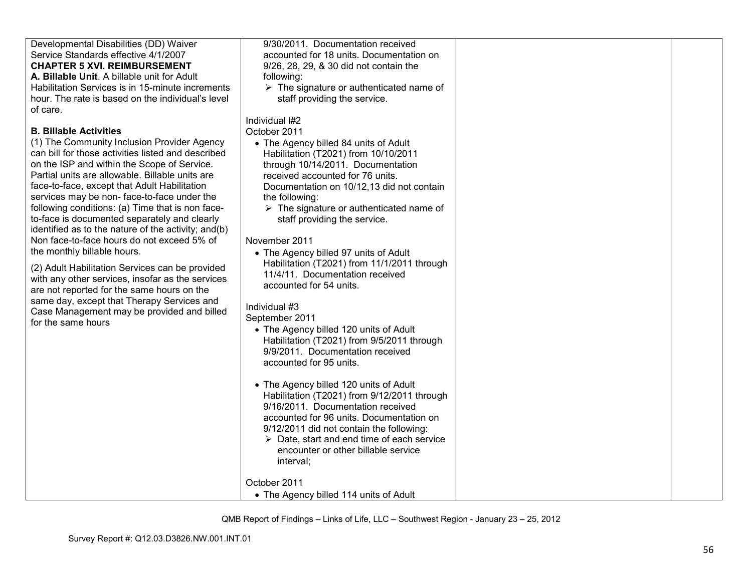| | | | |
|---|---|---|---|
| Developmental Disabilities (DD) Waiver Service Standards effective 4/1/2007<br>**CHAPTER 5 XVI. REIMBURSEMENT**<br>**A. Billable Unit**. A billable unit for Adult Habilitation Services is in 15-minute increments hour. The rate is based on the individual's level of care.<br><br>**B. Billable Activities**<br>(1) The Community Inclusion Provider Agency can bill for those activities listed and described on the ISP and within the Scope of Service. Partial units are allowable. Billable units are face-to-face, except that Adult Habilitation services may be non- face-to-face under the following conditions: (a) Time that is non face-to-face is documented separately and clearly identified as to the nature of the activity; and(b) Non face-to-face hours do not exceed 5% of the monthly billable hours.<br><br>(2) Adult Habilitation Services can be provided with any other services, insofar as the services are not reported for the same hours on the same day, except that Therapy Services and Case Management may be provided and billed for the same hours | 9/30/2011. Documentation received accounted for 18 units. Documentation on 9/26, 28, 29, & 30 did not contain the following:<br>➢ The signature or authenticated name of staff providing the service.<br><br>Individual I#2<br>October 2011<br>• The Agency billed 84 units of Adult Habilitation (T2021) from 10/10/2011 through 10/14/2011. Documentation received accounted for 76 units. Documentation on 10/12,13 did not contain the following:<br>➢ The signature or authenticated name of staff providing the service.<br><br>November 2011<br>• The Agency billed 97 units of Adult Habilitation (T2021) from 11/1/2011 through 11/4/11. Documentation received accounted for 54 units.<br><br>Individual #3<br>September 2011<br>• The Agency billed 120 units of Adult Habilitation (T2021) from 9/5/2011 through 9/9/2011. Documentation received accounted for 95 units.<br><br>• The Agency billed 120 units of Adult Habilitation (T2021) from 9/12/2011 through 9/16/2011. Documentation received accounted for 96 units. Documentation on 9/12/2011 did not contain the following:<br>➢ Date, start and end time of each service encounter or other billable service interval;<br><br>October 2011<br>• The Agency billed 114 units of Adult | | |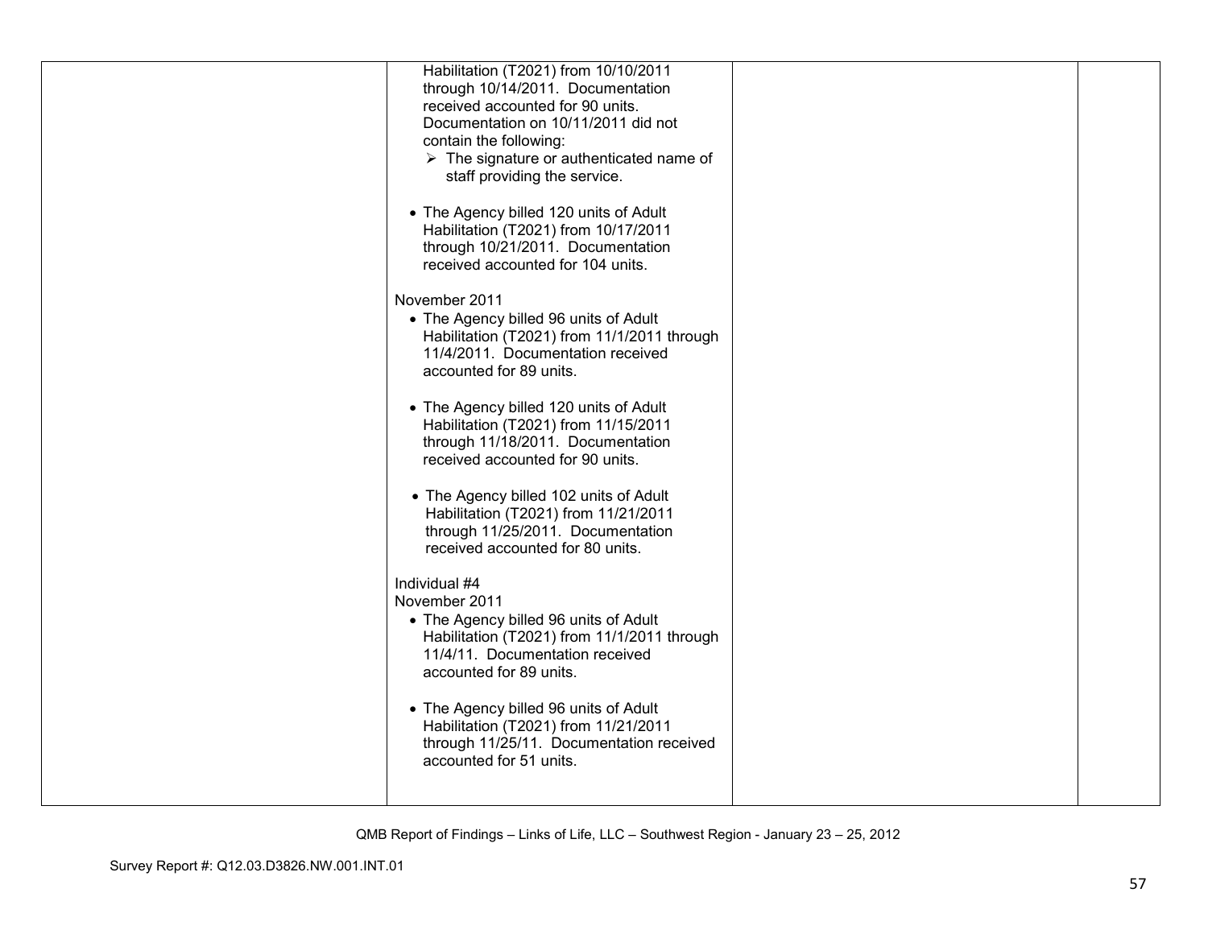| | | | |
|---|---|---|---|
| | Habilitation (T2021) from 10/10/2011 through 10/14/2011. Documentation received accounted for 90 units. Documentation on 10/11/2011 did not contain the following:<br>➢ The signature or authenticated name of staff providing the service.<br><br>• The Agency billed 120 units of Adult Habilitation (T2021) from 10/17/2011 through 10/21/2011. Documentation received accounted for 104 units.<br><br>November 2011<br>• The Agency billed 96 units of Adult Habilitation (T2021) from 11/1/2011 through 11/4/2011. Documentation received accounted for 89 units.<br><br>• The Agency billed 120 units of Adult Habilitation (T2021) from 11/15/2011 through 11/18/2011. Documentation received accounted for 90 units.<br><br>• The Agency billed 102 units of Adult Habilitation (T2021) from 11/21/2011 through 11/25/2011. Documentation received accounted for 80 units.<br><br>Individual #4<br>November 2011<br>• The Agency billed 96 units of Adult Habilitation (T2021) from 11/1/2011 through 11/4/11. Documentation received accounted for 89 units.<br><br>• The Agency billed 96 units of Adult Habilitation (T2021) from 11/21/2011 through 11/25/11. Documentation received accounted for 51 units. | | |

QMB Report of Findings – Links of Life, LLC – Southwest Region - January 23 – 25, 2012

Survey Report #: Q12.03.D3826.NW.001.INT.01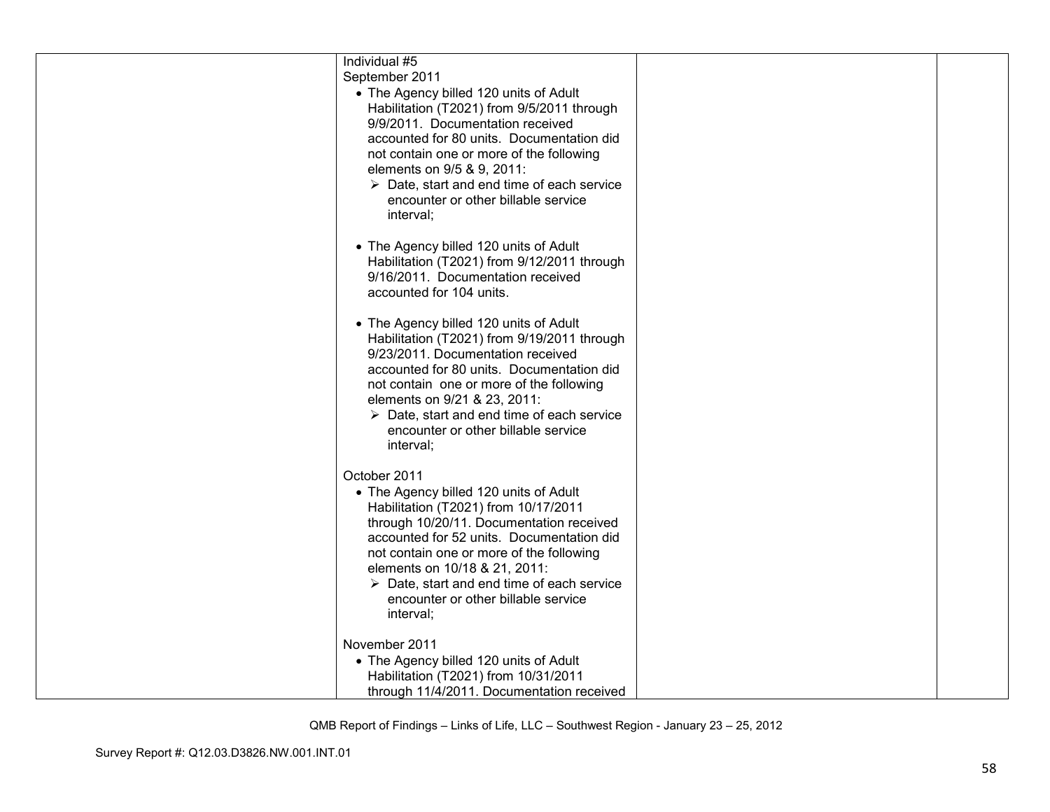| | | | |
|---|---|---|---|
| | Individual #5<br>September 2011<br>• The Agency billed 120 units of Adult Habilitation (T2021) from 9/5/2011 through 9/9/2011. Documentation received accounted for 80 units. Documentation did not contain one or more of the following elements on 9/5 & 9, 2011:<br>➢ Date, start and end time of each service encounter or other billable service interval;<br><br>• The Agency billed 120 units of Adult Habilitation (T2021) from 9/12/2011 through 9/16/2011. Documentation received accounted for 104 units.<br><br>• The Agency billed 120 units of Adult Habilitation (T2021) from 9/19/2011 through 9/23/2011. Documentation received accounted for 80 units. Documentation did not contain one or more of the following elements on 9/21 & 23, 2011:<br>➢ Date, start and end time of each service encounter or other billable service interval;<br><br>October 2011<br>• The Agency billed 120 units of Adult Habilitation (T2021) from 10/17/2011 through 10/20/11. Documentation received accounted for 52 units. Documentation did not contain one or more of the following elements on 10/18 & 21, 2011:<br>➢ Date, start and end time of each service encounter or other billable service interval;<br><br>November 2011<br>• The Agency billed 120 units of Adult Habilitation (T2021) from 10/31/2011 through 11/4/2011. Documentation received | | |

QMB Report of Findings – Links of Life, LLC – Southwest Region - January 23 – 25, 2012

Survey Report #: Q12.03.D3826.NW.001.INT.01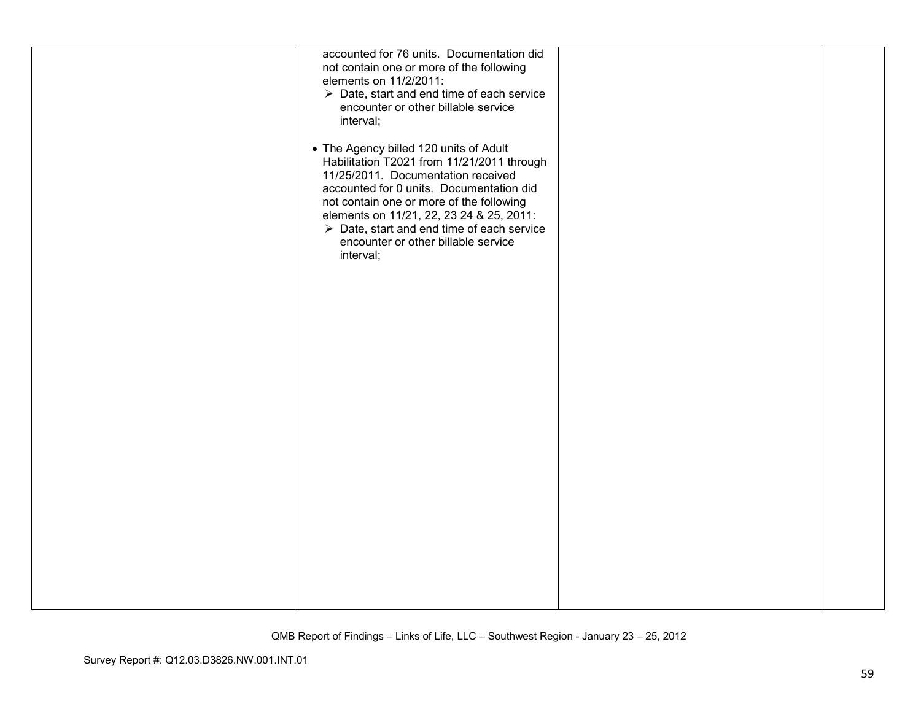| | | | |
|---|---|---|---|
| | accounted for 76 units. Documentation did not contain one or more of the following elements on 11/2/2011:<br>➢ Date, start and end time of each service encounter or other billable service interval;<br><br>• The Agency billed 120 units of Adult Habilitation T2021 from 11/21/2011 through 11/25/2011. Documentation received accounted for 0 units. Documentation did not contain one or more of the following elements on 11/21, 22, 23 24 & 25, 2011:<br>➢ Date, start and end time of each service encounter or other billable service interval; | | |

QMB Report of Findings – Links of Life, LLC – Southwest Region - January 23 – 25, 2012

Survey Report #: Q12.03.D3826.NW.001.INT.01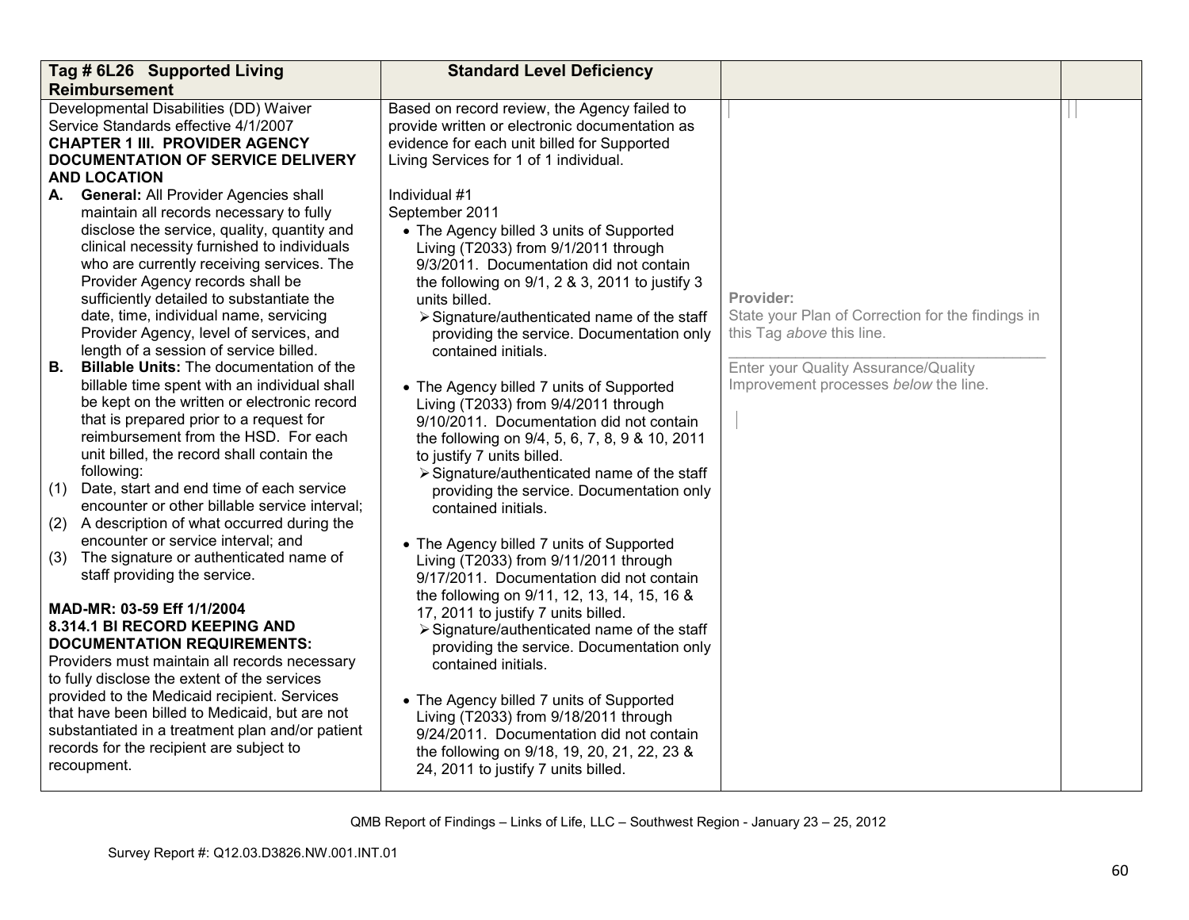| Tag # 6L26 Supported Living Reimbursement | Standard Level Deficiency | | |
|---|---|---|---|
| Developmental Disabilities (DD) Waiver Service Standards effective 4/1/2007<br>**CHAPTER 1 III. PROVIDER AGENCY DOCUMENTATION OF SERVICE DELIVERY AND LOCATION**<br>**A. General:** All Provider Agencies shall maintain all records necessary to fully disclose the service, quality, quantity and clinical necessity furnished to individuals who are currently receiving services. The Provider Agency records shall be sufficiently detailed to substantiate the date, time, individual name, servicing Provider Agency, level of services, and length of a session of service billed.<br>**B. Billable Units:** The documentation of the billable time spent with an individual shall be kept on the written or electronic record that is prepared prior to a request for reimbursement from the HSD. For each unit billed, the record shall contain the following:<br>(1) Date, start and end time of each service encounter or other billable service interval;<br>(2) A description of what occurred during the encounter or service interval; and<br>(3) The signature or authenticated name of staff providing the service.<br><br>**MAD-MR: 03-59 Eff 1/1/2004**<br>**8.314.1 BI RECORD KEEPING AND DOCUMENTATION REQUIREMENTS:**<br>Providers must maintain all records necessary to fully disclose the extent of the services provided to the Medicaid recipient. Services that have been billed to Medicaid, but are not substantiated in a treatment plan and/or patient records for the recipient are subject to recoupment. | Based on record review, the Agency failed to provide written or electronic documentation as evidence for each unit billed for Supported Living Services for 1 of 1 individual.<br><br>Individual #1<br>September 2011<br>• The Agency billed 3 units of Supported Living (T2033) from 9/1/2011 through 9/3/2011. Documentation did not contain the following on 9/1, 2 & 3, 2011 to justify 3 units billed.<br>➢ Signature/authenticated name of the staff providing the service. Documentation only contained initials.<br><br>• The Agency billed 7 units of Supported Living (T2033) from 9/4/2011 through 9/10/2011. Documentation did not contain the following on 9/4, 5, 6, 7, 8, 9 & 10, 2011 to justify 7 units billed.<br>➢ Signature/authenticated name of the staff providing the service. Documentation only contained initials.<br><br>• The Agency billed 7 units of Supported Living (T2033) from 9/11/2011 through 9/17/2011. Documentation did not contain the following on 9/11, 12, 13, 14, 15, 16 & 17, 2011 to justify 7 units billed.<br>➢ Signature/authenticated name of the staff providing the service. Documentation only contained initials.<br><br>• The Agency billed 7 units of Supported Living (T2033) from 9/18/2011 through 9/24/2011. Documentation did not contain the following on 9/18, 19, 20, 21, 22, 23 & 24, 2011 to justify 7 units billed. | **Provider:**<br>State your Plan of Correction for the findings in this Tag *above* this line.<br>______________________________<br>Enter your Quality Assurance/Quality Improvement processes *below* the line. | |

QMB Report of Findings – Links of Life, LLC – Southwest Region - January 23 – 25, 2012

Survey Report #: Q12.03.D3826.NW.001.INT.01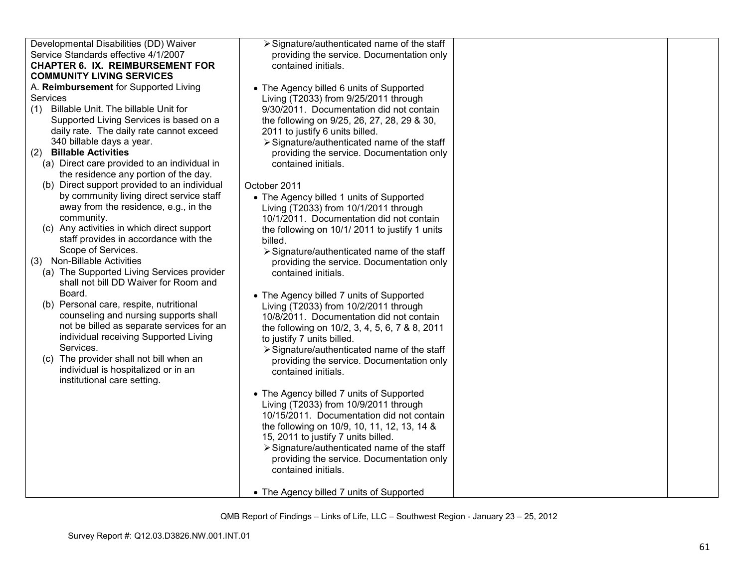| | | | |
|---|---|---|---|
| Developmental Disabilities (DD) Waiver Service Standards effective 4/1/2007<br>**CHAPTER 6. IX. REIMBURSEMENT FOR COMMUNITY LIVING SERVICES**<br>A. **Reimbursement** for Supported Living Services<br>(1) Billable Unit. The billable Unit for Supported Living Services is based on a daily rate. The daily rate cannot exceed 340 billable days a year.<br>(2) **Billable Activities**<br>(a) Direct care provided to an individual in the residence any portion of the day.<br>(b) Direct support provided to an individual by community living direct service staff away from the residence, e.g., in the community.<br>(c) Any activities in which direct support staff provides in accordance with the Scope of Services.<br>(3) Non-Billable Activities<br>(a) The Supported Living Services provider shall not bill DD Waiver for Room and Board.<br>(b) Personal care, respite, nutritional counseling and nursing supports shall not be billed as separate services for an individual receiving Supported Living Services.<br>(c) The provider shall not bill when an individual is hospitalized or in an institutional care setting. | ➢ Signature/authenticated name of the staff providing the service. Documentation only contained initials.<br><br>• The Agency billed 6 units of Supported Living (T2033) from 9/25/2011 through 9/30/2011. Documentation did not contain the following on 9/25, 26, 27, 28, 29 & 30, 2011 to justify 6 units billed.<br>➢ Signature/authenticated name of the staff providing the service. Documentation only contained initials.<br><br>October 2011<br>• The Agency billed 1 units of Supported Living (T2033) from 10/1/2011 through 10/1/2011. Documentation did not contain the following on 10/1/ 2011 to justify 1 units billed.<br>➢ Signature/authenticated name of the staff providing the service. Documentation only contained initials.<br><br>• The Agency billed 7 units of Supported Living (T2033) from 10/2/2011 through 10/8/2011. Documentation did not contain the following on 10/2, 3, 4, 5, 6, 7 & 8, 2011 to justify 7 units billed.<br>➢ Signature/authenticated name of the staff providing the service. Documentation only contained initials.<br><br>• The Agency billed 7 units of Supported Living (T2033) from 10/9/2011 through 10/15/2011. Documentation did not contain the following on 10/9, 10, 11, 12, 13, 14 & 15, 2011 to justify 7 units billed.<br>➢ Signature/authenticated name of the staff providing the service. Documentation only contained initials.<br><br>• The Agency billed 7 units of Supported | | |

QMB Report of Findings – Links of Life, LLC – Southwest Region - January 23 – 25, 2012

Survey Report #: Q12.03.D3826.NW.001.INT.01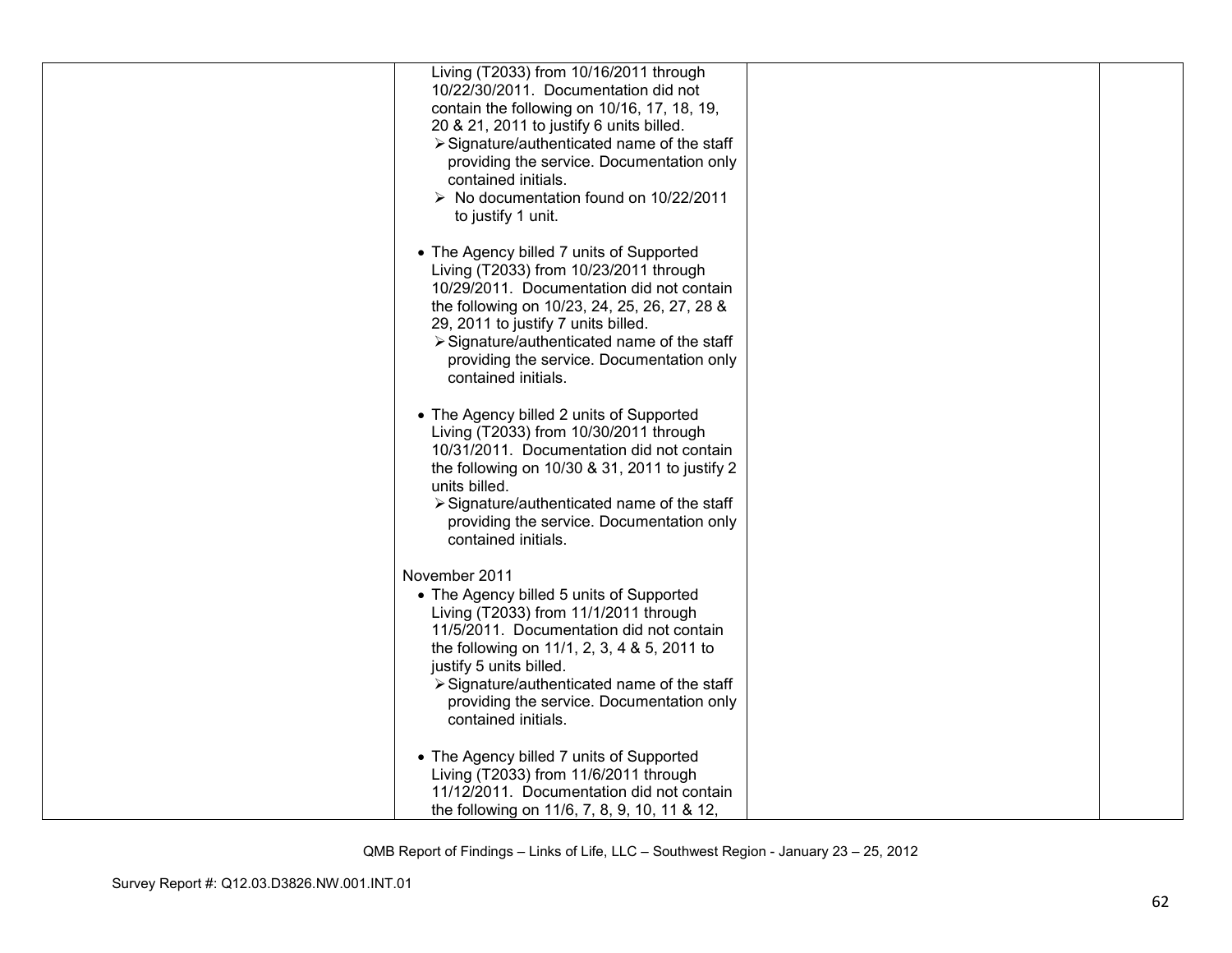| | | | |
|---|---|---|---|
| | Living (T2033) from 10/16/2011 through 10/22/30/2011. Documentation did not contain the following on 10/16, 17, 18, 19, 20 & 21, 2011 to justify 6 units billed.<br>➢ Signature/authenticated name of the staff providing the service. Documentation only contained initials.<br>➢ No documentation found on 10/22/2011 to justify 1 unit.<br><br>• The Agency billed 7 units of Supported Living (T2033) from 10/23/2011 through 10/29/2011. Documentation did not contain the following on 10/23, 24, 25, 26, 27, 28 & 29, 2011 to justify 7 units billed.<br>➢ Signature/authenticated name of the staff providing the service. Documentation only contained initials.<br><br>• The Agency billed 2 units of Supported Living (T2033) from 10/30/2011 through 10/31/2011. Documentation did not contain the following on 10/30 & 31, 2011 to justify 2 units billed.<br>➢ Signature/authenticated name of the staff providing the service. Documentation only contained initials.<br><br>November 2011<br>• The Agency billed 5 units of Supported Living (T2033) from 11/1/2011 through 11/5/2011. Documentation did not contain the following on 11/1, 2, 3, 4 & 5, 2011 to justify 5 units billed.<br>➢ Signature/authenticated name of the staff providing the service. Documentation only contained initials.<br><br>• The Agency billed 7 units of Supported Living (T2033) from 11/6/2011 through 11/12/2011. Documentation did not contain the following on 11/6, 7, 8, 9, 10, 11 & 12, | | |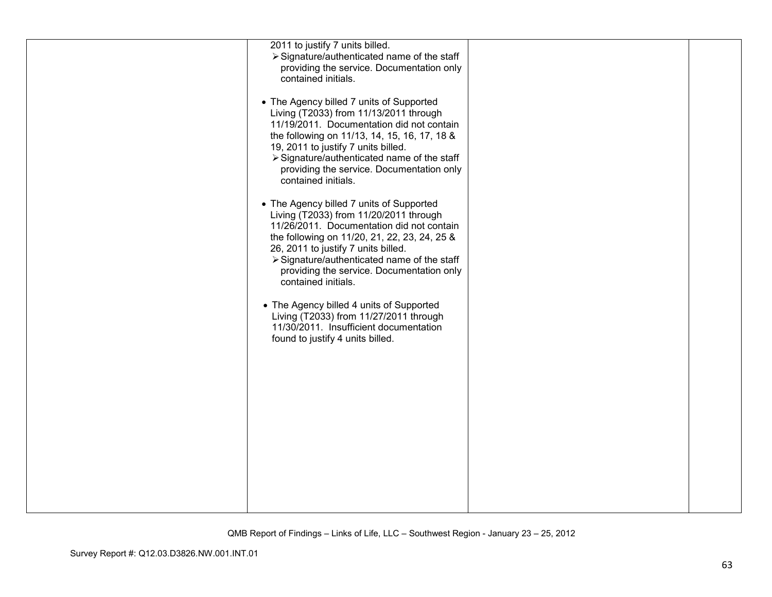| | | | |
|---|---|---|---|
| | 2011 to justify 7 units billed.<br>➢ Signature/authenticated name of the staff providing the service. Documentation only contained initials.<br><br>• The Agency billed 7 units of Supported Living (T2033) from 11/13/2011 through 11/19/2011. Documentation did not contain the following on 11/13, 14, 15, 16, 17, 18 & 19, 2011 to justify 7 units billed.<br>➢ Signature/authenticated name of the staff providing the service. Documentation only contained initials.<br><br>• The Agency billed 7 units of Supported Living (T2033) from 11/20/2011 through 11/26/2011. Documentation did not contain the following on 11/20, 21, 22, 23, 24, 25 & 26, 2011 to justify 7 units billed.<br>➢ Signature/authenticated name of the staff providing the service. Documentation only contained initials.<br><br>• The Agency billed 4 units of Supported Living (T2033) from 11/27/2011 through 11/30/2011. Insufficient documentation found to justify 4 units billed. | | |

QMB Report of Findings – Links of Life, LLC – Southwest Region - January 23 – 25, 2012

Survey Report #: Q12.03.D3826.NW.001.INT.01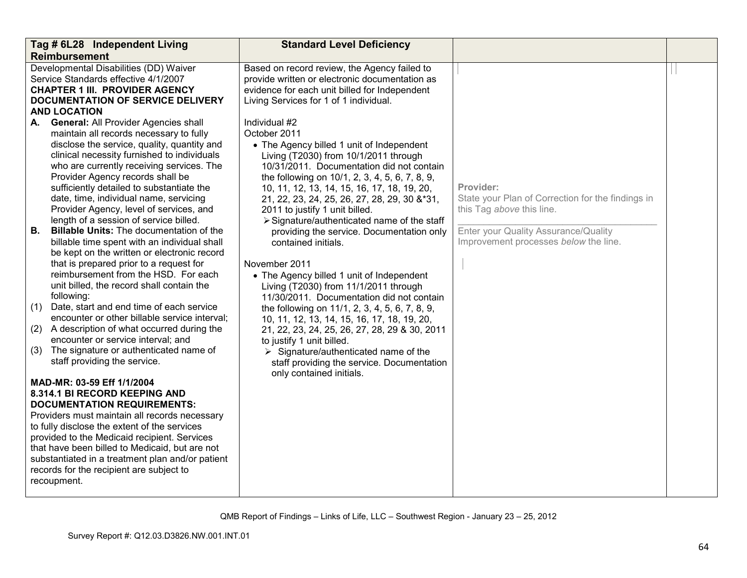| Tag # 6L28 Independent Living Reimbursement | Standard Level Deficiency | | |
|---|---|---|---|
| Developmental Disabilities (DD) Waiver Service Standards effective 4/1/2007<br>**CHAPTER 1 III. PROVIDER AGENCY DOCUMENTATION OF SERVICE DELIVERY AND LOCATION**<br>**A. General:** All Provider Agencies shall maintain all records necessary to fully disclose the service, quality, quantity and clinical necessity furnished to individuals who are currently receiving services. The Provider Agency records shall be sufficiently detailed to substantiate the date, time, individual name, servicing Provider Agency, level of services, and length of a session of service billed.<br>**B. Billable Units:** The documentation of the billable time spent with an individual shall be kept on the written or electronic record that is prepared prior to a request for reimbursement from the HSD. For each unit billed, the record shall contain the following:<br>(1) Date, start and end time of each service encounter or other billable service interval;<br>(2) A description of what occurred during the encounter or service interval; and<br>(3) The signature or authenticated name of staff providing the service.<br><br>**MAD-MR: 03-59 Eff 1/1/2004**<br>**8.314.1 BI RECORD KEEPING AND DOCUMENTATION REQUIREMENTS:**<br>Providers must maintain all records necessary to fully disclose the extent of the services provided to the Medicaid recipient. Services that have been billed to Medicaid, but are not substantiated in a treatment plan and/or patient records for the recipient are subject to recoupment. | Based on record review, the Agency failed to provide written or electronic documentation as evidence for each unit billed for Independent Living Services for 1 of 1 individual.<br><br>Individual #2<br>October 2011<br>• The Agency billed 1 unit of Independent Living (T2030) from 10/1/2011 through 10/31/2011. Documentation did not contain the following on 10/1, 2, 3, 4, 5, 6, 7, 8, 9, 10, 11, 12, 13, 14, 15, 16, 17, 18, 19, 20, 21, 22, 23, 24, 25, 26, 27, 28, 29, 30 &*31, 2011 to justify 1 unit billed.<br>➢ Signature/authenticated name of the staff providing the service. Documentation only contained initials.<br><br>November 2011<br>• The Agency billed 1 unit of Independent Living (T2030) from 11/1/2011 through 11/30/2011. Documentation did not contain the following on 11/1, 2, 3, 4, 5, 6, 7, 8, 9, 10, 11, 12, 13, 14, 15, 16, 17, 18, 19, 20, 21, 22, 23, 24, 25, 26, 27, 28, 29 & 30, 2011 to justify 1 unit billed.<br>➢ Signature/authenticated name of the staff providing the service. Documentation only contained initials. | **Provider:**<br>State your Plan of Correction for the findings in this Tag *above* this line.<br>\_\_\_\_\_\_\_\_\_\_\_\_\_\_\_\_\_\_\_\_\_\_\_\_\_\_\_\_\_\_\_\_<br>Enter your Quality Assurance/Quality Improvement processes *below* the line. | |

QMB Report of Findings – Links of Life, LLC – Southwest Region - January 23 – 25, 2012

Survey Report #: Q12.03.D3826.NW.001.INT.01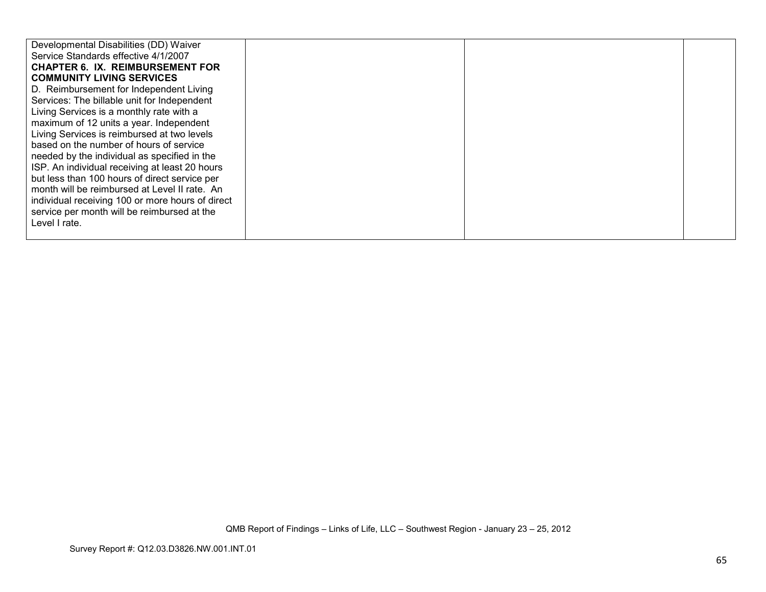| | | | |
|---|---|---|---|
| Developmental Disabilities (DD) Waiver Service Standards effective 4/1/2007<br>**CHAPTER 6. IX. REIMBURSEMENT FOR COMMUNITY LIVING SERVICES**<br>D. Reimbursement for Independent Living Services: The billable unit for Independent Living Services is a monthly rate with a maximum of 12 units a year. Independent Living Services is reimbursed at two levels based on the number of hours of service needed by the individual as specified in the ISP. An individual receiving at least 20 hours but less than 100 hours of direct service per month will be reimbursed at Level II rate. An individual receiving 100 or more hours of direct service per month will be reimbursed at the Level I rate. | | | |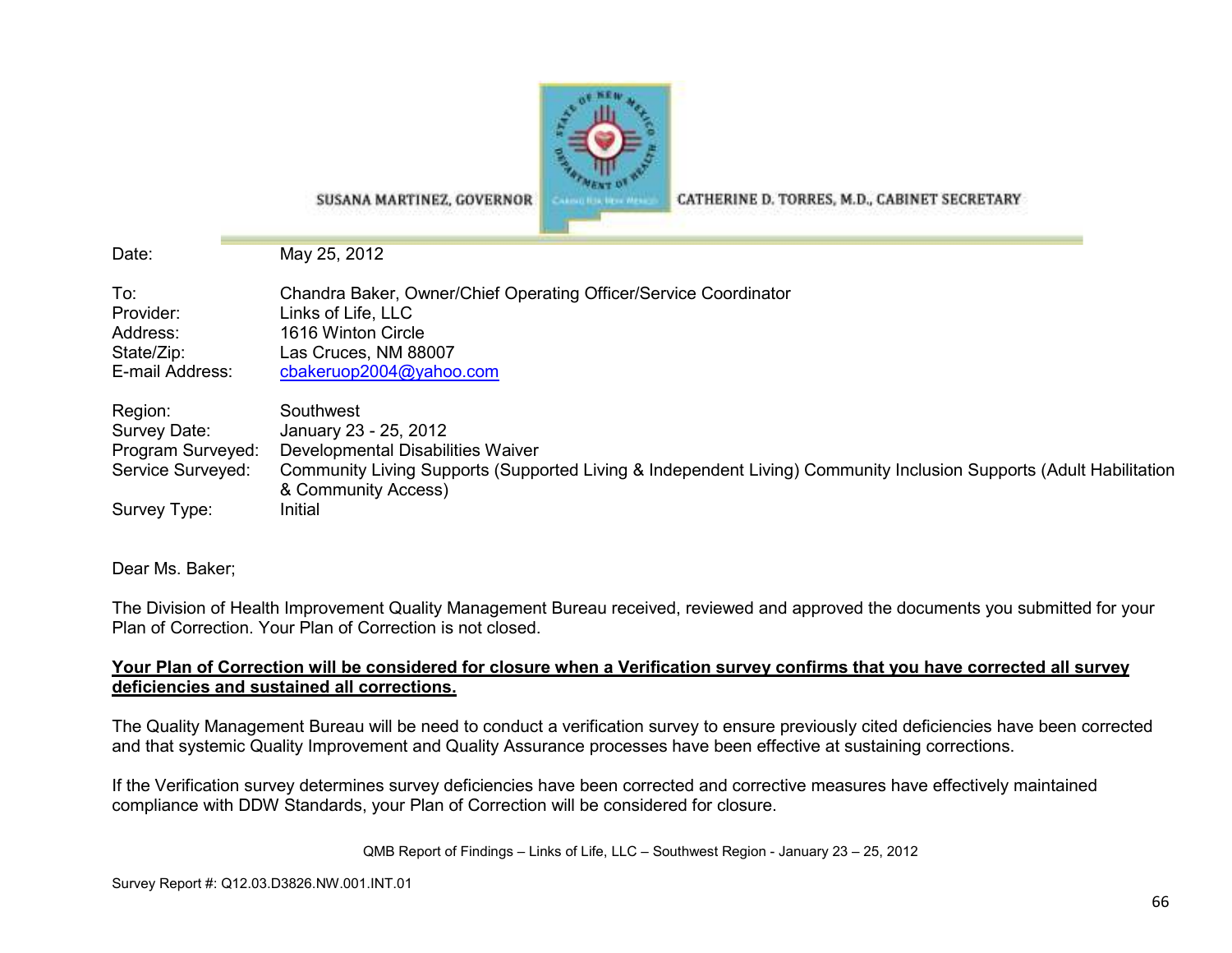SUSANA MARTINEZ, GOVERNOR

CATHERINE D. TORRES, M.D., CABINET SECRETARY

| | |
|---|---|
| Date: | May 25, 2012 |
| | |
| To: | Chandra Baker, Owner/Chief Operating Officer/Service Coordinator |
| Provider: | Links of Life, LLC |
| Address: | 1616 Winton Circle |
| State/Zip: | Las Cruces, NM 88007 |
| E-mail Address: | cbakeruop2004@yahoo.com |
| | |
| Region: | Southwest |
| Survey Date: | January 23 - 25, 2012 |
| Program Surveyed: | Developmental Disabilities Waiver |
| Service Surveyed: | Community Living Supports (Supported Living & Independent Living) Community Inclusion Supports (Adult Habilitation & Community Access) |
| Survey Type: | Initial |

Dear Ms. Baker;

The Division of Health Improvement Quality Management Bureau received, reviewed and approved the documents you submitted for your Plan of Correction. Your Plan of Correction is not closed.

**Your Plan of Correction will be considered for closure when a Verification survey confirms that you have corrected all survey deficiencies and sustained all corrections.**

The Quality Management Bureau will be need to conduct a verification survey to ensure previously cited deficiencies have been corrected and that systemic Quality Improvement and Quality Assurance processes have been effective at sustaining corrections.

If the Verification survey determines survey deficiencies have been corrected and corrective measures have effectively maintained compliance with DDW Standards, your Plan of Correction will be considered for closure.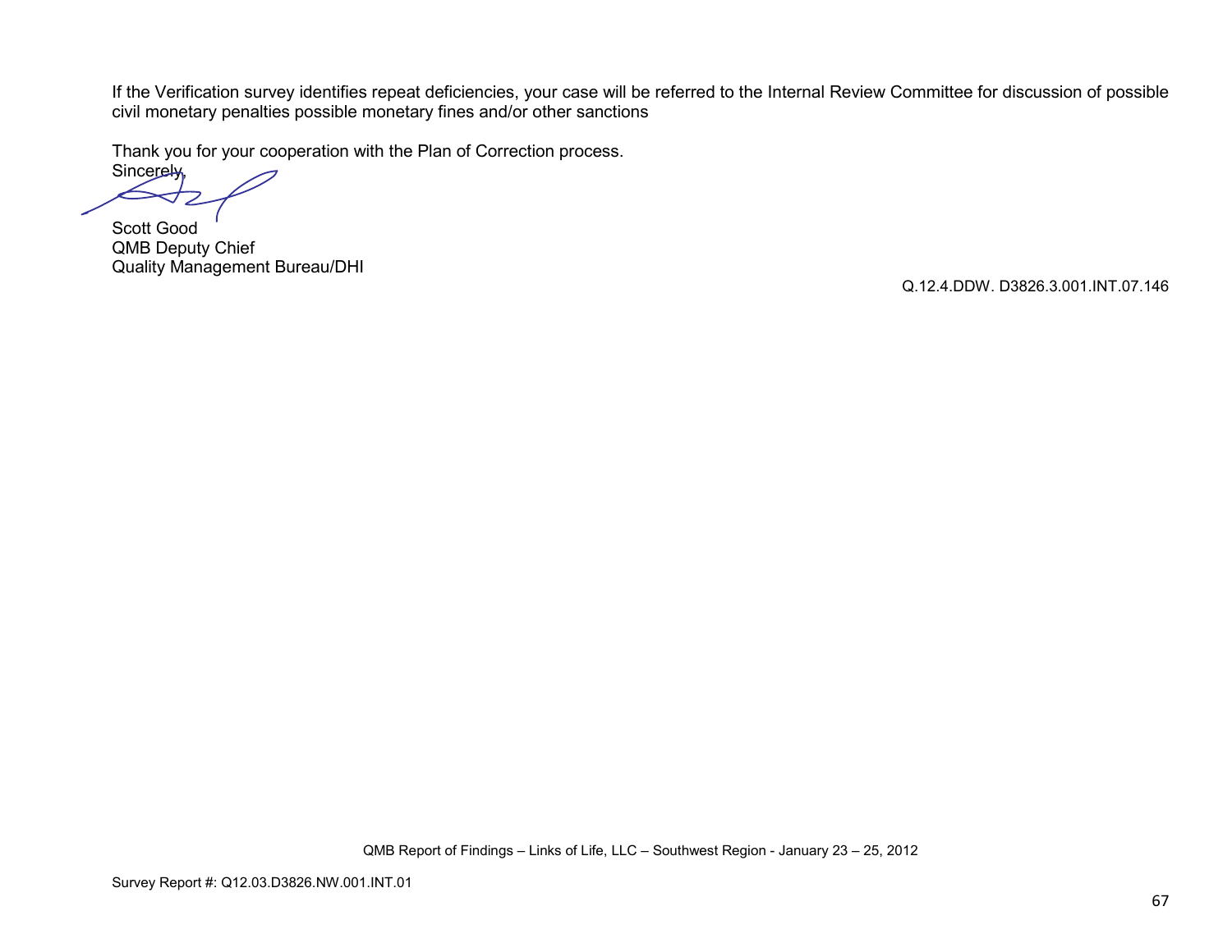If the Verification survey identifies repeat deficiencies, your case will be referred to the Internal Review Committee for discussion of possible civil monetary penalties possible monetary fines and/or other sanctions

Thank you for your cooperation with the Plan of Correction process.

Sincerely,

Scott Good
QMB Deputy Chief
Quality Management Bureau/DHI

Q.12.4.DDW. D3826.3.001.INT.07.146